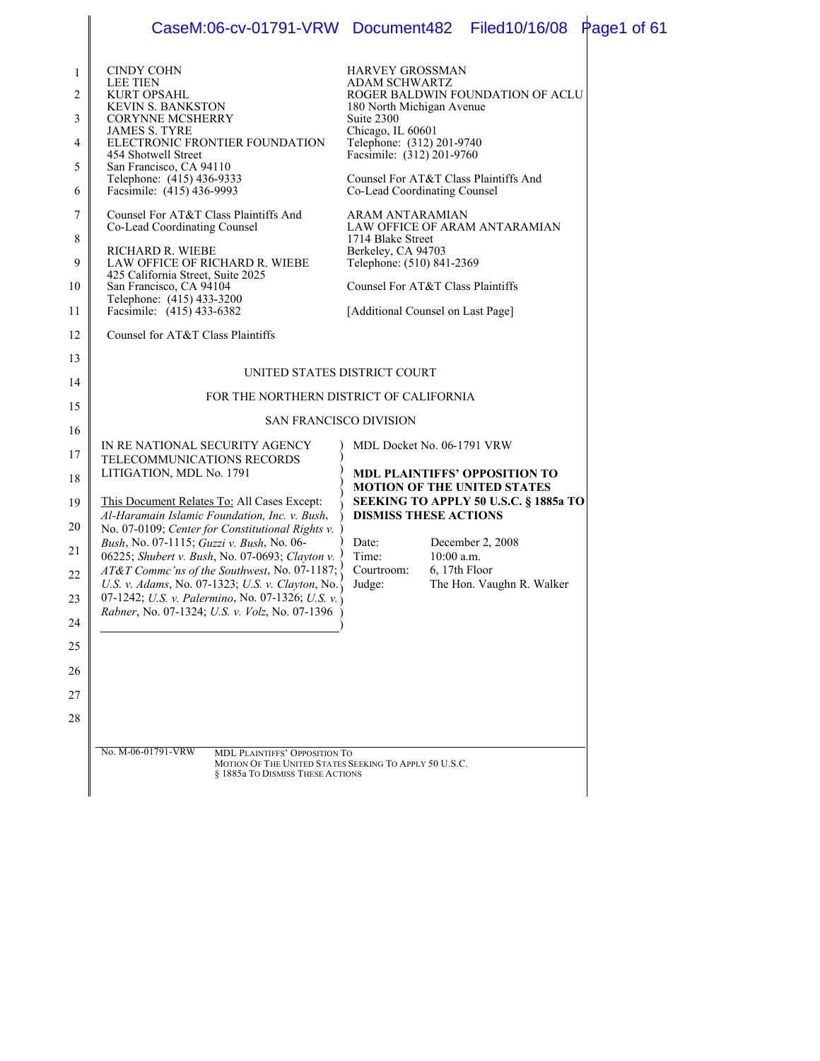CINDY COHN
LEE TIEN
KURT OPSAHL
KEVIN S. BANKSTON
CORYNNE MCSHERRY
JAMES S. TYRE
ELECTRONIC FRONTIER FOUNDATION
454 Shotwell Street
San Francisco, CA 94110
Telephone: (415) 436-9333
Facsimile: (415) 436-9993

Counsel For AT&T Class Plaintiffs And
Co-Lead Coordinating Counsel

RICHARD R. WIEBE
LAW OFFICE OF RICHARD R. WIEBE
425 California Street, Suite 2025
San Francisco, CA 94104
Telephone: (415) 433-3200
Facsimile: (415) 433-6382

Counsel for AT&T Class Plaintiffs

HARVEY GROSSMAN
ADAM SCHWARTZ
ROGER BALDWIN FOUNDATION OF ACLU
180 North Michigan Avenue
Suite 2300
Chicago, IL 60601
Telephone: (312) 201-9740
Facsimile: (312) 201-9760

Counsel For AT&T Class Plaintiffs And
Co-Lead Coordinating Counsel

ARAM ANTARAMIAN
LAW OFFICE OF ARAM ANTARAMIAN
1714 Blake Street
Berkeley, CA 94703
Telephone: (510) 841-2369

Counsel For AT&T Class Plaintiffs

[Additional Counsel on Last Page]

UNITED STATES DISTRICT COURT

FOR THE NORTHERN DISTRICT OF CALIFORNIA

SAN FRANCISCO DIVISION

IN RE NATIONAL SECURITY AGENCY TELECOMMUNICATIONS RECORDS LITIGATION, MDL No. 1791

This Document Relates To: All Cases Except: *Al-Haramain Islamic Foundation, Inc. v. Bush*, No. 07-0109; *Center for Constitutional Rights v. Bush*, No. 07-1115; *Guzzi v. Bush*, No. 06-06225; *Shubert v. Bush*, No. 07-0693; *Clayton v. AT&T Commc'ns of the Southwest*, No. 07-1187; *U.S. v. Adams*, No. 07-1323; *U.S. v. Clayton*, No. 07-1242; *U.S. v. Palermino*, No. 07-1326; *U.S. v. Rabner*, No. 07-1324; *U.S. v. Volz*, No. 07-1396

MDL Docket No. 06-1791 VRW

**MDL PLAINTIFFS' OPPOSITION TO MOTION OF THE UNITED STATES SEEKING TO APPLY 50 U.S.C. § 1885a TO DISMISS THESE ACTIONS**

Date: December 2, 2008
Time: 10:00 a.m.
Courtroom: 6, 17th Floor
Judge: The Hon. Vaughn R. Walker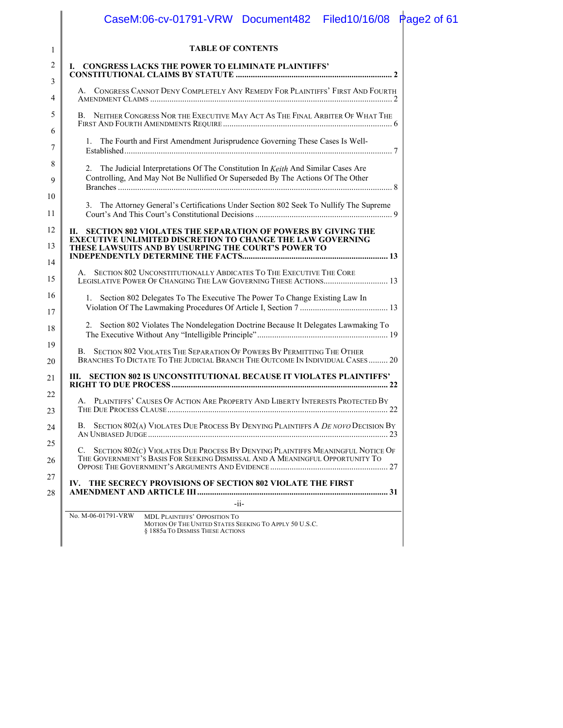## TABLE OF CONTENTS

**I. CONGRESS LACKS THE POWER TO ELIMINATE PLAINTIFFS' CONSTITUTIONAL CLAIMS BY STATUTE** .......... **2**

A. Congress Cannot Deny Completely Any Remedy For Plaintiffs' First And Fourth Amendment Claims .......... 2

B. Neither Congress Nor the Executive May Act As The Final Arbiter Of What The First And Fourth Amendments Require .......... 6

1. The Fourth and First Amendment Jurisprudence Governing These Cases Is Well-Established .......... 7

2. The Judicial Interpretations Of The Constitution In *Keith* And Similar Cases Are Controlling, And May Not Be Nullified Or Superseded By The Actions Of The Other Branches .......... 8

3. The Attorney General's Certifications Under Section 802 Seek To Nullify The Supreme Court's And This Court's Constitutional Decisions .......... 9

**II. SECTION 802 VIOLATES THE SEPARATION OF POWERS BY GIVING THE EXECUTIVE UNLIMITED DISCRETION TO CHANGE THE LAW GOVERNING THESE LAWSUITS AND BY USURPING THE COURT'S POWER TO INDEPENDENTLY DETERMINE THE FACTS** .......... **13**

A. Section 802 Unconstitutionally Abdicates To The Executive The Core Legislative Power Of Changing The Law Governing These Actions .......... 13

1. Section 802 Delegates To The Executive The Power To Change Existing Law In Violation Of The Lawmaking Procedures Of Article I, Section 7 .......... 13

2. Section 802 Violates The Nondelegation Doctrine Because It Delegates Lawmaking To The Executive Without Any "Intelligible Principle" .......... 19

B. Section 802 Violates The Separation Of Powers By Permitting The Other Branches To Dictate To The Judicial Branch The Outcome In Individual Cases .......... 20

**III. SECTION 802 IS UNCONSTITUTIONAL BECAUSE IT VIOLATES PLAINTIFFS' RIGHT TO DUE PROCESS** .......... **22**

A. Plaintiffs' Causes Of Action Are Property And Liberty Interests Protected By The Due Process Clause .......... 22

B. Section 802(a) Violates Due Process By Denying Plaintiffs A *De novo* Decision By An Unbiased Judge .......... 23

C. Section 802(c) Violates Due Process By Denying Plaintiffs Meaningful Notice Of The Government's Basis For Seeking Dismissal And A Meaningful Opportunity To Oppose The Government's Arguments And Evidence .......... 27

**IV. THE SECRECY PROVISIONS OF SECTION 802 VIOLATE THE FIRST AMENDMENT AND ARTICLE III** .......... **31**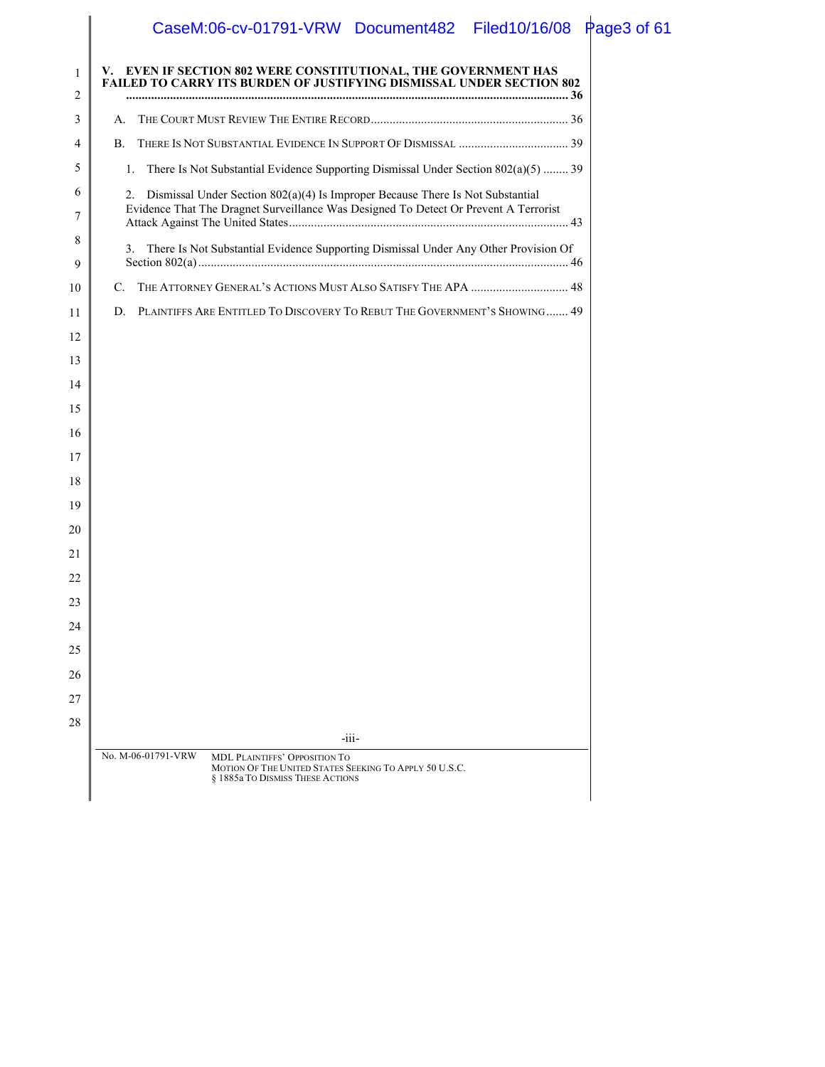**V. EVEN IF SECTION 802 WERE CONSTITUTIONAL, THE GOVERNMENT HAS FAILED TO CARRY ITS BURDEN OF JUSTIFYING DISMISSAL UNDER SECTION 802 ........ 36**

A. THE COURT MUST REVIEW THE ENTIRE RECORD ........ 36

B. THERE IS NOT SUBSTANTIAL EVIDENCE IN SUPPORT OF DISMISSAL ........ 39

1. There Is Not Substantial Evidence Supporting Dismissal Under Section 802(a)(5) ........ 39

2. Dismissal Under Section 802(a)(4) Is Improper Because There Is Not Substantial Evidence That The Dragnet Surveillance Was Designed To Detect Or Prevent A Terrorist Attack Against The United States ........ 43

3. There Is Not Substantial Evidence Supporting Dismissal Under Any Other Provision Of Section 802(a) ........ 46

C. THE ATTORNEY GENERAL'S ACTIONS MUST ALSO SATISFY THE APA ........ 48

D. PLAINTIFFS ARE ENTITLED TO DISCOVERY TO REBUT THE GOVERNMENT'S SHOWING ........ 49

No. M-06-01791-VRW — MDL PLAINTIFFS' OPPOSITION TO MOTION OF THE UNITED STATES SEEKING TO APPLY 50 U.S.C. § 1885a TO DISMISS THESE ACTIONS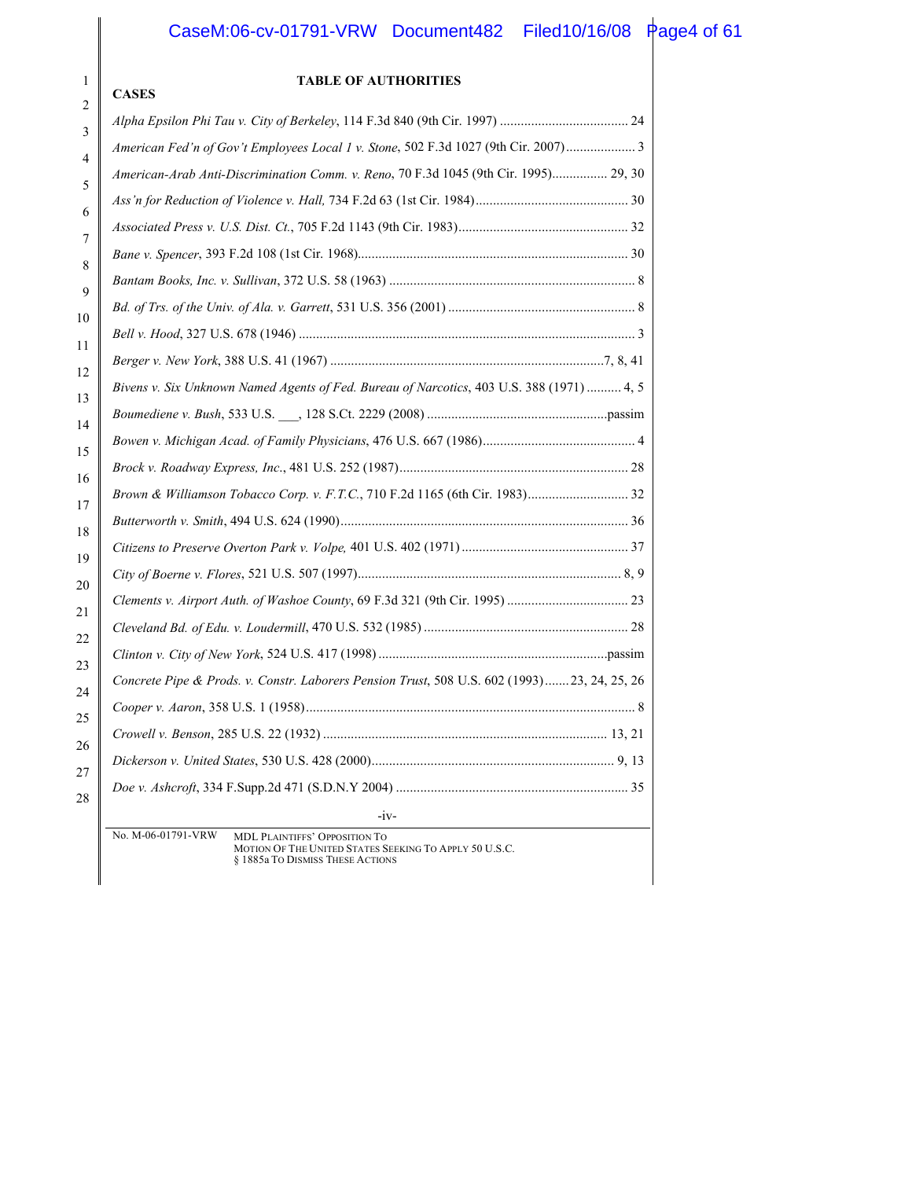## TABLE OF AUTHORITIES

**CASES**

*Alpha Epsilon Phi Tau v. City of Berkeley*, 114 F.3d 840 (9th Cir. 1997) ..................................... 24

*American Fed'n of Gov't Employees Local 1 v. Stone*, 502 F.3d 1027 (9th Cir. 2007).................... 3

*American-Arab Anti-Discrimination Comm. v. Reno*, 70 F.3d 1045 (9th Cir. 1995)................ 29, 30

*Ass'n for Reduction of Violence v. Hall,* 734 F.2d 63 (1st Cir. 1984)............................................ 30

*Associated Press v. U.S. Dist. Ct.*, 705 F.2d 1143 (9th Cir. 1983)................................................. 32

*Bane v. Spencer*, 393 F.2d 108 (1st Cir. 1968).............................................................................. 30

*Bantam Books, Inc. v. Sullivan*, 372 U.S. 58 (1963) ....................................................................... 8

*Bd. of Trs. of the Univ. of Ala. v. Garrett*, 531 U.S. 356 (2001) ...................................................... 8

*Bell v. Hood*, 327 U.S. 678 (1946) ................................................................................................. 3

*Berger v. New York*, 388 U.S. 41 (1967) ...............................................................................7, 8, 41

*Bivens v. Six Unknown Named Agents of Fed. Bureau of Narcotics*, 403 U.S. 388 (1971) .......... 4, 5

*Boumediene v. Bush*, 533 U.S. \_\_\_, 128 S.Ct. 2229 (2008) ....................................................passim

*Bowen v. Michigan Acad. of Family Physicians*, 476 U.S. 667 (1986)............................................ 4

*Brock v. Roadway Express, Inc.*, 481 U.S. 252 (1987).................................................................. 28

*Brown & Williamson Tobacco Corp. v. F.T.C.*, 710 F.2d 1165 (6th Cir. 1983)............................. 32

*Butterworth v. Smith*, 494 U.S. 624 (1990)................................................................................... 36

*Citizens to Preserve Overton Park v. Volpe,* 401 U.S. 402 (1971) ................................................ 37

*City of Boerne v. Flores*, 521 U.S. 507 (1997)............................................................................ 8, 9

*Clements v. Airport Auth. of Washoe County*, 69 F.3d 321 (9th Cir. 1995) ................................... 23

*Cleveland Bd. of Edu. v. Loudermill*, 470 U.S. 532 (1985) ........................................................... 28

*Clinton v. City of New York*, 524 U.S. 417 (1998) ..................................................................passim

*Concrete Pipe & Prods. v. Constr. Laborers Pension Trust*, 508 U.S. 602 (1993).......23, 24, 25, 26

*Cooper v. Aaron*, 358 U.S. 1 (1958)............................................................................................... 8

*Crowell v. Benson*, 285 U.S. 22 (1932) .................................................................................. 13, 21

*Dickerson v. United States*, 530 U.S. 428 (2000)...................................................................... 9, 13

*Doe v. Ashcroft*, 334 F.Supp.2d 471 (S.D.N.Y 2004) ................................................................... 35

No. M-06-01791-VRW MDL PLAINTIFFS' OPPOSITION TO MOTION OF THE UNITED STATES SEEKING TO APPLY 50 U.S.C. § 1885a TO DISMISS THESE ACTIONS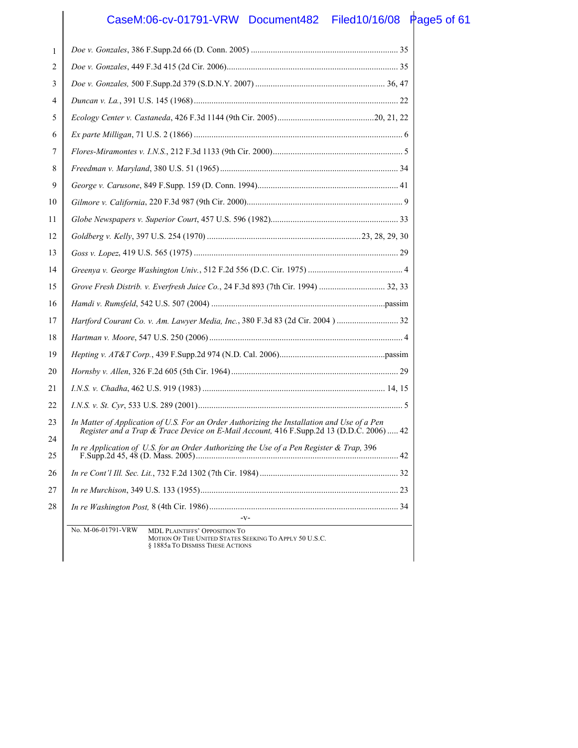*Doe v. Gonzales*, 386 F.Supp.2d 66 (D. Conn. 2005) .................................................................. 35

*Doe v. Gonzales*, 449 F.3d 415 (2d Cir. 2006)............................................................................. 35

*Doe v. Gonzales,* 500 F.Supp.2d 379 (S.D.N.Y. 2007) .......................................................... 36, 47

*Duncan v. La.*, 391 U.S. 145 (1968) ............................................................................................ 22

*Ecology Center v. Castaneda*, 426 F.3d 1144 (9th Cir. 2005)............................................20, 21, 22

*Ex parte Milligan*, 71 U.S. 2 (1866) .............................................................................................. 6

*Flores-Miramontes v. I.N.S.*, 212 F.3d 1133 (9th Cir. 2000)........................................................... 5

*Freedman v. Maryland*, 380 U.S. 51 (1965) ................................................................................ 34

*George v. Carusone*, 849 F.Supp. 159 (D. Conn. 1994)................................................................ 41

*Gilmore v. California*, 220 F.3d 987 (9th Cir. 2000)...................................................................... 9

*Globe Newspapers v. Superior Court*, 457 U.S. 596 (1982).......................................................... 33

*Goldberg v. Kelly*, 397 U.S. 254 (1970) .....................................................................23, 28, 29, 30

*Goss v. Lopez*, 419 U.S. 565 (1975) ............................................................................................ 29

*Greenya v. George Washington Univ.*, 512 F.2d 556 (D.C. Cir. 1975) ........................................... 4

*Grove Fresh Distrib. v. Everfresh Juice Co.*, 24 F.3d 893 (7th Cir. 1994) .............................. 32, 33

*Hamdi v. Rumsfeld*, 542 U.S. 507 (2004) ...............................................................................passim

*Hartford Courant Co. v. Am. Lawyer Media, Inc.*, 380 F.3d 83 (2d Cir. 2004 ) ............................ 32

*Hartman v. Moore*, 547 U.S. 250 (2006)........................................................................................ 4

*Hepting v. AT&T Corp.*, 439 F.Supp.2d 974 (N.D. Cal. 2006)................................................passim

*Hornsby v. Allen*, 326 F.2d 605 (5th Cir. 1964)........................................................................... 29

*I.N.S. v. Chadha*, 462 U.S. 919 (1983) .................................................................................. 14, 15

*I.N.S. v. St. Cyr*, 533 U.S. 289 (2001)............................................................................................ 5

*In Matter of Application of U.S. For an Order Authorizing the Installation and Use of a Pen Register and a Trap & Trace Device on E-Mail Account,* 416 F.Supp.2d 13 (D.D.C. 2006) ..... 42

*In re Application of U.S. for an Order Authorizing the Use of a Pen Register & Trap,* 396 F.Supp.2d 45, 48 (D. Mass. 2005)............................................................................................ 42

*In re Cont'l Ill. Sec. Lit.*, 732 F.2d 1302 (7th Cir. 1984) ............................................................... 32

*In re Murchison*, 349 U.S. 133 (1955).......................................................................................... 23

*In re Washington Post,* 8 (4th Cir. 1986)...................................................................................... 34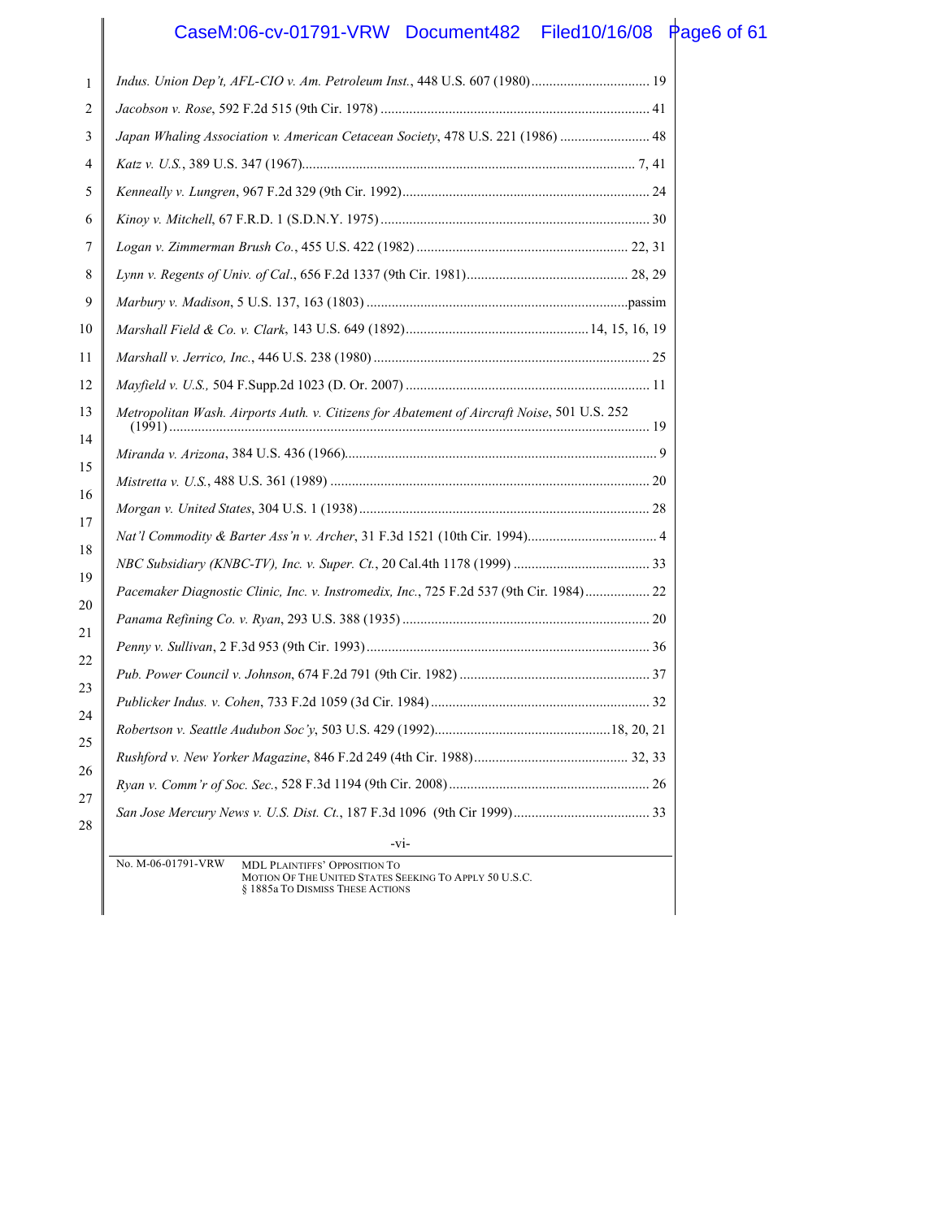*Indus. Union Dep't, AFL-CIO v. Am. Petroleum Inst.*, 448 U.S. 607 (1980) ................................. 19

*Jacobson v. Rose*, 592 F.2d 515 (9th Cir. 1978) ........................................................................... 41

*Japan Whaling Association v. American Cetacean Society*, 478 U.S. 221 (1986) ......................... 48

*Katz v. U.S.*, 389 U.S. 347 (1967)............................................................................................. 7, 41

*Kenneally v. Lungren*, 967 F.2d 329 (9th Cir. 1992)..................................................................... 24

*Kinoy v. Mitchell*, 67 F.R.D. 1 (S.D.N.Y. 1975) ........................................................................... 30

*Logan v. Zimmerman Brush Co.*, 455 U.S. 422 (1982) ........................................................... 22, 31

*Lynn v. Regents of Univ. of Cal.*, 656 F.2d 1337 (9th Cir. 1981)............................................. 28, 29

*Marbury v. Madison*, 5 U.S. 137, 163 (1803) .........................................................................passim

*Marshall Field & Co. v. Clark*, 143 U.S. 649 (1892)................................................... 14, 15, 16, 19

*Marshall v. Jerrico, Inc.*, 446 U.S. 238 (1980) ............................................................................. 25

*Mayfield v. U.S.,* 504 F.Supp.2d 1023 (D. Or. 2007) .................................................................... 11

*Metropolitan Wash. Airports Auth. v. Citizens for Abatement of Aircraft Noise*, 501 U.S. 252 (1991) ...................................................................................................................................... 19

*Miranda v. Arizona*, 384 U.S. 436 (1966)....................................................................................... 9

*Mistretta v. U.S.*, 488 U.S. 361 (1989) ......................................................................................... 20

*Morgan v. United States*, 304 U.S. 1 (1938) ................................................................................. 28

*Nat'l Commodity & Barter Ass'n v. Archer*, 31 F.3d 1521 (10th Cir. 1994).................................... 4

*NBC Subsidiary (KNBC-TV), Inc. v. Super. Ct.*, 20 Cal.4th 1178 (1999) ...................................... 33

*Pacemaker Diagnostic Clinic, Inc. v. Instromedix, Inc.*, 725 F.2d 537 (9th Cir. 1984).................. 22

*Panama Refining Co. v. Ryan*, 293 U.S. 388 (1935) ..................................................................... 20

*Penny v. Sullivan*, 2 F.3d 953 (9th Cir. 1993)............................................................................... 36

*Pub. Power Council v. Johnson*, 674 F.2d 791 (9th Cir. 1982) ..................................................... 37

*Publicker Indus. v. Cohen*, 733 F.2d 1059 (3d Cir. 1984) ............................................................. 32

*Robertson v. Seattle Audubon Soc'y*, 503 U.S. 429 (1992).................................................18, 20, 21

*Rushford v. New Yorker Magazine*, 846 F.2d 249 (4th Cir. 1988)........................................... 32, 33

*Ryan v. Comm'r of Soc. Sec.*, 528 F.3d 1194 (9th Cir. 2008)........................................................ 26

*San Jose Mercury News v. U.S. Dist. Ct.*, 187 F.3d 1096 (9th Cir 1999)...................................... 33

-vi-

No. M-06-01791-VRW MDL PLAINTIFFS' OPPOSITION TO MOTION OF THE UNITED STATES SEEKING TO APPLY 50 U.S.C. § 1885a TO DISMISS THESE ACTIONS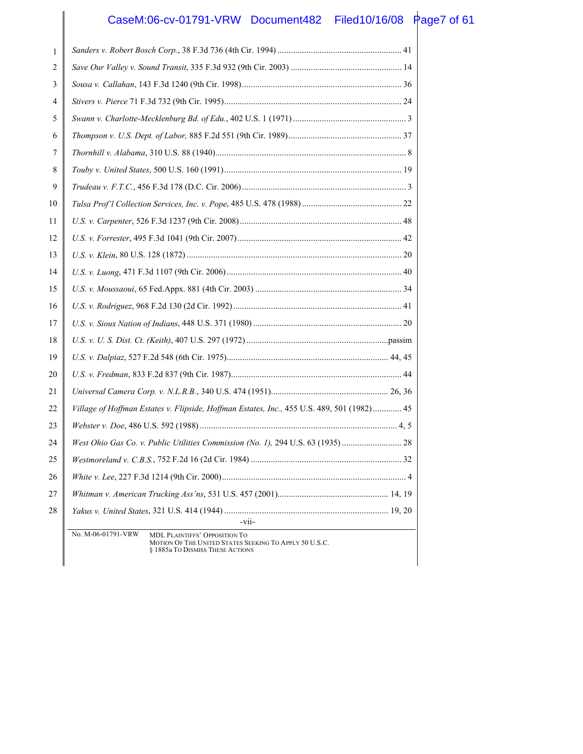*Sanders v. Robert Bosch Corp.*, 38 F.3d 736 (4th Cir. 1994) ........................................................ 41

*Save Our Valley v. Sound Transit*, 335 F.3d 932 (9th Cir. 2003) .................................................. 14

*Sousa v. Callahan*, 143 F.3d 1240 (9th Cir. 1998)........................................................................ 36

*Stivers v. Pierce* 71 F.3d 732 (9th Cir. 1995)................................................................................ 24

*Swann v. Charlotte-Mecklenburg Bd. of Edu.*, 402 U.S. 1 (1971) .................................................. 3

*Thompson v. U.S. Dept. of Labor,* 885 F.2d 551 (9th Cir. 1989)................................................... 37

*Thornhill v. Alabama*, 310 U.S. 88 (1940)...................................................................................... 8

*Touby v. United States*, 500 U.S. 160 (1991)................................................................................ 19

*Trudeau v. F.T.C.*, 456 F.3d 178 (D.C. Cir. 2006).......................................................................... 3

*Tulsa Prof'l Collection Services, Inc. v. Pope*, 485 U.S. 478 (1988) ............................................. 22

*U.S. v. Carpenter*, 526 F.3d 1237 (9th Cir. 2008)......................................................................... 48

*U.S. v. Forrester*, 495 F.3d 1041 (9th Cir. 2007).......................................................................... 42

*U.S. v. Klein*, 80 U.S. 128 (1872) ................................................................................................ 20

*U.S. v. Luong*, 471 F.3d 1107 (9th Cir. 2006)............................................................................... 40

*U.S. v. Moussaoui*, 65 Fed.Appx. 881 (4th Cir. 2003) .................................................................. 34

*U.S. v. Rodriguez*, 968 F.2d 130 (2d Cir. 1992)............................................................................ 41

*U.S. v. Sioux Nation of Indians*, 448 U.S. 371 (1980) ................................................................... 20

*U.S. v. U. S. Dist. Ct. (Keith)*, 407 U.S. 297 (1972) ................................................................passim

*U.S. v. Dalpiaz*, 527 F.2d 548 (6th Cir. 1975)......................................................................... 44, 45

*U.S. v. Fredman*, 833 F.2d 837 (9th Cir. 1987)............................................................................. 44

*Universal Camera Corp. v. N.L.R.B.*, 340 U.S. 474 (1951)..................................................... 26, 36

*Village of Hoffman Estates v. Flipside, Hoffman Estates, Inc.,* 455 U.S. 489, 501 (1982)............. 45

*Webster v. Doe*, 486 U.S. 592 (1988) ......................................................................................... 4, 5

*West Ohio Gas Co. v. Public Utilities Commission (No. 1),* 294 U.S. 63 (1935) ........................... 28

*Westmoreland v. C.B.S.*, 752 F.2d 16 (2d Cir. 1984) .................................................................... 32

*White v. Lee*, 227 F.3d 1214 (9th Cir. 2000).................................................................................... 4

*Whitman v. American Trucking Ass'ns*, 531 U.S. 457 (2001).................................................. 14, 19

*Yakus v. United States*, 321 U.S. 414 (1944) .......................................................................... 19, 20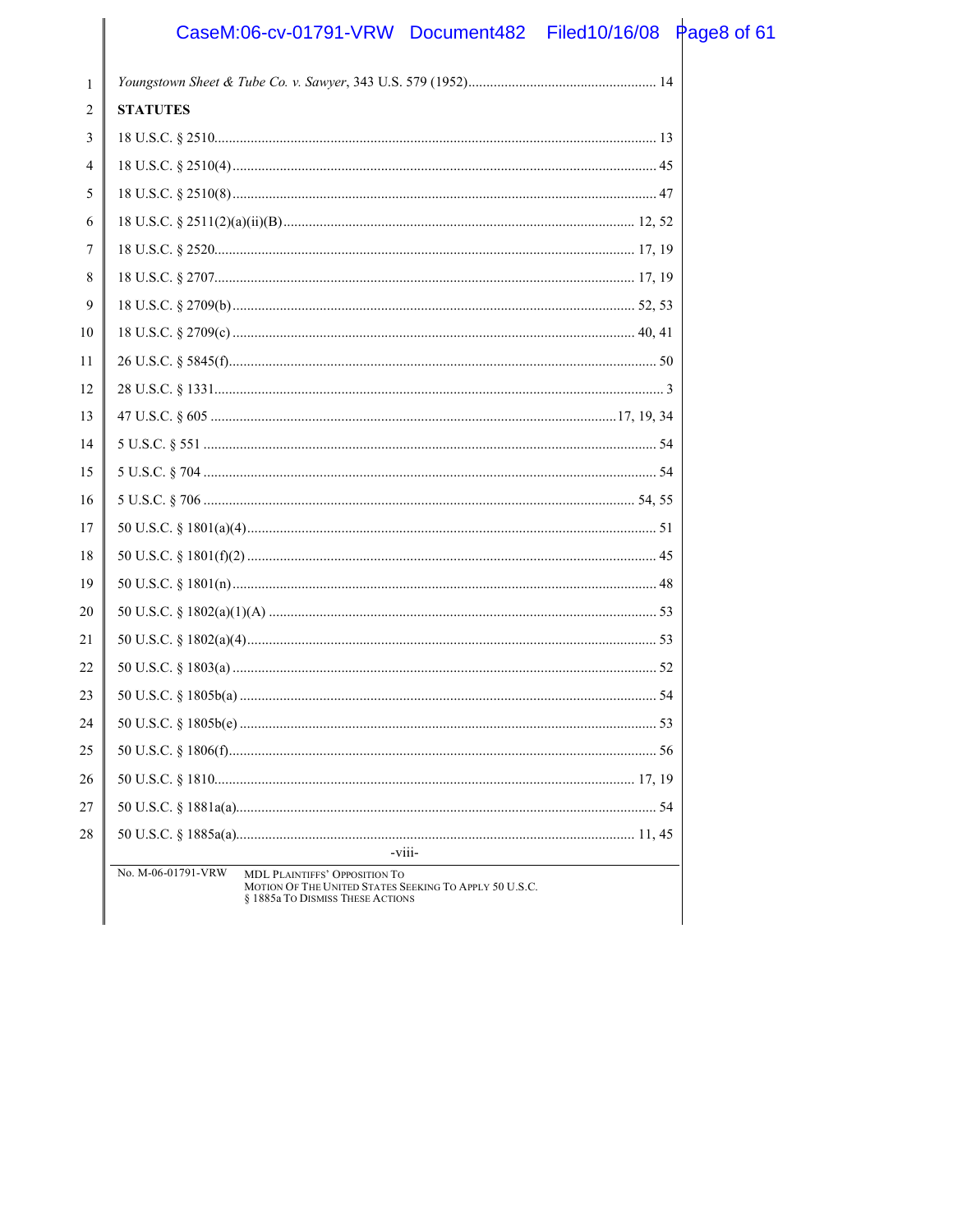*Youngstown Sheet & Tube Co. v. Sawyer*, 343 U.S. 579 (1952)........................................................ 14

**STATUTES**

18 U.S.C. § 2510........................................................................................................................ 13

18 U.S.C. § 2510(4)................................................................................................................... 45

18 U.S.C. § 2510(8)................................................................................................................... 47

18 U.S.C. § 2511(2)(a)(ii)(B)............................................................................................... 12, 52

18 U.S.C. § 2520................................................................................................................. 17, 19

18 U.S.C. § 2707................................................................................................................. 17, 19

18 U.S.C. § 2709(b)............................................................................................................ 52, 53

18 U.S.C. § 2709(c) ............................................................................................................ 40, 41

26 U.S.C. § 5845(f)................................................................................................................... 50

28 U.S.C. § 1331......................................................................................................................... 3

47 U.S.C. § 605 ............................................................................................................17, 19, 34

5 U.S.C. § 551 .......................................................................................................................... 54

5 U.S.C. § 704 .......................................................................................................................... 54

5 U.S.C. § 706 ..................................................................................................................... 54, 55

50 U.S.C. § 1801(a)(4).............................................................................................................. 51

50 U.S.C. § 1801(f)(2) .............................................................................................................. 45

50 U.S.C. § 1801(n)................................................................................................................... 48

50 U.S.C. § 1802(a)(1)(A) ......................................................................................................... 53

50 U.S.C. § 1802(a)(4).............................................................................................................. 53

50 U.S.C. § 1803(a) .................................................................................................................. 52

50 U.S.C. § 1805b(a) ................................................................................................................ 54

50 U.S.C. § 1805b(e) ................................................................................................................ 53

50 U.S.C. § 1806(f).................................................................................................................... 56

50 U.S.C. § 1810................................................................................................................. 17, 19

50 U.S.C. § 1881a(a)................................................................................................................. 54

50 U.S.C. § 1885a(a)........................................................................................................... 11, 45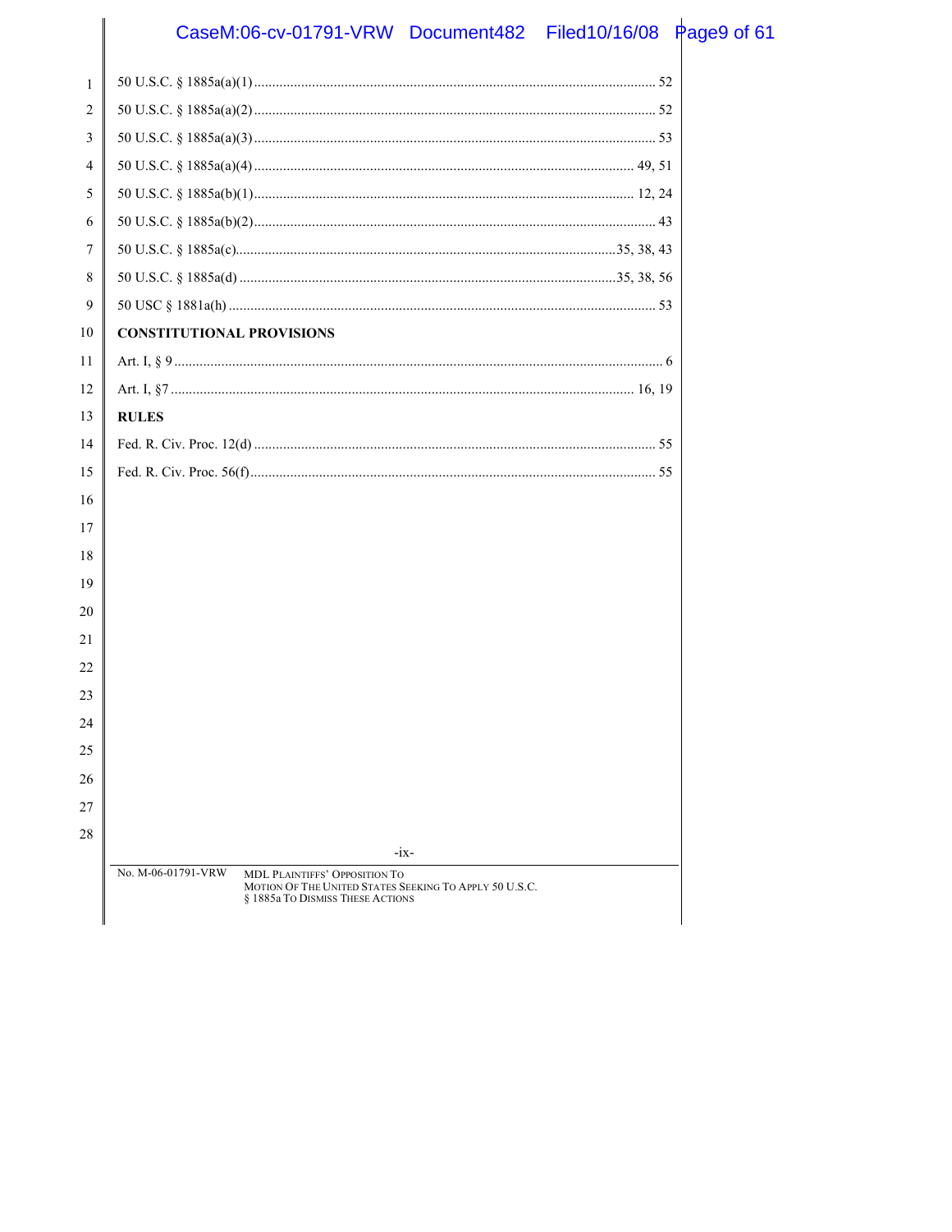50 U.S.C. § 1885a(a)(1) .............................................................................................................. 52

50 U.S.C. § 1885a(a)(2) .............................................................................................................. 52

50 U.S.C. § 1885a(a)(3) .............................................................................................................. 53

50 U.S.C. § 1885a(a)(4) ........................................................................................................ 49, 51

50 U.S.C. § 1885a(b)(1) ........................................................................................................ 12, 24

50 U.S.C. § 1885a(b)(2) .............................................................................................................. 43

50 U.S.C. § 1885a(c).......................................................................................................35, 38, 43

50 U.S.C. § 1885a(d) ......................................................................................................35, 38, 56

50 USC § 1881a(h) ..................................................................................................................... 53

**CONSTITUTIONAL PROVISIONS**

Art. I, § 9 ...................................................................................................................................... 6

Art. I, §7 ............................................................................................................................. 16, 19

**RULES**

Fed. R. Civ. Proc. 12(d) .............................................................................................................. 55

Fed. R. Civ. Proc. 56(f)............................................................................................................... 55

No. M-06-01791-VRW MDL PLAINTIFFS' OPPOSITION TO MOTION OF THE UNITED STATES SEEKING TO APPLY 50 U.S.C. § 1885a TO DISMISS THESE ACTIONS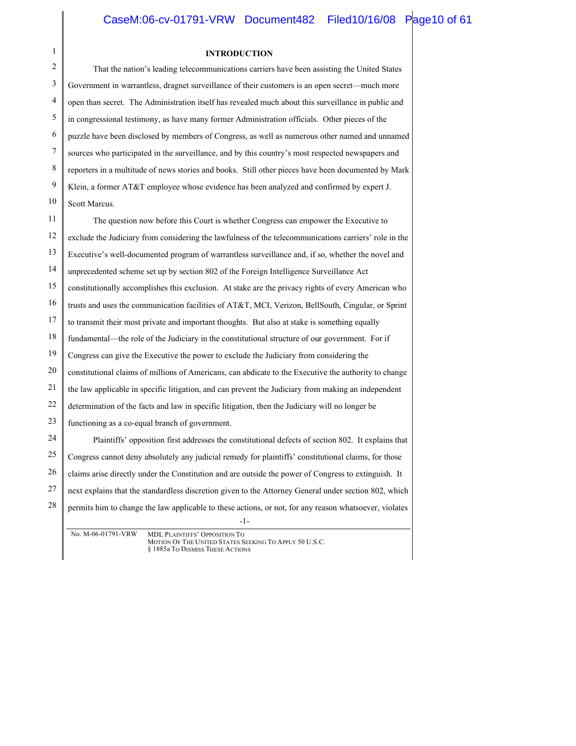## INTRODUCTION

That the nation's leading telecommunications carriers have been assisting the United States Government in warrantless, dragnet surveillance of their customers is an open secret—much more open than secret. The Administration itself has revealed much about this surveillance in public and in congressional testimony, as have many former Administration officials. Other pieces of the puzzle have been disclosed by members of Congress, as well as numerous other named and unnamed sources who participated in the surveillance, and by this country's most respected newspapers and reporters in a multitude of news stories and books. Still other pieces have been documented by Mark Klein, a former AT&T employee whose evidence has been analyzed and confirmed by expert J. Scott Marcus.

The question now before this Court is whether Congress can empower the Executive to exclude the Judiciary from considering the lawfulness of the telecommunications carriers' role in the Executive's well-documented program of warrantless surveillance and, if so, whether the novel and unprecedented scheme set up by section 802 of the Foreign Intelligence Surveillance Act constitutionally accomplishes this exclusion. At stake are the privacy rights of every American who trusts and uses the communication facilities of AT&T, MCI, Verizon, BellSouth, Cingular, or Sprint to transmit their most private and important thoughts. But also at stake is something equally fundamental—the role of the Judiciary in the constitutional structure of our government. For if Congress can give the Executive the power to exclude the Judiciary from considering the constitutional claims of millions of Americans, can abdicate to the Executive the authority to change the law applicable in specific litigation, and can prevent the Judiciary from making an independent determination of the facts and law in specific litigation, then the Judiciary will no longer be functioning as a co-equal branch of government.

Plaintiffs' opposition first addresses the constitutional defects of section 802. It explains that Congress cannot deny absolutely any judicial remedy for plaintiffs' constitutional claims, for those claims arise directly under the Constitution and are outside the power of Congress to extinguish. It next explains that the standardless discretion given to the Attorney General under section 802, which permits him to change the law applicable to these actions, or not, for any reason whatsoever, violates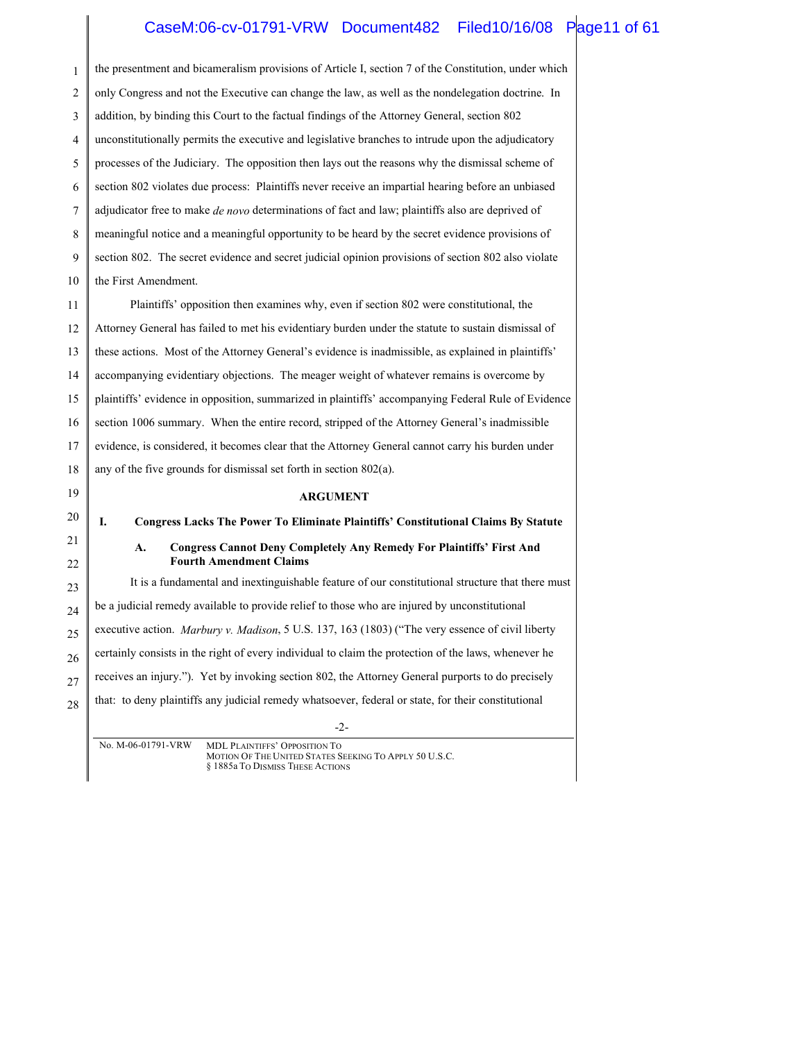the presentment and bicameralism provisions of Article I, section 7 of the Constitution, under which only Congress and not the Executive can change the law, as well as the nondelegation doctrine. In addition, by binding this Court to the factual findings of the Attorney General, section 802 unconstitutionally permits the executive and legislative branches to intrude upon the adjudicatory processes of the Judiciary. The opposition then lays out the reasons why the dismissal scheme of section 802 violates due process: Plaintiffs never receive an impartial hearing before an unbiased adjudicator free to make *de novo* determinations of fact and law; plaintiffs also are deprived of meaningful notice and a meaningful opportunity to be heard by the secret evidence provisions of section 802. The secret evidence and secret judicial opinion provisions of section 802 also violate the First Amendment.

Plaintiffs' opposition then examines why, even if section 802 were constitutional, the Attorney General has failed to met his evidentiary burden under the statute to sustain dismissal of these actions. Most of the Attorney General's evidence is inadmissible, as explained in plaintiffs' accompanying evidentiary objections. The meager weight of whatever remains is overcome by plaintiffs' evidence in opposition, summarized in plaintiffs' accompanying Federal Rule of Evidence section 1006 summary. When the entire record, stripped of the Attorney General's inadmissible evidence, is considered, it becomes clear that the Attorney General cannot carry his burden under any of the five grounds for dismissal set forth in section 802(a).

## ARGUMENT

### I. Congress Lacks The Power To Eliminate Plaintiffs' Constitutional Claims By Statute

#### A. Congress Cannot Deny Completely Any Remedy For Plaintiffs' First And Fourth Amendment Claims

It is a fundamental and inextinguishable feature of our constitutional structure that there must be a judicial remedy available to provide relief to those who are injured by unconstitutional executive action. *Marbury v. Madison*, 5 U.S. 137, 163 (1803) ("The very essence of civil liberty certainly consists in the right of every individual to claim the protection of the laws, whenever he receives an injury."). Yet by invoking section 802, the Attorney General purports to do precisely that: to deny plaintiffs any judicial remedy whatsoever, federal or state, for their constitutional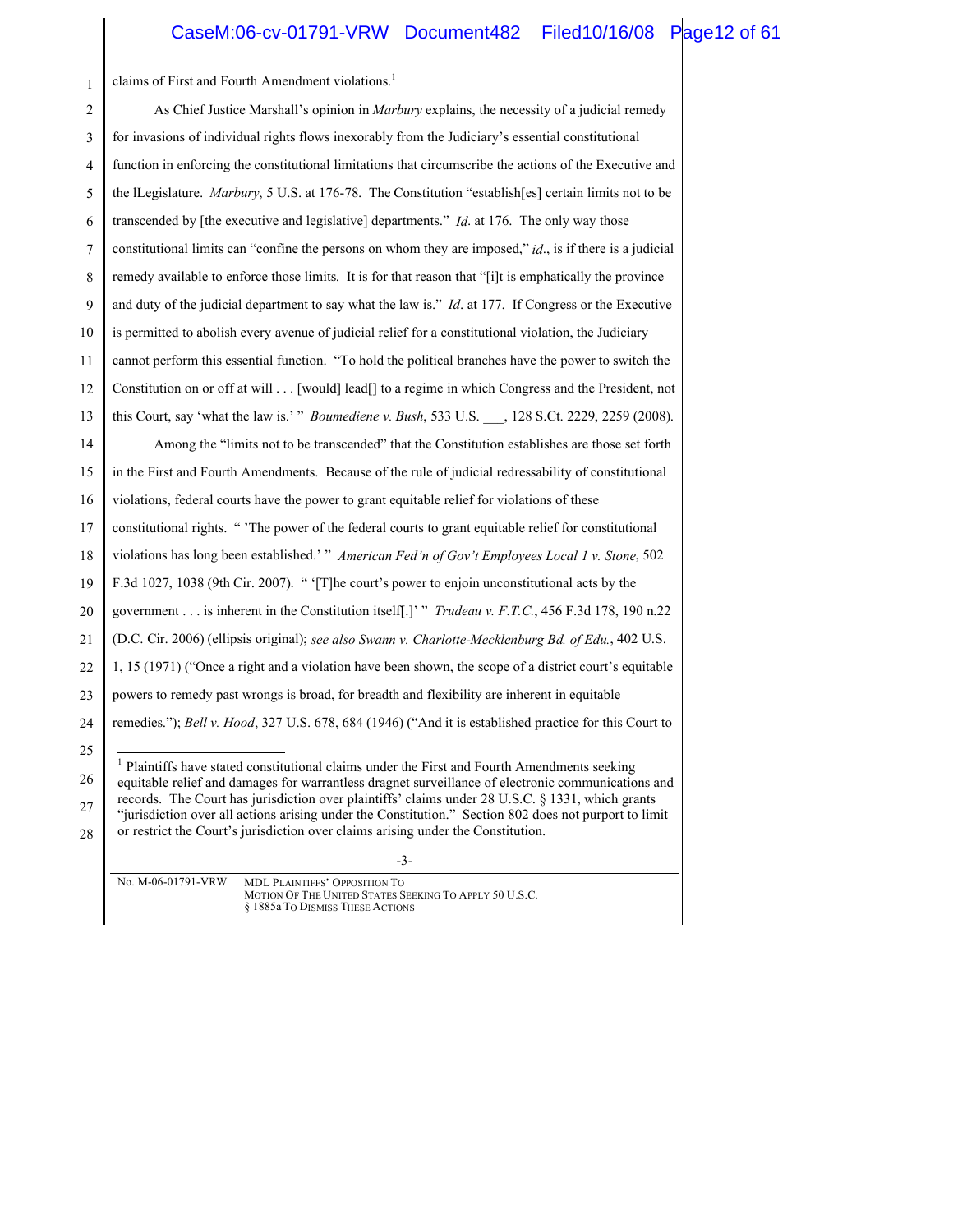claims of First and Fourth Amendment violations.[1]

As Chief Justice Marshall's opinion in *Marbury* explains, the necessity of a judicial remedy for invasions of individual rights flows inexorably from the Judiciary's essential constitutional function in enforcing the constitutional limitations that circumscribe the actions of the Executive and the lLegislature. *Marbury*, 5 U.S. at 176-78. The Constitution "establish[es] certain limits not to be transcended by [the executive and legislative] departments." *Id*. at 176. The only way those constitutional limits can "confine the persons on whom they are imposed," *id*., is if there is a judicial remedy available to enforce those limits. It is for that reason that "[i]t is emphatically the province and duty of the judicial department to say what the law is." *Id*. at 177. If Congress or the Executive is permitted to abolish every avenue of judicial relief for a constitutional violation, the Judiciary cannot perform this essential function. "To hold the political branches have the power to switch the Constitution on or off at will . . . [would] lead[] to a regime in which Congress and the President, not this Court, say 'what the law is.' " *Boumediene v. Bush*, 533 U.S. ___, 128 S.Ct. 2229, 2259 (2008).

Among the "limits not to be transcended" that the Constitution establishes are those set forth in the First and Fourth Amendments. Because of the rule of judicial redressability of constitutional violations, federal courts have the power to grant equitable relief for violations of these constitutional rights. " 'The power of the federal courts to grant equitable relief for constitutional violations has long been established.' " *American Fed'n of Gov't Employees Local 1 v. Stone*, 502 F.3d 1027, 1038 (9th Cir. 2007). " '[T]he court's power to enjoin unconstitutional acts by the government . . . is inherent in the Constitution itself[.]' " *Trudeau v. F.T.C.*, 456 F.3d 178, 190 n.22 (D.C. Cir. 2006) (ellipsis original); *see also Swann v. Charlotte-Mecklenburg Bd. of Edu.*, 402 U.S. 1, 15 (1971) ("Once a right and a violation have been shown, the scope of a district court's equitable powers to remedy past wrongs is broad, for breadth and flexibility are inherent in equitable remedies."); *Bell v. Hood*, 327 U.S. 678, 684 (1946) ("And it is established practice for this Court to

---

[1] Plaintiffs have stated constitutional claims under the First and Fourth Amendments seeking equitable relief and damages for warrantless dragnet surveillance of electronic communications and records. The Court has jurisdiction over plaintiffs' claims under 28 U.S.C. § 1331, which grants "jurisdiction over all actions arising under the Constitution." Section 802 does not purport to limit or restrict the Court's jurisdiction over claims arising under the Constitution.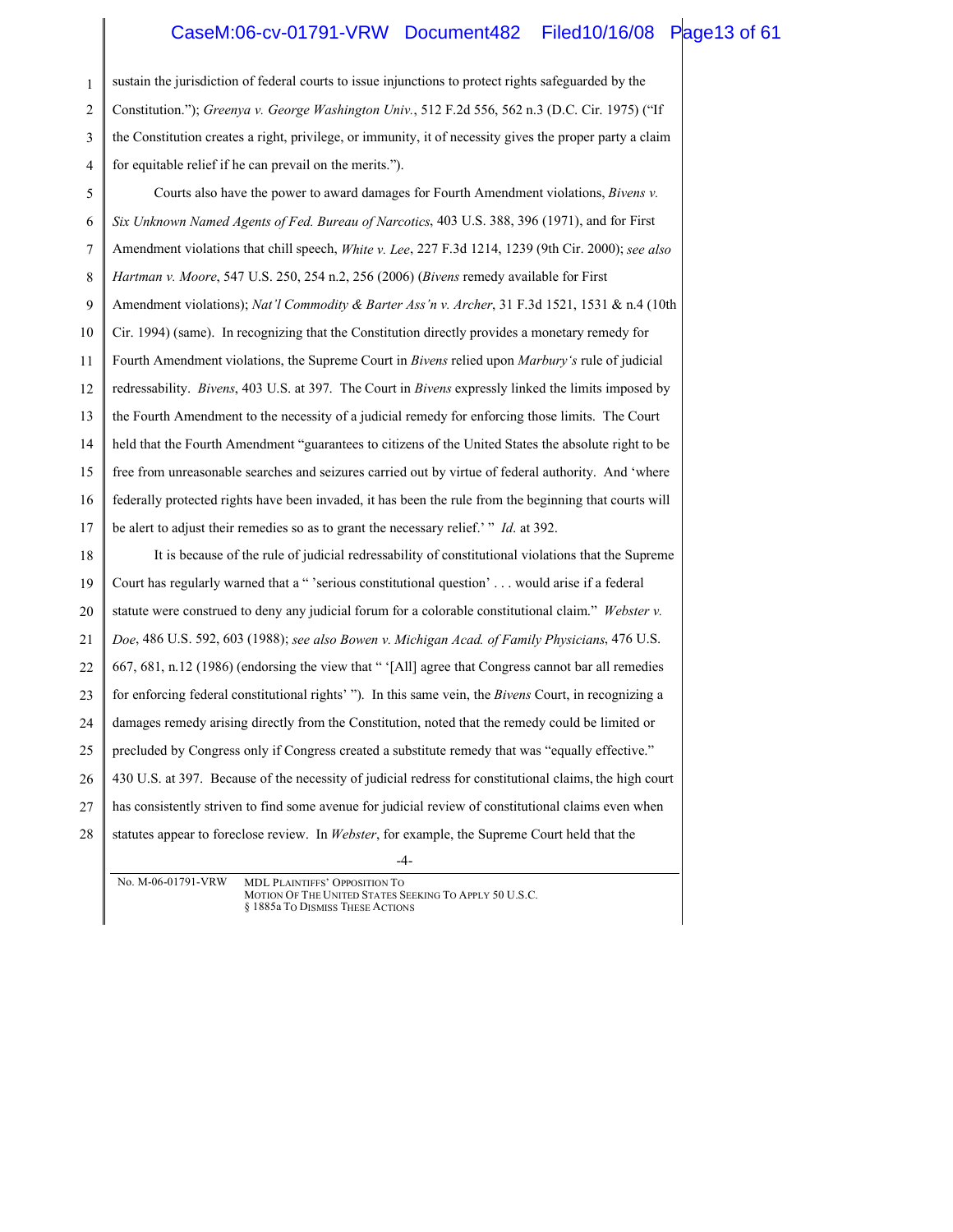sustain the jurisdiction of federal courts to issue injunctions to protect rights safeguarded by the Constitution."); *Greenya v. George Washington Univ.*, 512 F.2d 556, 562 n.3 (D.C. Cir. 1975) ("If the Constitution creates a right, privilege, or immunity, it of necessity gives the proper party a claim for equitable relief if he can prevail on the merits.").

Courts also have the power to award damages for Fourth Amendment violations, *Bivens v. Six Unknown Named Agents of Fed. Bureau of Narcotics*, 403 U.S. 388, 396 (1971), and for First Amendment violations that chill speech, *White v. Lee*, 227 F.3d 1214, 1239 (9th Cir. 2000); *see also Hartman v. Moore*, 547 U.S. 250, 254 n.2, 256 (2006) (*Bivens* remedy available for First Amendment violations); *Nat'l Commodity & Barter Ass'n v. Archer*, 31 F.3d 1521, 1531 & n.4 (10th Cir. 1994) (same). In recognizing that the Constitution directly provides a monetary remedy for Fourth Amendment violations, the Supreme Court in *Bivens* relied upon *Marbury's* rule of judicial redressability. *Bivens*, 403 U.S. at 397. The Court in *Bivens* expressly linked the limits imposed by the Fourth Amendment to the necessity of a judicial remedy for enforcing those limits. The Court held that the Fourth Amendment "guarantees to citizens of the United States the absolute right to be free from unreasonable searches and seizures carried out by virtue of federal authority. And 'where federally protected rights have been invaded, it has been the rule from the beginning that courts will be alert to adjust their remedies so as to grant the necessary relief.' " *Id.* at 392.

It is because of the rule of judicial redressability of constitutional violations that the Supreme Court has regularly warned that a " 'serious constitutional question' . . . would arise if a federal statute were construed to deny any judicial forum for a colorable constitutional claim." *Webster v. Doe*, 486 U.S. 592, 603 (1988); *see also Bowen v. Michigan Acad. of Family Physicians*, 476 U.S. 667, 681, n.12 (1986) (endorsing the view that " '[All] agree that Congress cannot bar all remedies for enforcing federal constitutional rights' "). In this same vein, the *Bivens* Court, in recognizing a damages remedy arising directly from the Constitution, noted that the remedy could be limited or precluded by Congress only if Congress created a substitute remedy that was "equally effective." 430 U.S. at 397. Because of the necessity of judicial redress for constitutional claims, the high court has consistently striven to find some avenue for judicial review of constitutional claims even when statutes appear to foreclose review. In *Webster*, for example, the Supreme Court held that the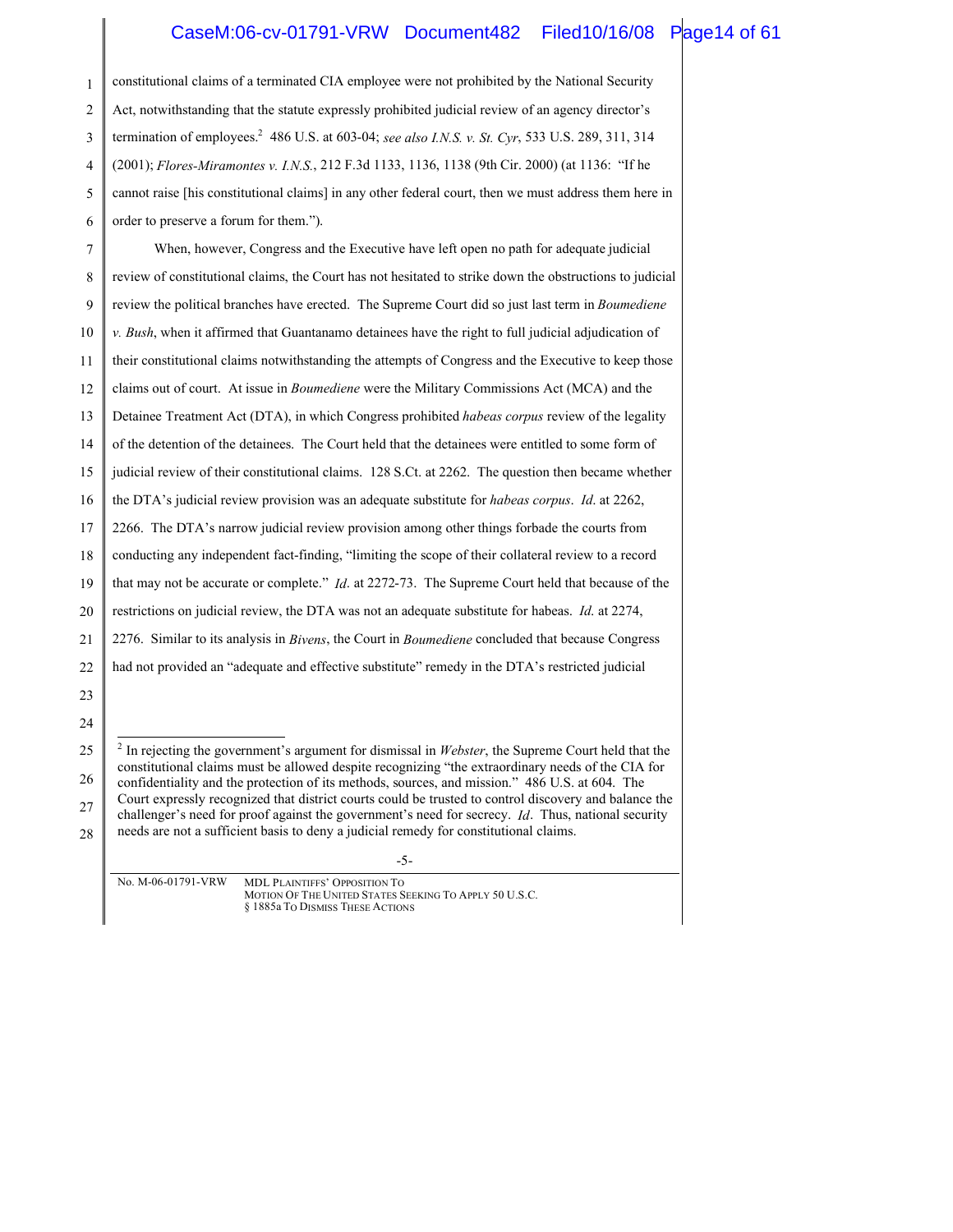constitutional claims of a terminated CIA employee were not prohibited by the National Security Act, notwithstanding that the statute expressly prohibited judicial review of an agency director's termination of employees.[2] 486 U.S. at 603-04; *see also I.N.S. v. St. Cyr*, 533 U.S. 289, 311, 314 (2001); *Flores-Miramontes v. I.N.S.*, 212 F.3d 1133, 1136, 1138 (9th Cir. 2000) (at 1136: "If he cannot raise [his constitutional claims] in any other federal court, then we must address them here in order to preserve a forum for them.").

When, however, Congress and the Executive have left open no path for adequate judicial review of constitutional claims, the Court has not hesitated to strike down the obstructions to judicial review the political branches have erected. The Supreme Court did so just last term in *Boumediene v. Bush*, when it affirmed that Guantanamo detainees have the right to full judicial adjudication of their constitutional claims notwithstanding the attempts of Congress and the Executive to keep those claims out of court. At issue in *Boumediene* were the Military Commissions Act (MCA) and the Detainee Treatment Act (DTA), in which Congress prohibited *habeas corpus* review of the legality of the detention of the detainees. The Court held that the detainees were entitled to some form of judicial review of their constitutional claims. 128 S.Ct. at 2262. The question then became whether the DTA's judicial review provision was an adequate substitute for *habeas corpus*. *Id*. at 2262, 2266. The DTA's narrow judicial review provision among other things forbade the courts from conducting any independent fact-finding, "limiting the scope of their collateral review to a record that may not be accurate or complete." *Id*. at 2272-73. The Supreme Court held that because of the restrictions on judicial review, the DTA was not an adequate substitute for habeas. *Id*. at 2274, 2276. Similar to its analysis in *Bivens*, the Court in *Boumediene* concluded that because Congress had not provided an "adequate and effective substitute" remedy in the DTA's restricted judicial

---

[2] In rejecting the government's argument for dismissal in *Webster*, the Supreme Court held that the constitutional claims must be allowed despite recognizing "the extraordinary needs of the CIA for confidentiality and the protection of its methods, sources, and mission." 486 U.S. at 604. The Court expressly recognized that district courts could be trusted to control discovery and balance the challenger's need for proof against the government's need for secrecy. *Id*. Thus, national security needs are not a sufficient basis to deny a judicial remedy for constitutional claims.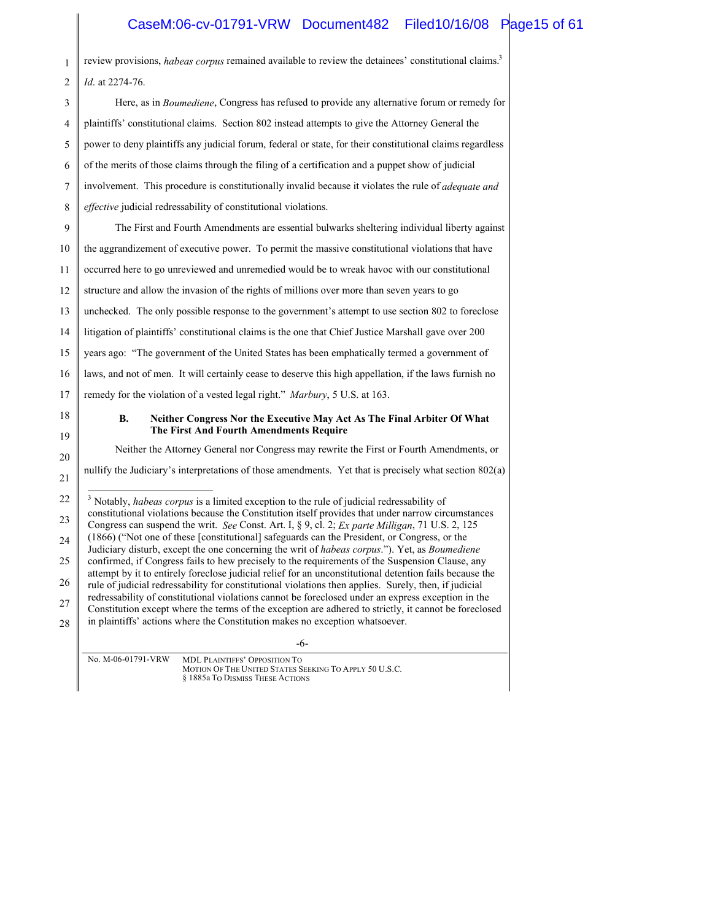review provisions, *habeas corpus* remained available to review the detainees' constitutional claims.[3] *Id*. at 2274-76.

Here, as in *Boumediene*, Congress has refused to provide any alternative forum or remedy for plaintiffs' constitutional claims. Section 802 instead attempts to give the Attorney General the power to deny plaintiffs any judicial forum, federal or state, for their constitutional claims regardless of the merits of those claims through the filing of a certification and a puppet show of judicial involvement. This procedure is constitutionally invalid because it violates the rule of *adequate and effective* judicial redressability of constitutional violations.

The First and Fourth Amendments are essential bulwarks sheltering individual liberty against the aggrandizement of executive power. To permit the massive constitutional violations that have occurred here to go unreviewed and unremedied would be to wreak havoc with our constitutional structure and allow the invasion of the rights of millions over more than seven years to go unchecked. The only possible response to the government's attempt to use section 802 to foreclose litigation of plaintiffs' constitutional claims is the one that Chief Justice Marshall gave over 200 years ago: "The government of the United States has been emphatically termed a government of laws, and not of men. It will certainly cease to deserve this high appellation, if the laws furnish no remedy for the violation of a vested legal right." *Marbury*, 5 U.S. at 163.

### B. Neither Congress Nor the Executive May Act As The Final Arbiter Of What The First And Fourth Amendments Require

Neither the Attorney General nor Congress may rewrite the First or Fourth Amendments, or nullify the Judiciary's interpretations of those amendments. Yet that is precisely what section 802(a)

---

[3] Notably, *habeas corpus* is a limited exception to the rule of judicial redressability of constitutional violations because the Constitution itself provides that under narrow circumstances Congress can suspend the writ. *See* Const. Art. I, § 9, cl. 2; *Ex parte Milligan*, 71 U.S. 2, 125 (1866) ("Not one of these [constitutional] safeguards can the President, or Congress, or the Judiciary disturb, except the one concerning the writ of *habeas corpus*."). Yet, as *Boumediene* confirmed, if Congress fails to hew precisely to the requirements of the Suspension Clause, any attempt by it to entirely foreclose judicial relief for an unconstitutional detention fails because the rule of judicial redressability for constitutional violations then applies. Surely, then, if judicial redressability of constitutional violations cannot be foreclosed under an express exception in the Constitution except where the terms of the exception are adhered to strictly, it cannot be foreclosed in plaintiffs' actions where the Constitution makes no exception whatsoever.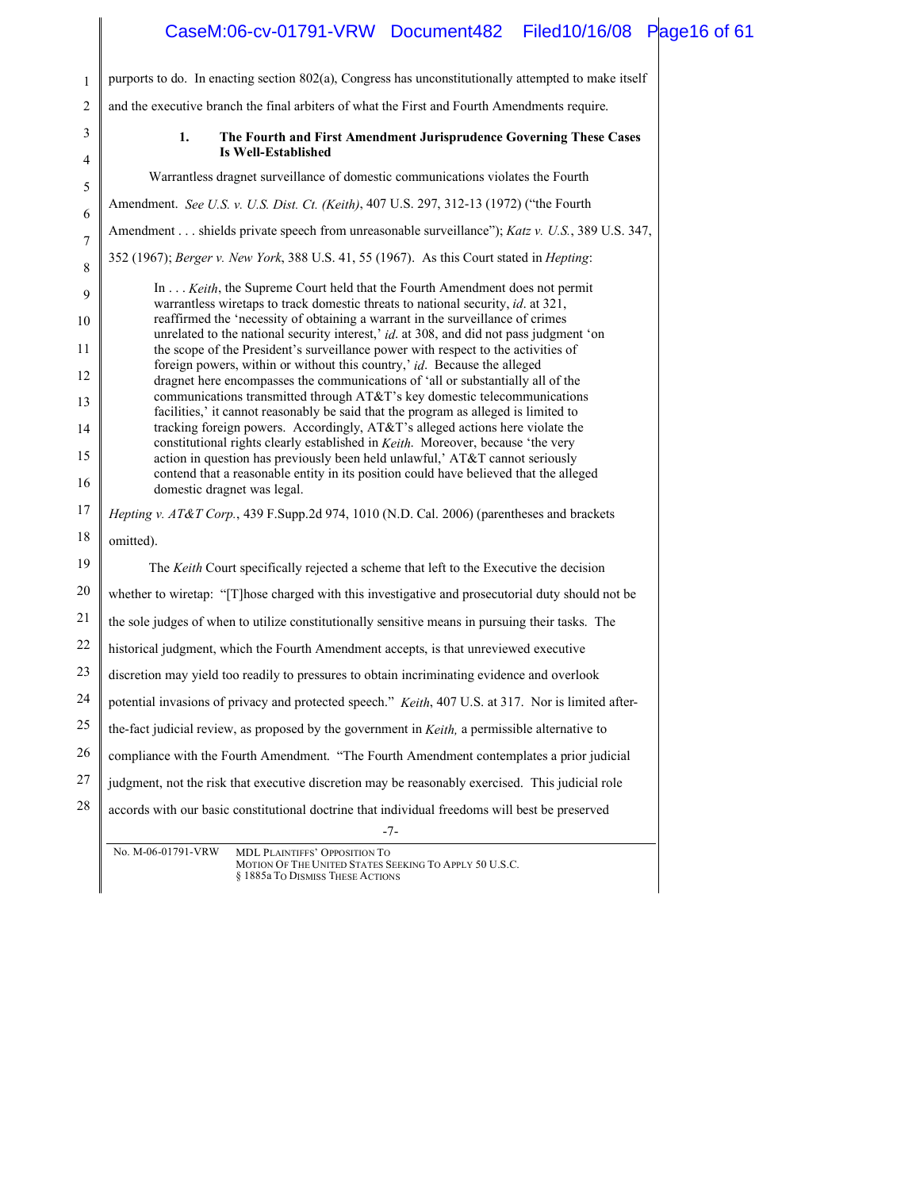purports to do. In enacting section 802(a), Congress has unconstitutionally attempted to make itself and the executive branch the final arbiters of what the First and Fourth Amendments require.

### 1. The Fourth and First Amendment Jurisprudence Governing These Cases Is Well-Established

Warrantless dragnet surveillance of domestic communications violates the Fourth Amendment. *See U.S. v. U.S. Dist. Ct. (Keith)*, 407 U.S. 297, 312-13 (1972) ("the Fourth Amendment . . . shields private speech from unreasonable surveillance"); *Katz v. U.S.*, 389 U.S. 347, 352 (1967); *Berger v. New York*, 388 U.S. 41, 55 (1967). As this Court stated in *Hepting*:

> In . . . *Keith*, the Supreme Court held that the Fourth Amendment does not permit warrantless wiretaps to track domestic threats to national security, *id*. at 321, reaffirmed the 'necessity of obtaining a warrant in the surveillance of crimes unrelated to the national security interest,' *id*. at 308, and did not pass judgment 'on the scope of the President's surveillance power with respect to the activities of foreign powers, within or without this country,' *id*. Because the alleged dragnet here encompasses the communications of 'all or substantially all of the communications transmitted through AT&T's key domestic telecommunications facilities,' it cannot reasonably be said that the program as alleged is limited to tracking foreign powers. Accordingly, AT&T's alleged actions here violate the constitutional rights clearly established in *Keith*. Moreover, because 'the very action in question has previously been held unlawful,' AT&T cannot seriously contend that a reasonable entity in its position could have believed that the alleged domestic dragnet was legal.

*Hepting v. AT&T Corp.*, 439 F.Supp.2d 974, 1010 (N.D. Cal. 2006) (parentheses and brackets omitted).

The *Keith* Court specifically rejected a scheme that left to the Executive the decision whether to wiretap: "[T]hose charged with this investigative and prosecutorial duty should not be the sole judges of when to utilize constitutionally sensitive means in pursuing their tasks. The historical judgment, which the Fourth Amendment accepts, is that unreviewed executive discretion may yield too readily to pressures to obtain incriminating evidence and overlook potential invasions of privacy and protected speech." *Keith*, 407 U.S. at 317. Nor is limited after-the-fact judicial review, as proposed by the government in *Keith,* a permissible alternative to compliance with the Fourth Amendment. "The Fourth Amendment contemplates a prior judicial judgment, not the risk that executive discretion may be reasonably exercised. This judicial role accords with our basic constitutional doctrine that individual freedoms will best be preserved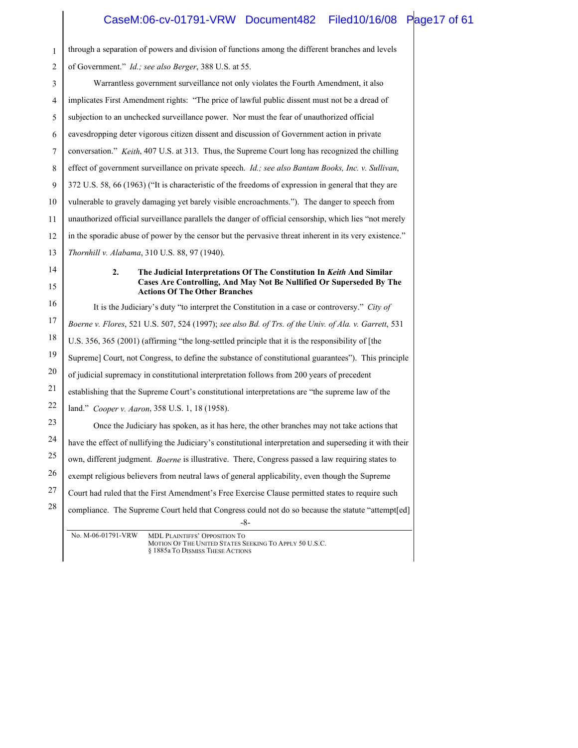through a separation of powers and division of functions among the different branches and levels of Government." *Id.; see also Berger*, 388 U.S. at 55.

Warrantless government surveillance not only violates the Fourth Amendment, it also implicates First Amendment rights: "The price of lawful public dissent must not be a dread of subjection to an unchecked surveillance power. Nor must the fear of unauthorized official eavesdropping deter vigorous citizen dissent and discussion of Government action in private conversation." *Keith*, 407 U.S. at 313. Thus, the Supreme Court long has recognized the chilling effect of government surveillance on private speech. *Id.; see also Bantam Books, Inc. v. Sullivan*, 372 U.S. 58, 66 (1963) ("It is characteristic of the freedoms of expression in general that they are vulnerable to gravely damaging yet barely visible encroachments."). The danger to speech from unauthorized official surveillance parallels the danger of official censorship, which lies "not merely in the sporadic abuse of power by the censor but the pervasive threat inherent in its very existence." *Thornhill v. Alabama*, 310 U.S. 88, 97 (1940).

#### 2. The Judicial Interpretations Of The Constitution In *Keith* And Similar Cases Are Controlling, And May Not Be Nullified Or Superseded By The Actions Of The Other Branches

It is the Judiciary's duty "to interpret the Constitution in a case or controversy." *City of Boerne v. Flores*, 521 U.S. 507, 524 (1997); *see also Bd. of Trs. of the Univ. of Ala. v. Garrett*, 531 U.S. 356, 365 (2001) (affirming "the long-settled principle that it is the responsibility of [the Supreme] Court, not Congress, to define the substance of constitutional guarantees"). This principle of judicial supremacy in constitutional interpretation follows from 200 years of precedent establishing that the Supreme Court's constitutional interpretations are "the supreme law of the land." *Cooper v. Aaron*, 358 U.S. 1, 18 (1958).

Once the Judiciary has spoken, as it has here, the other branches may not take actions that have the effect of nullifying the Judiciary's constitutional interpretation and superseding it with their own, different judgment. *Boerne* is illustrative. There, Congress passed a law requiring states to exempt religious believers from neutral laws of general applicability, even though the Supreme Court had ruled that the First Amendment's Free Exercise Clause permitted states to require such compliance. The Supreme Court held that Congress could not do so because the statute "attempt[ed]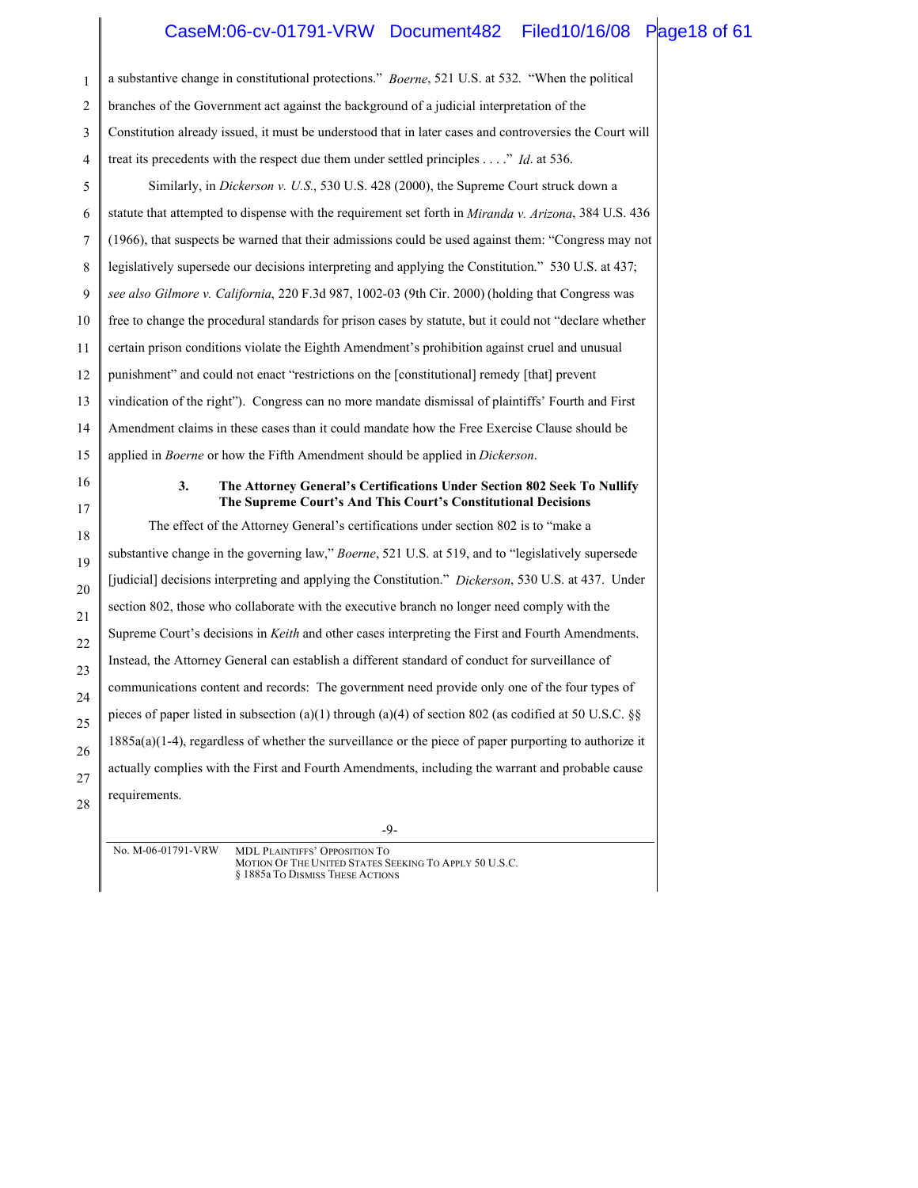a substantive change in constitutional protections." *Boerne*, 521 U.S. at 532. "When the political branches of the Government act against the background of a judicial interpretation of the Constitution already issued, it must be understood that in later cases and controversies the Court will treat its precedents with the respect due them under settled principles . . . ." *Id*. at 536.

Similarly, in *Dickerson v. U.S.*, 530 U.S. 428 (2000), the Supreme Court struck down a statute that attempted to dispense with the requirement set forth in *Miranda v. Arizona*, 384 U.S. 436 (1966), that suspects be warned that their admissions could be used against them: "Congress may not legislatively supersede our decisions interpreting and applying the Constitution." 530 U.S. at 437; *see also Gilmore v. California*, 220 F.3d 987, 1002-03 (9th Cir. 2000) (holding that Congress was free to change the procedural standards for prison cases by statute, but it could not "declare whether certain prison conditions violate the Eighth Amendment's prohibition against cruel and unusual punishment" and could not enact "restrictions on the [constitutional] remedy [that] prevent vindication of the right"). Congress can no more mandate dismissal of plaintiffs' Fourth and First Amendment claims in these cases than it could mandate how the Free Exercise Clause should be applied in *Boerne* or how the Fifth Amendment should be applied in *Dickerson*.

### 3. The Attorney General's Certifications Under Section 802 Seek To Nullify The Supreme Court's And This Court's Constitutional Decisions

The effect of the Attorney General's certifications under section 802 is to "make a substantive change in the governing law," *Boerne*, 521 U.S. at 519, and to "legislatively supersede [judicial] decisions interpreting and applying the Constitution." *Dickerson*, 530 U.S. at 437. Under section 802, those who collaborate with the executive branch no longer need comply with the Supreme Court's decisions in *Keith* and other cases interpreting the First and Fourth Amendments. Instead, the Attorney General can establish a different standard of conduct for surveillance of communications content and records: The government need provide only one of the four types of pieces of paper listed in subsection (a)(1) through (a)(4) of section 802 (as codified at 50 U.S.C. §§ 1885a(a)(1-4), regardless of whether the surveillance or the piece of paper purporting to authorize it actually complies with the First and Fourth Amendments, including the warrant and probable cause requirements.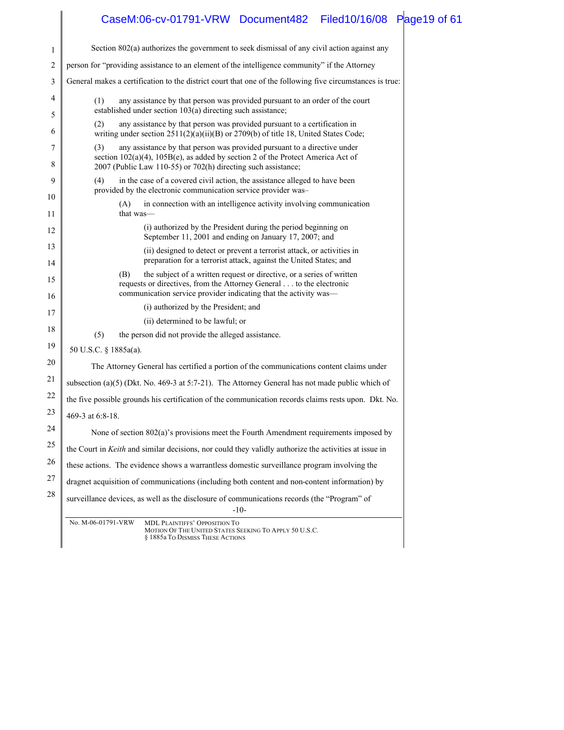Section 802(a) authorizes the government to seek dismissal of any civil action against any person for "providing assistance to an element of the intelligence community" if the Attorney General makes a certification to the district court that one of the following five circumstances is true:

> (1) any assistance by that person was provided pursuant to an order of the court established under section 103(a) directing such assistance;
>
> (2) any assistance by that person was provided pursuant to a certification in writing under section 2511(2)(a)(ii)(B) or 2709(b) of title 18, United States Code;
>
> (3) any assistance by that person was provided pursuant to a directive under section 102(a)(4), 105B(e), as added by section 2 of the Protect America Act of 2007 (Public Law 110-55) or 702(h) directing such assistance;
>
> (4) in the case of a covered civil action, the assistance alleged to have been provided by the electronic communication service provider was–
>
> > (A) in connection with an intelligence activity involving communication that was—
> >
> > > (i) authorized by the President during the period beginning on September 11, 2001 and ending on January 17, 2007; and
> > >
> > > (ii) designed to detect or prevent a terrorist attack, or activities in preparation for a terrorist attack, against the United States; and
> >
> > (B) the subject of a written request or directive, or a series of written requests or directives, from the Attorney General . . . to the electronic communication service provider indicating that the activity was—
> >
> > > (i) authorized by the President; and
> > >
> > > (ii) determined to be lawful; or
>
> (5) the person did not provide the alleged assistance.

50 U.S.C. § 1885a(a).

The Attorney General has certified a portion of the communications content claims under subsection (a)(5) (Dkt. No. 469-3 at 5:7-21). The Attorney General has not made public which of the five possible grounds his certification of the communication records claims rests upon. Dkt. No. 469-3 at 6:8-18.

None of section 802(a)'s provisions meet the Fourth Amendment requirements imposed by the Court in *Keith* and similar decisions, nor could they validly authorize the activities at issue in these actions. The evidence shows a warrantless domestic surveillance program involving the dragnet acquisition of communications (including both content and non-content information) by surveillance devices, as well as the disclosure of communications records (the "Program" of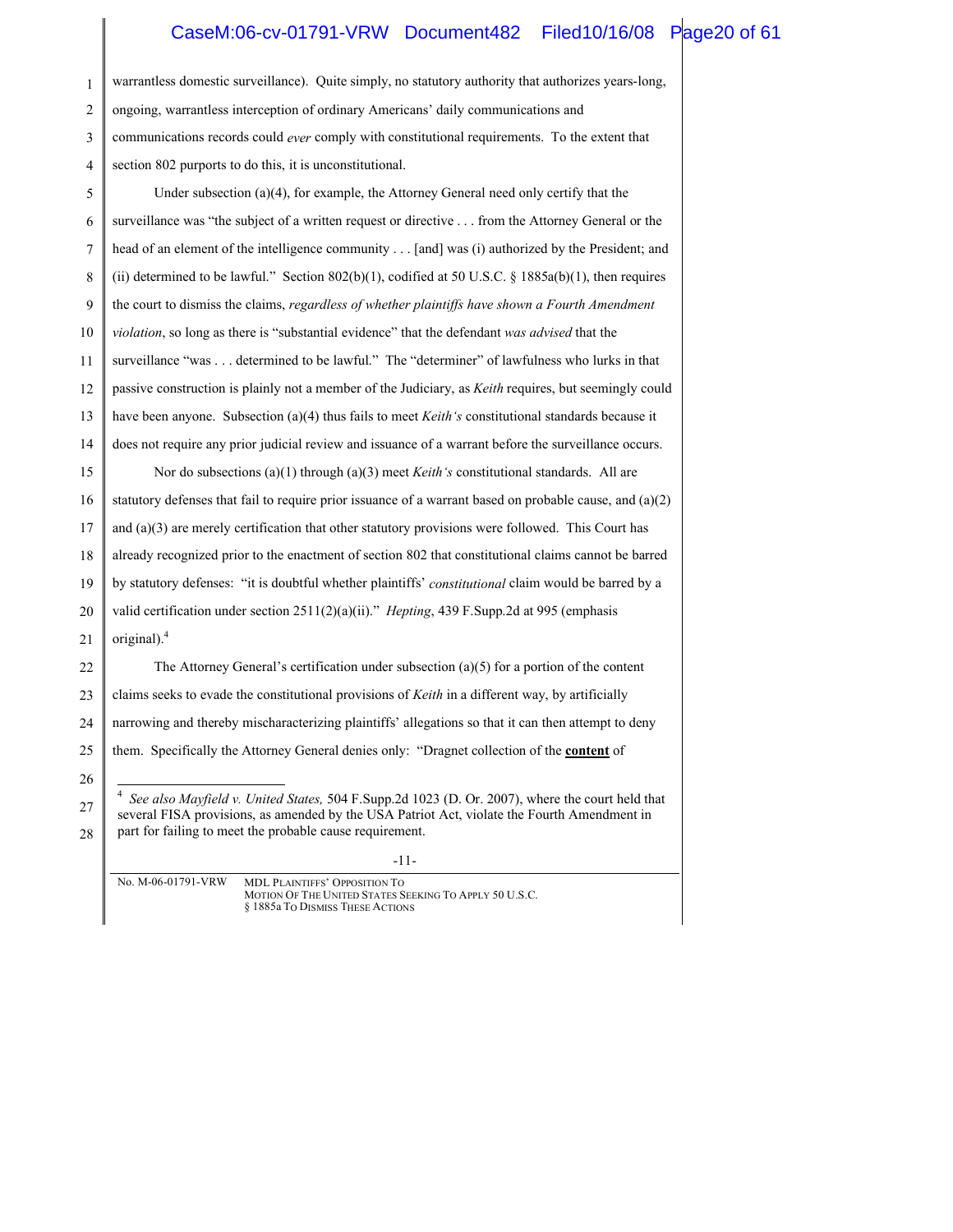warrantless domestic surveillance). Quite simply, no statutory authority that authorizes years-long, ongoing, warrantless interception of ordinary Americans' daily communications and communications records could *ever* comply with constitutional requirements. To the extent that section 802 purports to do this, it is unconstitutional.

Under subsection (a)(4), for example, the Attorney General need only certify that the surveillance was "the subject of a written request or directive . . . from the Attorney General or the head of an element of the intelligence community . . . [and] was (i) authorized by the President; and (ii) determined to be lawful." Section 802(b)(1), codified at 50 U.S.C. § 1885a(b)(1), then requires the court to dismiss the claims, *regardless of whether plaintiffs have shown a Fourth Amendment violation*, so long as there is "substantial evidence" that the defendant *was advised* that the surveillance "was . . . determined to be lawful." The "determiner" of lawfulness who lurks in that passive construction is plainly not a member of the Judiciary, as *Keith* requires, but seemingly could have been anyone. Subsection (a)(4) thus fails to meet *Keith's* constitutional standards because it does not require any prior judicial review and issuance of a warrant before the surveillance occurs.

Nor do subsections (a)(1) through (a)(3) meet *Keith's* constitutional standards. All are statutory defenses that fail to require prior issuance of a warrant based on probable cause, and (a)(2) and (a)(3) are merely certification that other statutory provisions were followed. This Court has already recognized prior to the enactment of section 802 that constitutional claims cannot be barred by statutory defenses: "it is doubtful whether plaintiffs' *constitutional* claim would be barred by a valid certification under section 2511(2)(a)(ii)." *Hepting*, 439 F.Supp.2d at 995 (emphasis original).[4]

The Attorney General's certification under subsection (a)(5) for a portion of the content claims seeks to evade the constitutional provisions of *Keith* in a different way, by artificially narrowing and thereby mischaracterizing plaintiffs' allegations so that it can then attempt to deny them. Specifically the Attorney General denies only: "Dragnet collection of the **content** of

---

[4] *See also Mayfield v. United States,* 504 F.Supp.2d 1023 (D. Or. 2007), where the court held that several FISA provisions, as amended by the USA Patriot Act, violate the Fourth Amendment in part for failing to meet the probable cause requirement.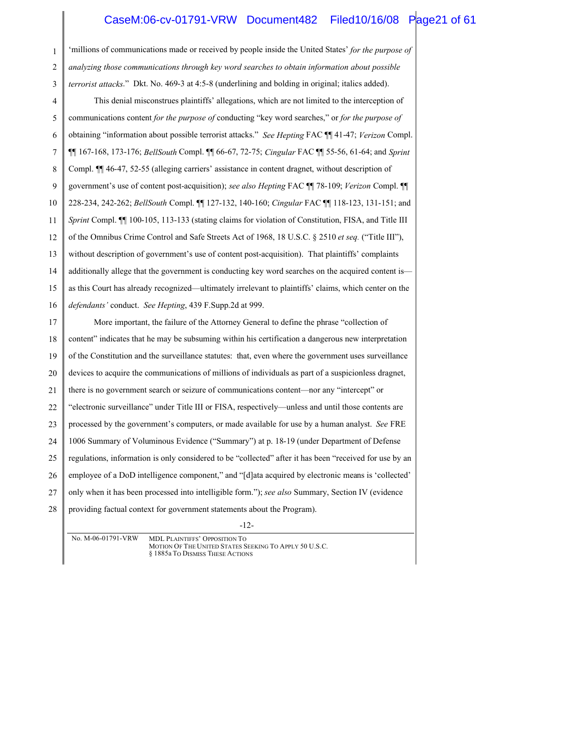'millions of communications made or received by people inside the United States' *for the purpose of analyzing those communications through key word searches to obtain information about possible terrorist attacks*." Dkt. No. 469-3 at 4:5-8 (underlining and bolding in original; italics added).

This denial misconstrues plaintiffs' allegations, which are not limited to the interception of communications content *for the purpose of* conducting "key word searches," or *for the purpose of* obtaining "information about possible terrorist attacks." *See Hepting* FAC ¶¶ 41-47; *Verizon* Compl. ¶¶ 167-168, 173-176; *BellSouth* Compl. ¶¶ 66-67, 72-75; *Cingular* FAC ¶¶ 55-56, 61-64; and *Sprint* Compl. ¶¶ 46-47, 52-55 (alleging carriers' assistance in content dragnet, without description of government's use of content post-acquisition); *see also Hepting* FAC ¶¶ 78-109; *Verizon* Compl. ¶¶ 228-234, 242-262; *BellSouth* Compl. ¶¶ 127-132, 140-160; *Cingular* FAC ¶¶ 118-123, 131-151; and *Sprint* Compl. ¶¶ 100-105, 113-133 (stating claims for violation of Constitution, FISA, and Title III of the Omnibus Crime Control and Safe Streets Act of 1968, 18 U.S.C. § 2510 *et seq.* ("Title III"), without description of government's use of content post-acquisition). That plaintiffs' complaints additionally allege that the government is conducting key word searches on the acquired content is—as this Court has already recognized—ultimately irrelevant to plaintiffs' claims, which center on the *defendants'* conduct. *See Hepting*, 439 F.Supp.2d at 999.

More important, the failure of the Attorney General to define the phrase "collection of content" indicates that he may be subsuming within his certification a dangerous new interpretation of the Constitution and the surveillance statutes: that, even where the government uses surveillance devices to acquire the communications of millions of individuals as part of a suspicionless dragnet, there is no government search or seizure of communications content—nor any "intercept" or "electronic surveillance" under Title III or FISA, respectively—unless and until those contents are processed by the government's computers, or made available for use by a human analyst. *See* FRE 1006 Summary of Voluminous Evidence ("Summary") at p. 18-19 (under Department of Defense regulations, information is only considered to be "collected" after it has been "received for use by an employee of a DoD intelligence component," and "[d]ata acquired by electronic means is 'collected' only when it has been processed into intelligible form."); *see also* Summary, Section IV (evidence providing factual context for government statements about the Program).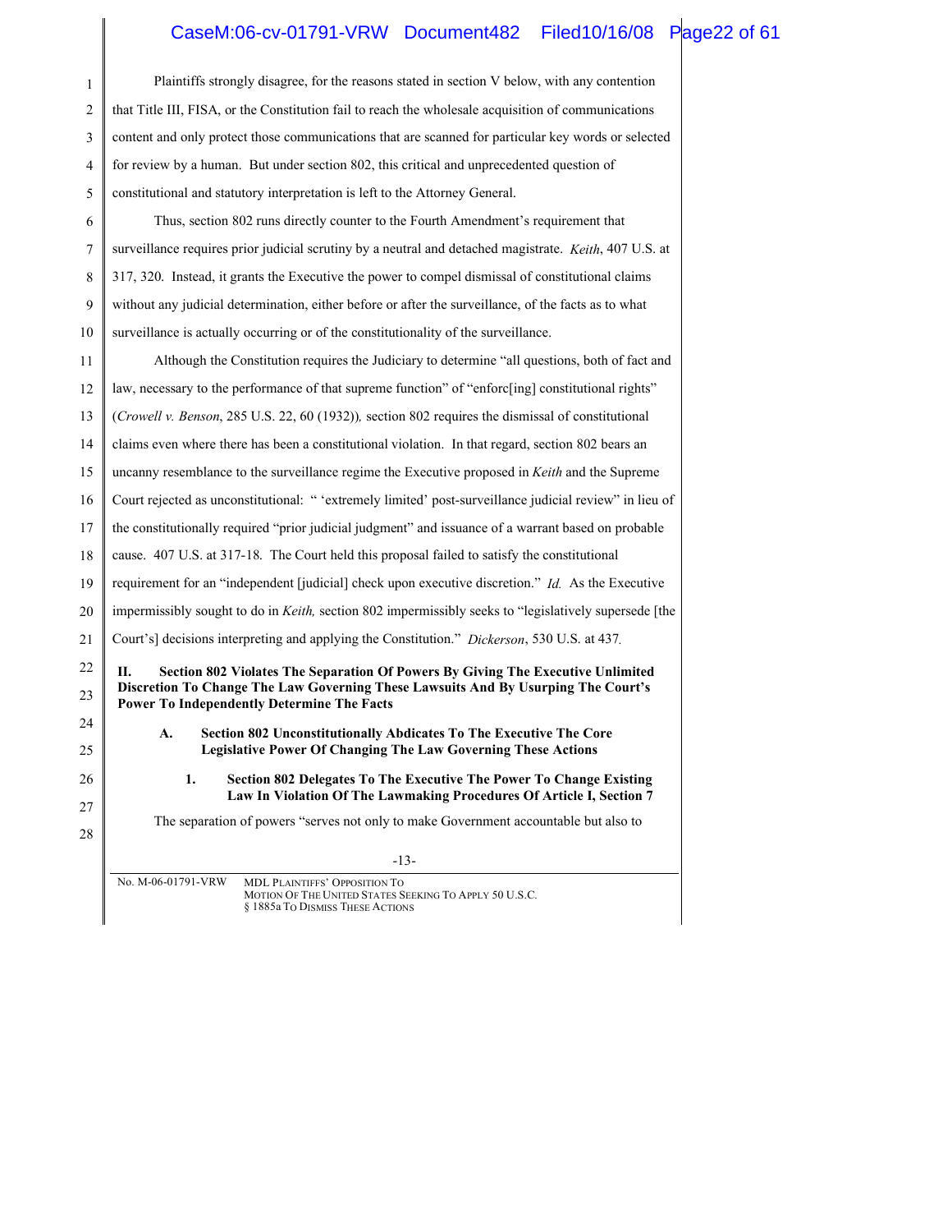Plaintiffs strongly disagree, for the reasons stated in section V below, with any contention that Title III, FISA, or the Constitution fail to reach the wholesale acquisition of communications content and only protect those communications that are scanned for particular key words or selected for review by a human. But under section 802, this critical and unprecedented question of constitutional and statutory interpretation is left to the Attorney General.

Thus, section 802 runs directly counter to the Fourth Amendment's requirement that surveillance requires prior judicial scrutiny by a neutral and detached magistrate. *Keith*, 407 U.S. at 317, 320. Instead, it grants the Executive the power to compel dismissal of constitutional claims without any judicial determination, either before or after the surveillance, of the facts as to what surveillance is actually occurring or of the constitutionality of the surveillance.

Although the Constitution requires the Judiciary to determine "all questions, both of fact and law, necessary to the performance of that supreme function" of "enforc[ing] constitutional rights" (*Crowell v. Benson*, 285 U.S. 22, 60 (1932)), section 802 requires the dismissal of constitutional claims even where there has been a constitutional violation. In that regard, section 802 bears an uncanny resemblance to the surveillance regime the Executive proposed in *Keith* and the Supreme Court rejected as unconstitutional: " 'extremely limited' post-surveillance judicial review" in lieu of the constitutionally required "prior judicial judgment" and issuance of a warrant based on probable cause. 407 U.S. at 317-18. The Court held this proposal failed to satisfy the constitutional requirement for an "independent [judicial] check upon executive discretion." *Id.* As the Executive impermissibly sought to do in *Keith,* section 802 impermissibly seeks to "legislatively supersede [the Court's] decisions interpreting and applying the Constitution." *Dickerson*, 530 U.S. at 437.

## II. Section 802 Violates The Separation Of Powers By Giving The Executive Unlimited Discretion To Change The Law Governing These Lawsuits And By Usurping The Court's Power To Independently Determine The Facts

### A. Section 802 Unconstitutionally Abdicates To The Executive The Core Legislative Power Of Changing The Law Governing These Actions

#### 1. Section 802 Delegates To The Executive The Power To Change Existing Law In Violation Of The Lawmaking Procedures Of Article I, Section 7

The separation of powers "serves not only to make Government accountable but also to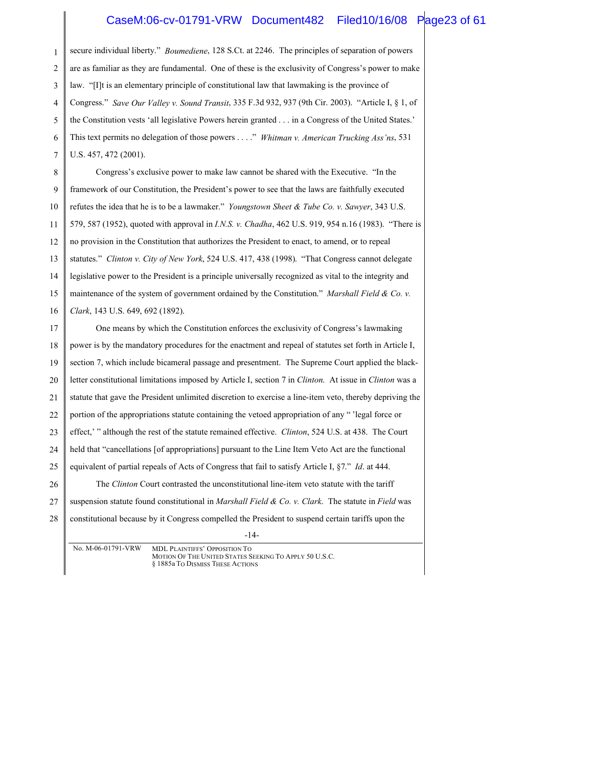secure individual liberty." *Boumediene*, 128 S.Ct. at 2246. The principles of separation of powers are as familiar as they are fundamental. One of these is the exclusivity of Congress's power to make law. "[I]t is an elementary principle of constitutional law that lawmaking is the province of Congress." *Save Our Valley v. Sound Transit*, 335 F.3d 932, 937 (9th Cir. 2003). "Article I, § 1, of the Constitution vests 'all legislative Powers herein granted . . . in a Congress of the United States.' This text permits no delegation of those powers . . . ." *Whitman v. American Trucking Ass'ns*, 531 U.S. 457, 472 (2001).

Congress's exclusive power to make law cannot be shared with the Executive. "In the framework of our Constitution, the President's power to see that the laws are faithfully executed refutes the idea that he is to be a lawmaker." *Youngstown Sheet & Tube Co. v. Sawyer*, 343 U.S. 579, 587 (1952), quoted with approval in *I.N.S. v. Chadha*, 462 U.S. 919, 954 n.16 (1983). "There is no provision in the Constitution that authorizes the President to enact, to amend, or to repeal statutes." *Clinton v. City of New York*, 524 U.S. 417, 438 (1998). "That Congress cannot delegate legislative power to the President is a principle universally recognized as vital to the integrity and maintenance of the system of government ordained by the Constitution." *Marshall Field & Co. v. Clark*, 143 U.S. 649, 692 (1892).

One means by which the Constitution enforces the exclusivity of Congress's lawmaking power is by the mandatory procedures for the enactment and repeal of statutes set forth in Article I, section 7, which include bicameral passage and presentment. The Supreme Court applied the black-letter constitutional limitations imposed by Article I, section 7 in *Clinton*. At issue in *Clinton* was a statute that gave the President unlimited discretion to exercise a line-item veto, thereby depriving the portion of the appropriations statute containing the vetoed appropriation of any " 'legal force or effect,' " although the rest of the statute remained effective. *Clinton*, 524 U.S. at 438. The Court held that "cancellations [of appropriations] pursuant to the Line Item Veto Act are the functional equivalent of partial repeals of Acts of Congress that fail to satisfy Article I, §7." *Id*. at 444.

The *Clinton* Court contrasted the unconstitutional line-item veto statute with the tariff suspension statute found constitutional in *Marshall Field & Co. v. Clark*. The statute in *Field* was constitutional because by it Congress compelled the President to suspend certain tariffs upon the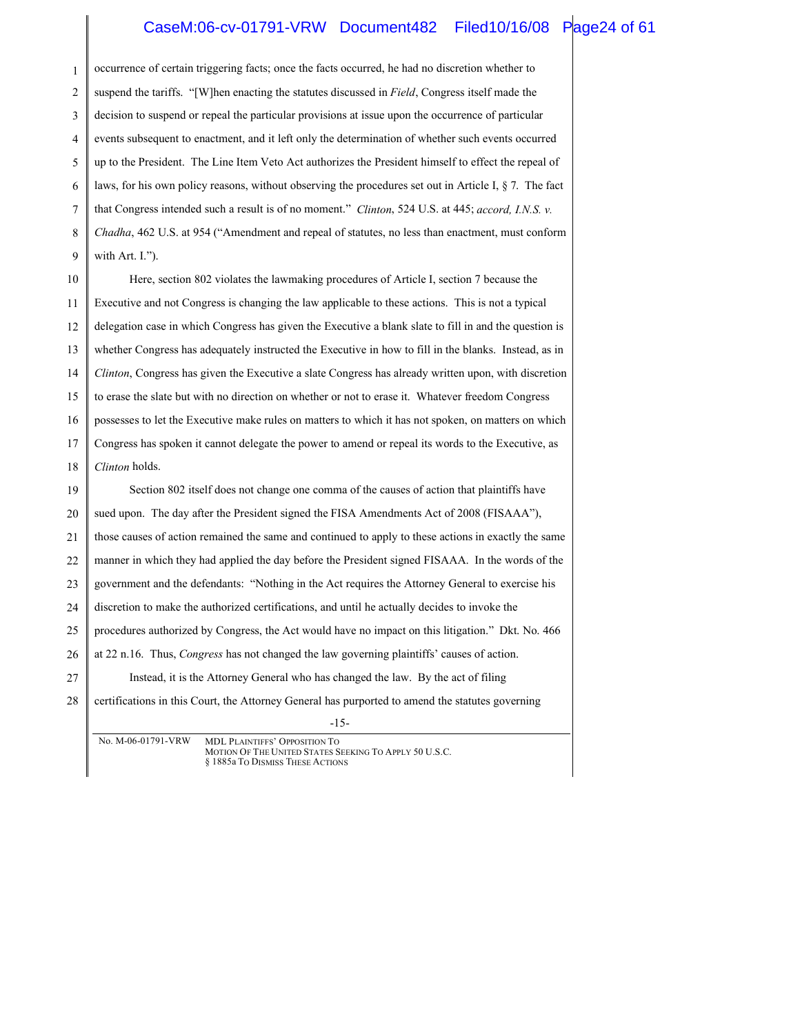occurrence of certain triggering facts; once the facts occurred, he had no discretion whether to suspend the tariffs. "[W]hen enacting the statutes discussed in *Field*, Congress itself made the decision to suspend or repeal the particular provisions at issue upon the occurrence of particular events subsequent to enactment, and it left only the determination of whether such events occurred up to the President. The Line Item Veto Act authorizes the President himself to effect the repeal of laws, for his own policy reasons, without observing the procedures set out in Article I, § 7. The fact that Congress intended such a result is of no moment." *Clinton*, 524 U.S. at 445; *accord, I.N.S. v. Chadha*, 462 U.S. at 954 ("Amendment and repeal of statutes, no less than enactment, must conform with Art. I.").

Here, section 802 violates the lawmaking procedures of Article I, section 7 because the Executive and not Congress is changing the law applicable to these actions. This is not a typical delegation case in which Congress has given the Executive a blank slate to fill in and the question is whether Congress has adequately instructed the Executive in how to fill in the blanks. Instead, as in *Clinton*, Congress has given the Executive a slate Congress has already written upon, with discretion to erase the slate but with no direction on whether or not to erase it. Whatever freedom Congress possesses to let the Executive make rules on matters to which it has not spoken, on matters on which Congress has spoken it cannot delegate the power to amend or repeal its words to the Executive, as *Clinton* holds.

Section 802 itself does not change one comma of the causes of action that plaintiffs have sued upon. The day after the President signed the FISA Amendments Act of 2008 (FISAAA"), those causes of action remained the same and continued to apply to these actions in exactly the same manner in which they had applied the day before the President signed FISAAA. In the words of the government and the defendants: "Nothing in the Act requires the Attorney General to exercise his discretion to make the authorized certifications, and until he actually decides to invoke the procedures authorized by Congress, the Act would have no impact on this litigation." Dkt. No. 466 at 22 n.16. Thus, *Congress* has not changed the law governing plaintiffs' causes of action.

Instead, it is the Attorney General who has changed the law. By the act of filing certifications in this Court, the Attorney General has purported to amend the statutes governing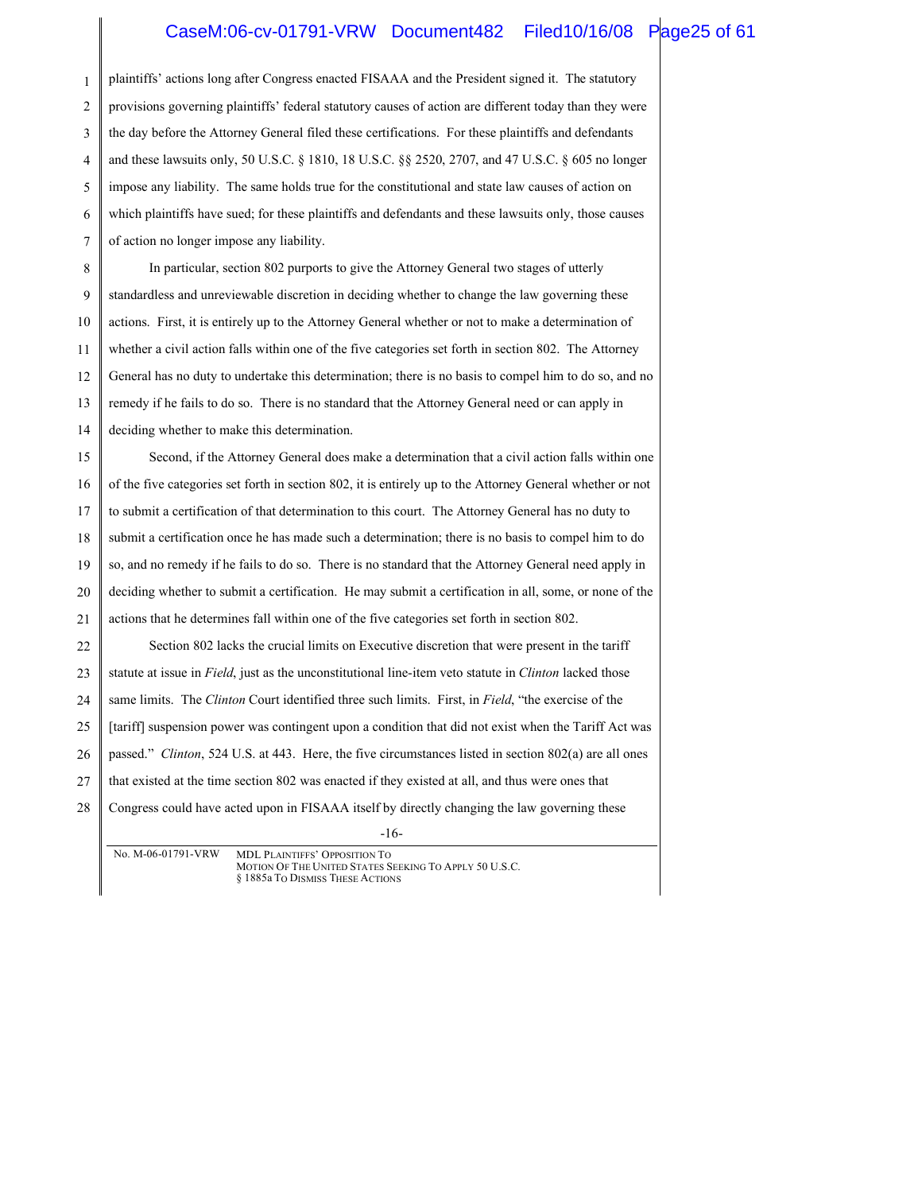plaintiffs' actions long after Congress enacted FISAAA and the President signed it. The statutory provisions governing plaintiffs' federal statutory causes of action are different today than they were the day before the Attorney General filed these certifications. For these plaintiffs and defendants and these lawsuits only, 50 U.S.C. § 1810, 18 U.S.C. §§ 2520, 2707, and 47 U.S.C. § 605 no longer impose any liability. The same holds true for the constitutional and state law causes of action on which plaintiffs have sued; for these plaintiffs and defendants and these lawsuits only, those causes of action no longer impose any liability.

In particular, section 802 purports to give the Attorney General two stages of utterly standardless and unreviewable discretion in deciding whether to change the law governing these actions. First, it is entirely up to the Attorney General whether or not to make a determination of whether a civil action falls within one of the five categories set forth in section 802. The Attorney General has no duty to undertake this determination; there is no basis to compel him to do so, and no remedy if he fails to do so. There is no standard that the Attorney General need or can apply in deciding whether to make this determination.

Second, if the Attorney General does make a determination that a civil action falls within one of the five categories set forth in section 802, it is entirely up to the Attorney General whether or not to submit a certification of that determination to this court. The Attorney General has no duty to submit a certification once he has made such a determination; there is no basis to compel him to do so, and no remedy if he fails to do so. There is no standard that the Attorney General need apply in deciding whether to submit a certification. He may submit a certification in all, some, or none of the actions that he determines fall within one of the five categories set forth in section 802.

Section 802 lacks the crucial limits on Executive discretion that were present in the tariff statute at issue in *Field*, just as the unconstitutional line-item veto statute in *Clinton* lacked those same limits. The *Clinton* Court identified three such limits. First, in *Field*, "the exercise of the [tariff] suspension power was contingent upon a condition that did not exist when the Tariff Act was passed." *Clinton*, 524 U.S. at 443. Here, the five circumstances listed in section 802(a) are all ones that existed at the time section 802 was enacted if they existed at all, and thus were ones that Congress could have acted upon in FISAAA itself by directly changing the law governing these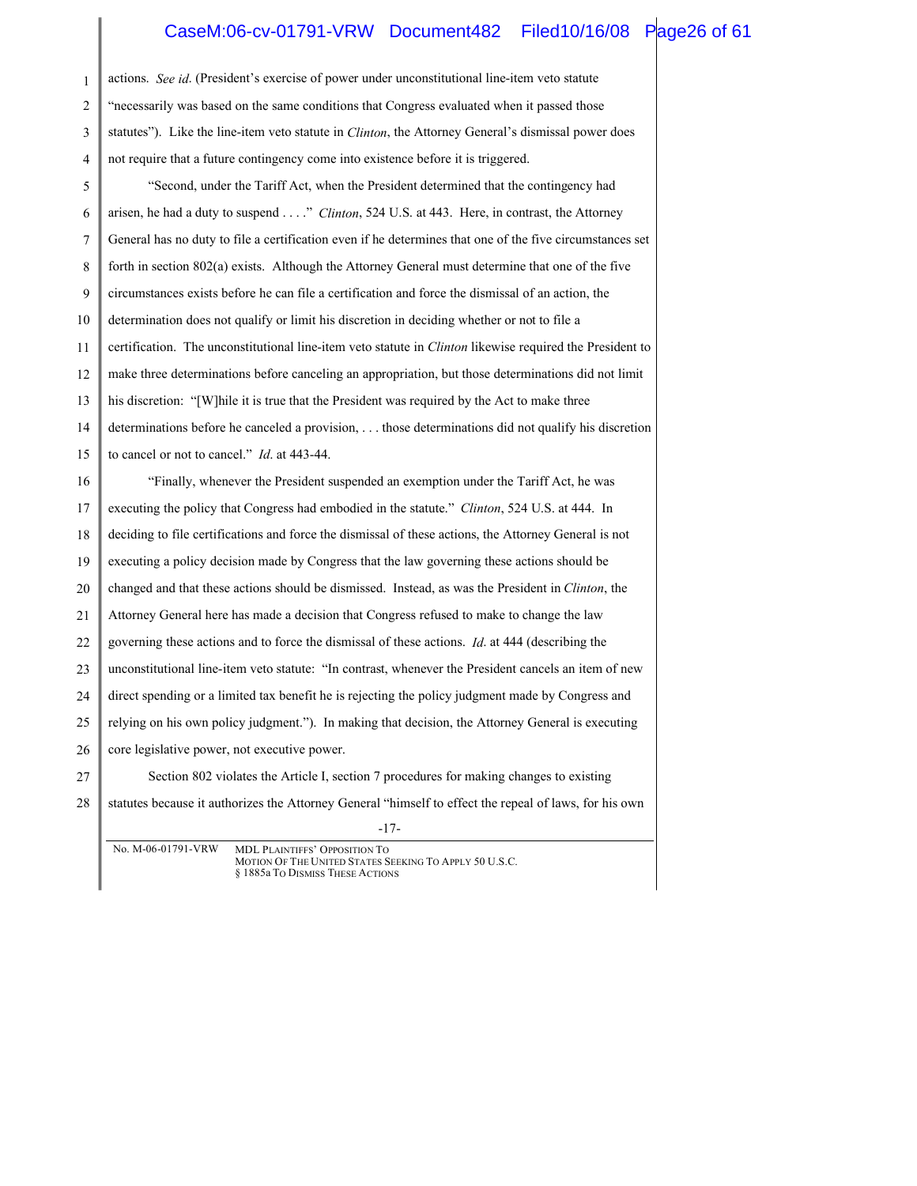actions. *See id.* (President's exercise of power under unconstitutional line-item veto statute "necessarily was based on the same conditions that Congress evaluated when it passed those statutes"). Like the line-item veto statute in *Clinton*, the Attorney General's dismissal power does not require that a future contingency come into existence before it is triggered.

"Second, under the Tariff Act, when the President determined that the contingency had arisen, he had a duty to suspend . . . ." *Clinton*, 524 U.S. at 443. Here, in contrast, the Attorney General has no duty to file a certification even if he determines that one of the five circumstances set forth in section 802(a) exists. Although the Attorney General must determine that one of the five circumstances exists before he can file a certification and force the dismissal of an action, the determination does not qualify or limit his discretion in deciding whether or not to file a certification. The unconstitutional line-item veto statute in *Clinton* likewise required the President to make three determinations before canceling an appropriation, but those determinations did not limit his discretion: "[W]hile it is true that the President was required by the Act to make three determinations before he canceled a provision, . . . those determinations did not qualify his discretion to cancel or not to cancel." *Id.* at 443-44.

"Finally, whenever the President suspended an exemption under the Tariff Act, he was executing the policy that Congress had embodied in the statute." *Clinton*, 524 U.S. at 444. In deciding to file certifications and force the dismissal of these actions, the Attorney General is not executing a policy decision made by Congress that the law governing these actions should be changed and that these actions should be dismissed. Instead, as was the President in *Clinton*, the Attorney General here has made a decision that Congress refused to make to change the law governing these actions and to force the dismissal of these actions. *Id.* at 444 (describing the unconstitutional line-item veto statute: "In contrast, whenever the President cancels an item of new direct spending or a limited tax benefit he is rejecting the policy judgment made by Congress and relying on his own policy judgment."). In making that decision, the Attorney General is executing core legislative power, not executive power.

Section 802 violates the Article I, section 7 procedures for making changes to existing statutes because it authorizes the Attorney General "himself to effect the repeal of laws, for his own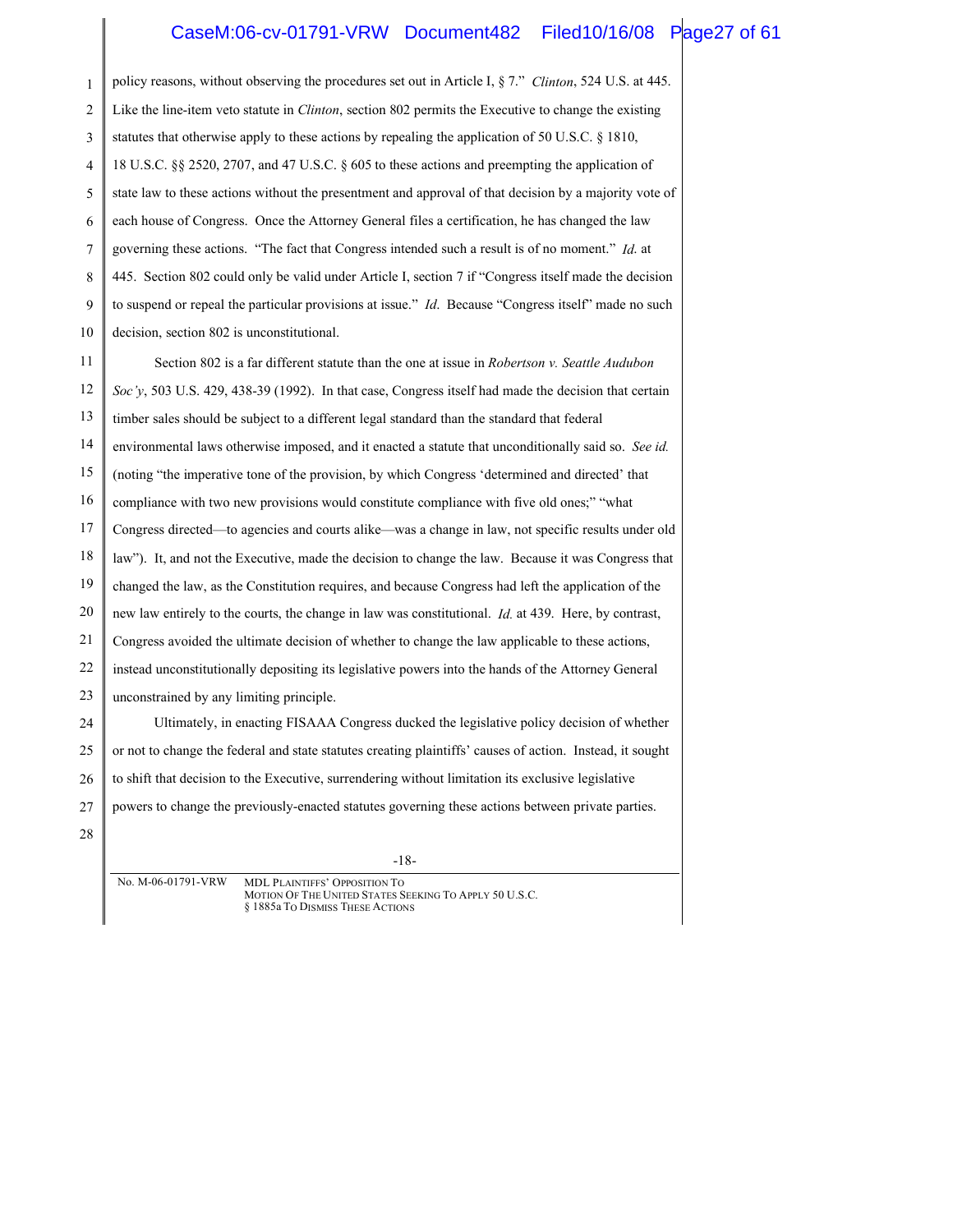policy reasons, without observing the procedures set out in Article I, § 7." *Clinton*, 524 U.S. at 445. Like the line-item veto statute in *Clinton*, section 802 permits the Executive to change the existing statutes that otherwise apply to these actions by repealing the application of 50 U.S.C. § 1810, 18 U.S.C. §§ 2520, 2707, and 47 U.S.C. § 605 to these actions and preempting the application of state law to these actions without the presentment and approval of that decision by a majority vote of each house of Congress. Once the Attorney General files a certification, he has changed the law governing these actions. "The fact that Congress intended such a result is of no moment." *Id.* at 445. Section 802 could only be valid under Article I, section 7 if "Congress itself made the decision to suspend or repeal the particular provisions at issue." *Id*. Because "Congress itself" made no such decision, section 802 is unconstitutional.

Section 802 is a far different statute than the one at issue in *Robertson v. Seattle Audubon Soc'y*, 503 U.S. 429, 438-39 (1992). In that case, Congress itself had made the decision that certain timber sales should be subject to a different legal standard than the standard that federal environmental laws otherwise imposed, and it enacted a statute that unconditionally said so. *See id.* (noting "the imperative tone of the provision, by which Congress 'determined and directed' that compliance with two new provisions would constitute compliance with five old ones;" "what Congress directed—to agencies and courts alike—was a change in law, not specific results under old law"). It, and not the Executive, made the decision to change the law. Because it was Congress that changed the law, as the Constitution requires, and because Congress had left the application of the new law entirely to the courts, the change in law was constitutional. *Id.* at 439. Here, by contrast, Congress avoided the ultimate decision of whether to change the law applicable to these actions, instead unconstitutionally depositing its legislative powers into the hands of the Attorney General unconstrained by any limiting principle.

Ultimately, in enacting FISAAA Congress ducked the legislative policy decision of whether or not to change the federal and state statutes creating plaintiffs' causes of action. Instead, it sought to shift that decision to the Executive, surrendering without limitation its exclusive legislative powers to change the previously-enacted statutes governing these actions between private parties.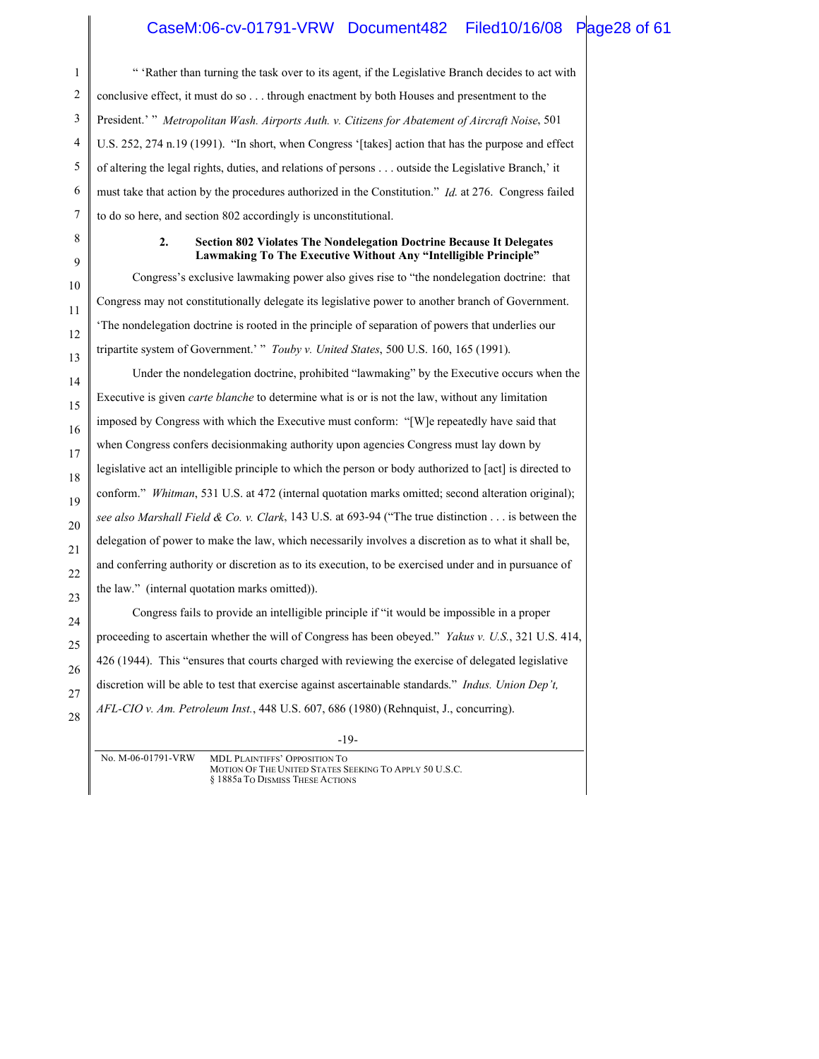" 'Rather than turning the task over to its agent, if the Legislative Branch decides to act with conclusive effect, it must do so . . . through enactment by both Houses and presentment to the President.' " *Metropolitan Wash. Airports Auth. v. Citizens for Abatement of Aircraft Noise*, 501 U.S. 252, 274 n.19 (1991). "In short, when Congress '[takes] action that has the purpose and effect of altering the legal rights, duties, and relations of persons . . . outside the Legislative Branch,' it must take that action by the procedures authorized in the Constitution." *Id.* at 276. Congress failed to do so here, and section 802 accordingly is unconstitutional.

### 2. Section 802 Violates The Nondelegation Doctrine Because It Delegates Lawmaking To The Executive Without Any "Intelligible Principle"

Congress's exclusive lawmaking power also gives rise to "the nondelegation doctrine: that Congress may not constitutionally delegate its legislative power to another branch of Government. 'The nondelegation doctrine is rooted in the principle of separation of powers that underlies our tripartite system of Government.' " *Touby v. United States*, 500 U.S. 160, 165 (1991).

Under the nondelegation doctrine, prohibited "lawmaking" by the Executive occurs when the Executive is given *carte blanche* to determine what is or is not the law, without any limitation imposed by Congress with which the Executive must conform: "[W]e repeatedly have said that when Congress confers decisionmaking authority upon agencies Congress must lay down by legislative act an intelligible principle to which the person or body authorized to [act] is directed to conform." *Whitman*, 531 U.S. at 472 (internal quotation marks omitted; second alteration original); *see also Marshall Field & Co. v. Clark*, 143 U.S. at 693-94 ("The true distinction . . . is between the delegation of power to make the law, which necessarily involves a discretion as to what it shall be, and conferring authority or discretion as to its execution, to be exercised under and in pursuance of the law." (internal quotation marks omitted)).

Congress fails to provide an intelligible principle if "it would be impossible in a proper proceeding to ascertain whether the will of Congress has been obeyed." *Yakus v. U.S.*, 321 U.S. 414, 426 (1944). This "ensures that courts charged with reviewing the exercise of delegated legislative discretion will be able to test that exercise against ascertainable standards." *Indus. Union Dep't, AFL-CIO v. Am. Petroleum Inst.*, 448 U.S. 607, 686 (1980) (Rehnquist, J., concurring).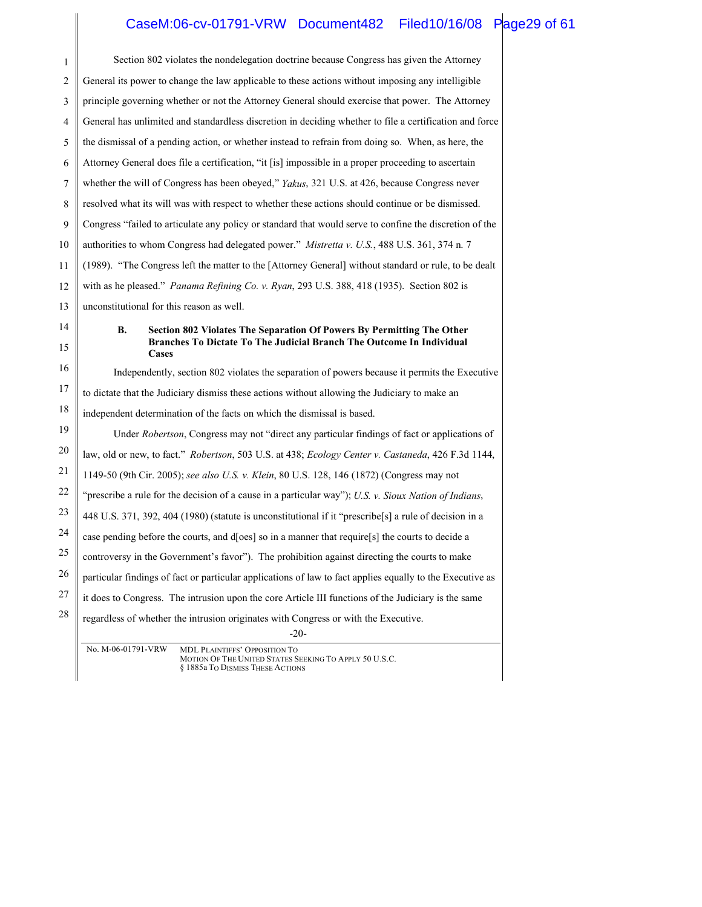Section 802 violates the nondelegation doctrine because Congress has given the Attorney General its power to change the law applicable to these actions without imposing any intelligible principle governing whether or not the Attorney General should exercise that power. The Attorney General has unlimited and standardless discretion in deciding whether to file a certification and force the dismissal of a pending action, or whether instead to refrain from doing so. When, as here, the Attorney General does file a certification, "it [is] impossible in a proper proceeding to ascertain whether the will of Congress has been obeyed," *Yakus*, 321 U.S. at 426, because Congress never resolved what its will was with respect to whether these actions should continue or be dismissed. Congress "failed to articulate any policy or standard that would serve to confine the discretion of the authorities to whom Congress had delegated power." *Mistretta v. U.S.*, 488 U.S. 361, 374 n. 7 (1989). "The Congress left the matter to the [Attorney General] without standard or rule, to be dealt with as he pleased." *Panama Refining Co. v. Ryan*, 293 U.S. 388, 418 (1935). Section 802 is unconstitutional for this reason as well.

### B. Section 802 Violates The Separation Of Powers By Permitting The Other Branches To Dictate To The Judicial Branch The Outcome In Individual Cases

Independently, section 802 violates the separation of powers because it permits the Executive to dictate that the Judiciary dismiss these actions without allowing the Judiciary to make an independent determination of the facts on which the dismissal is based.

Under *Robertson*, Congress may not "direct any particular findings of fact or applications of law, old or new, to fact." *Robertson*, 503 U.S. at 438; *Ecology Center v. Castaneda*, 426 F.3d 1144, 1149-50 (9th Cir. 2005); *see also U.S. v. Klein*, 80 U.S. 128, 146 (1872) (Congress may not "prescribe a rule for the decision of a cause in a particular way"); *U.S. v. Sioux Nation of Indians*, 448 U.S. 371, 392, 404 (1980) (statute is unconstitutional if it "prescribe[s] a rule of decision in a case pending before the courts, and d[oes] so in a manner that require[s] the courts to decide a controversy in the Government's favor"). The prohibition against directing the courts to make particular findings of fact or particular applications of law to fact applies equally to the Executive as it does to Congress. The intrusion upon the core Article III functions of the Judiciary is the same regardless of whether the intrusion originates with Congress or with the Executive.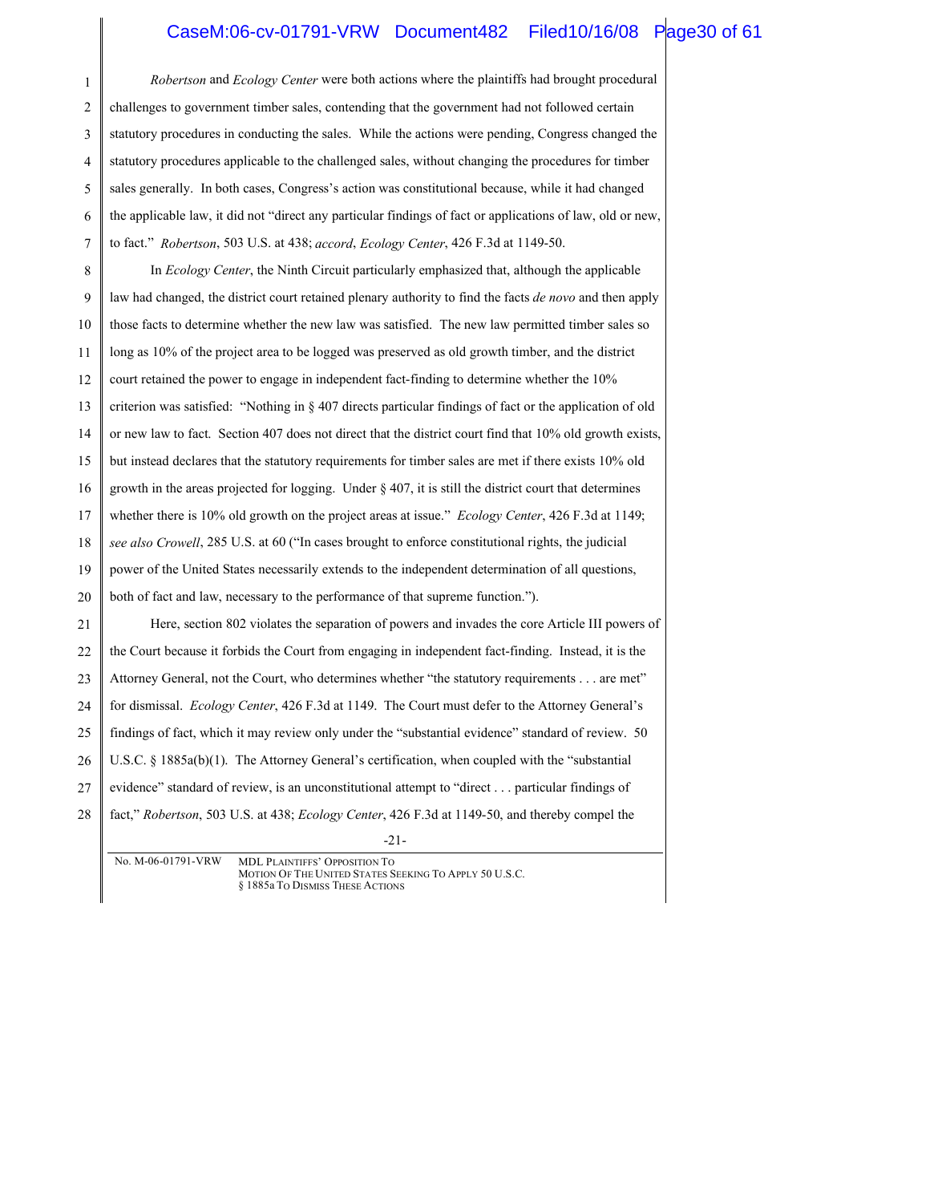*Robertson* and *Ecology Center* were both actions where the plaintiffs had brought procedural challenges to government timber sales, contending that the government had not followed certain statutory procedures in conducting the sales. While the actions were pending, Congress changed the statutory procedures applicable to the challenged sales, without changing the procedures for timber sales generally. In both cases, Congress's action was constitutional because, while it had changed the applicable law, it did not "direct any particular findings of fact or applications of law, old or new, to fact." *Robertson*, 503 U.S. at 438; *accord*, *Ecology Center*, 426 F.3d at 1149-50.

In *Ecology Center*, the Ninth Circuit particularly emphasized that, although the applicable law had changed, the district court retained plenary authority to find the facts *de novo* and then apply those facts to determine whether the new law was satisfied. The new law permitted timber sales so long as 10% of the project area to be logged was preserved as old growth timber, and the district court retained the power to engage in independent fact-finding to determine whether the 10% criterion was satisfied: "Nothing in § 407 directs particular findings of fact or the application of old or new law to fact. Section 407 does not direct that the district court find that 10% old growth exists, but instead declares that the statutory requirements for timber sales are met if there exists 10% old growth in the areas projected for logging. Under § 407, it is still the district court that determines whether there is 10% old growth on the project areas at issue." *Ecology Center*, 426 F.3d at 1149; *see also Crowell*, 285 U.S. at 60 ("In cases brought to enforce constitutional rights, the judicial power of the United States necessarily extends to the independent determination of all questions, both of fact and law, necessary to the performance of that supreme function.").

Here, section 802 violates the separation of powers and invades the core Article III powers of the Court because it forbids the Court from engaging in independent fact-finding. Instead, it is the Attorney General, not the Court, who determines whether "the statutory requirements . . . are met" for dismissal. *Ecology Center*, 426 F.3d at 1149. The Court must defer to the Attorney General's findings of fact, which it may review only under the "substantial evidence" standard of review. 50 U.S.C. § 1885a(b)(1). The Attorney General's certification, when coupled with the "substantial evidence" standard of review, is an unconstitutional attempt to "direct . . . particular findings of fact," *Robertson*, 503 U.S. at 438; *Ecology Center*, 426 F.3d at 1149-50, and thereby compel the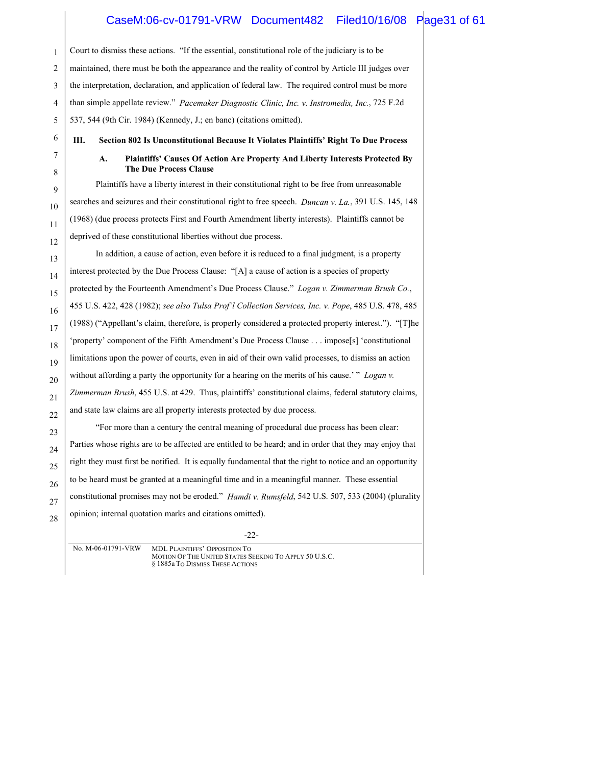Court to dismiss these actions. "If the essential, constitutional role of the judiciary is to be maintained, there must be both the appearance and the reality of control by Article III judges over the interpretation, declaration, and application of federal law. The required control must be more than simple appellate review." *Pacemaker Diagnostic Clinic, Inc. v. Instromedix, Inc.*, 725 F.2d 537, 544 (9th Cir. 1984) (Kennedy, J.; en banc) (citations omitted).

## III. Section 802 Is Unconstitutional Because It Violates Plaintiffs' Right To Due Process

### A. Plaintiffs' Causes Of Action Are Property And Liberty Interests Protected By The Due Process Clause

Plaintiffs have a liberty interest in their constitutional right to be free from unreasonable searches and seizures and their constitutional right to free speech. *Duncan v. La.*, 391 U.S. 145, 148 (1968) (due process protects First and Fourth Amendment liberty interests). Plaintiffs cannot be deprived of these constitutional liberties without due process.

In addition, a cause of action, even before it is reduced to a final judgment, is a property interest protected by the Due Process Clause: "[A] cause of action is a species of property protected by the Fourteenth Amendment's Due Process Clause." *Logan v. Zimmerman Brush Co.*, 455 U.S. 422, 428 (1982); *see also Tulsa Prof'l Collection Services, Inc. v. Pope*, 485 U.S. 478, 485 (1988) ("Appellant's claim, therefore, is properly considered a protected property interest."). "[T]he 'property' component of the Fifth Amendment's Due Process Clause . . . impose[s] 'constitutional limitations upon the power of courts, even in aid of their own valid processes, to dismiss an action without affording a party the opportunity for a hearing on the merits of his cause.' " *Logan v. Zimmerman Brush*, 455 U.S. at 429. Thus, plaintiffs' constitutional claims, federal statutory claims, and state law claims are all property interests protected by due process.

"For more than a century the central meaning of procedural due process has been clear: Parties whose rights are to be affected are entitled to be heard; and in order that they may enjoy that right they must first be notified. It is equally fundamental that the right to notice and an opportunity to be heard must be granted at a meaningful time and in a meaningful manner. These essential constitutional promises may not be eroded." *Hamdi v. Rumsfeld*, 542 U.S. 507, 533 (2004) (plurality opinion; internal quotation marks and citations omitted).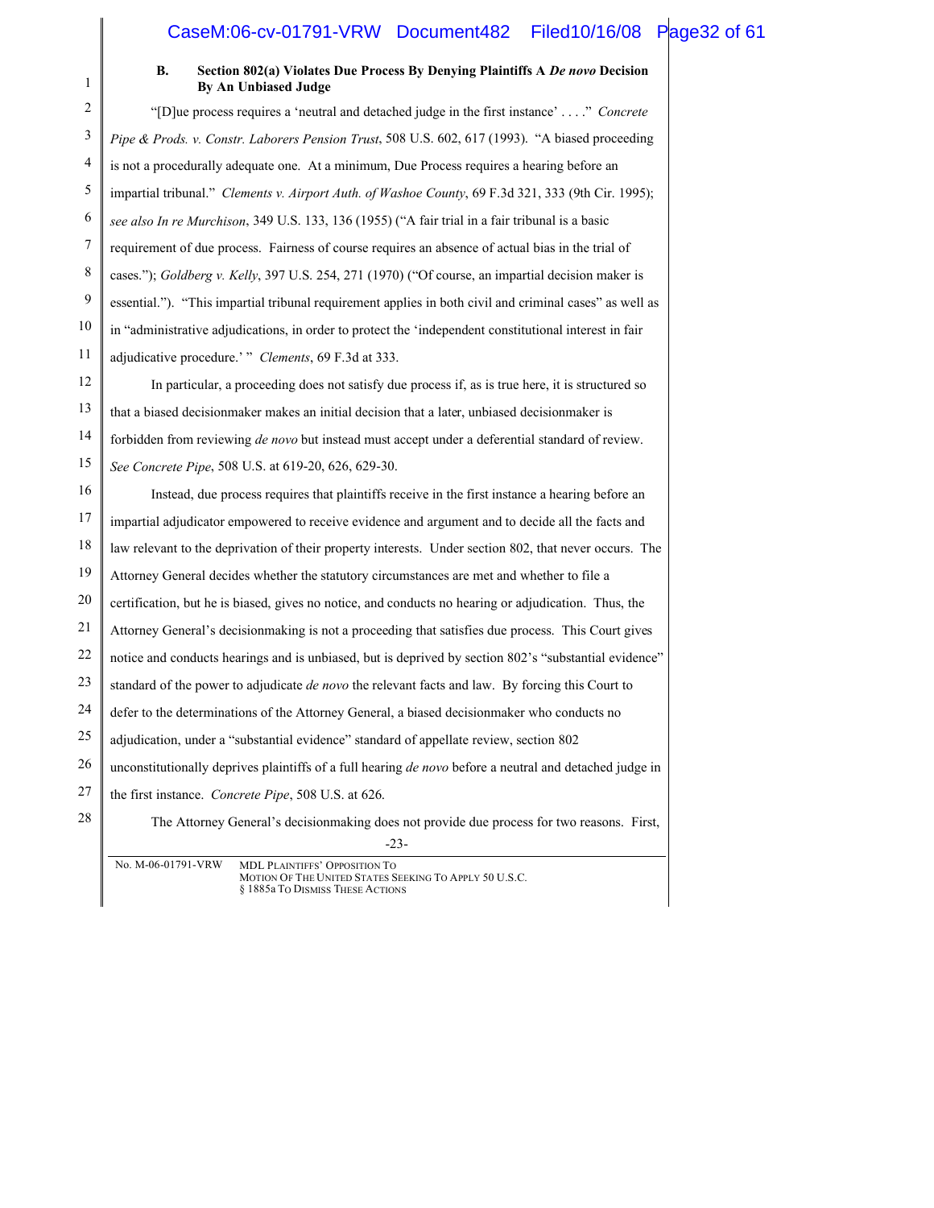### B. Section 802(a) Violates Due Process By Denying Plaintiffs A *De novo* Decision By An Unbiased Judge

"[D]ue process requires a 'neutral and detached judge in the first instance' . . . ." *Concrete Pipe & Prods. v. Constr. Laborers Pension Trust*, 508 U.S. 602, 617 (1993). "A biased proceeding is not a procedurally adequate one. At a minimum, Due Process requires a hearing before an impartial tribunal." *Clements v. Airport Auth. of Washoe County*, 69 F.3d 321, 333 (9th Cir. 1995); *see also In re Murchison*, 349 U.S. 133, 136 (1955) ("A fair trial in a fair tribunal is a basic requirement of due process. Fairness of course requires an absence of actual bias in the trial of cases."); *Goldberg v. Kelly*, 397 U.S. 254, 271 (1970) ("Of course, an impartial decision maker is essential."). "This impartial tribunal requirement applies in both civil and criminal cases" as well as in "administrative adjudications, in order to protect the 'independent constitutional interest in fair adjudicative procedure.' " *Clements*, 69 F.3d at 333.

In particular, a proceeding does not satisfy due process if, as is true here, it is structured so that a biased decisionmaker makes an initial decision that a later, unbiased decisionmaker is forbidden from reviewing *de novo* but instead must accept under a deferential standard of review. *See Concrete Pipe*, 508 U.S. at 619-20, 626, 629-30.

Instead, due process requires that plaintiffs receive in the first instance a hearing before an impartial adjudicator empowered to receive evidence and argument and to decide all the facts and law relevant to the deprivation of their property interests. Under section 802, that never occurs. The Attorney General decides whether the statutory circumstances are met and whether to file a certification, but he is biased, gives no notice, and conducts no hearing or adjudication. Thus, the Attorney General's decisionmaking is not a proceeding that satisfies due process. This Court gives notice and conducts hearings and is unbiased, but is deprived by section 802's "substantial evidence" standard of the power to adjudicate *de novo* the relevant facts and law. By forcing this Court to defer to the determinations of the Attorney General, a biased decisionmaker who conducts no adjudication, under a "substantial evidence" standard of appellate review, section 802 unconstitutionally deprives plaintiffs of a full hearing *de novo* before a neutral and detached judge in the first instance. *Concrete Pipe*, 508 U.S. at 626.

The Attorney General's decisionmaking does not provide due process for two reasons. First,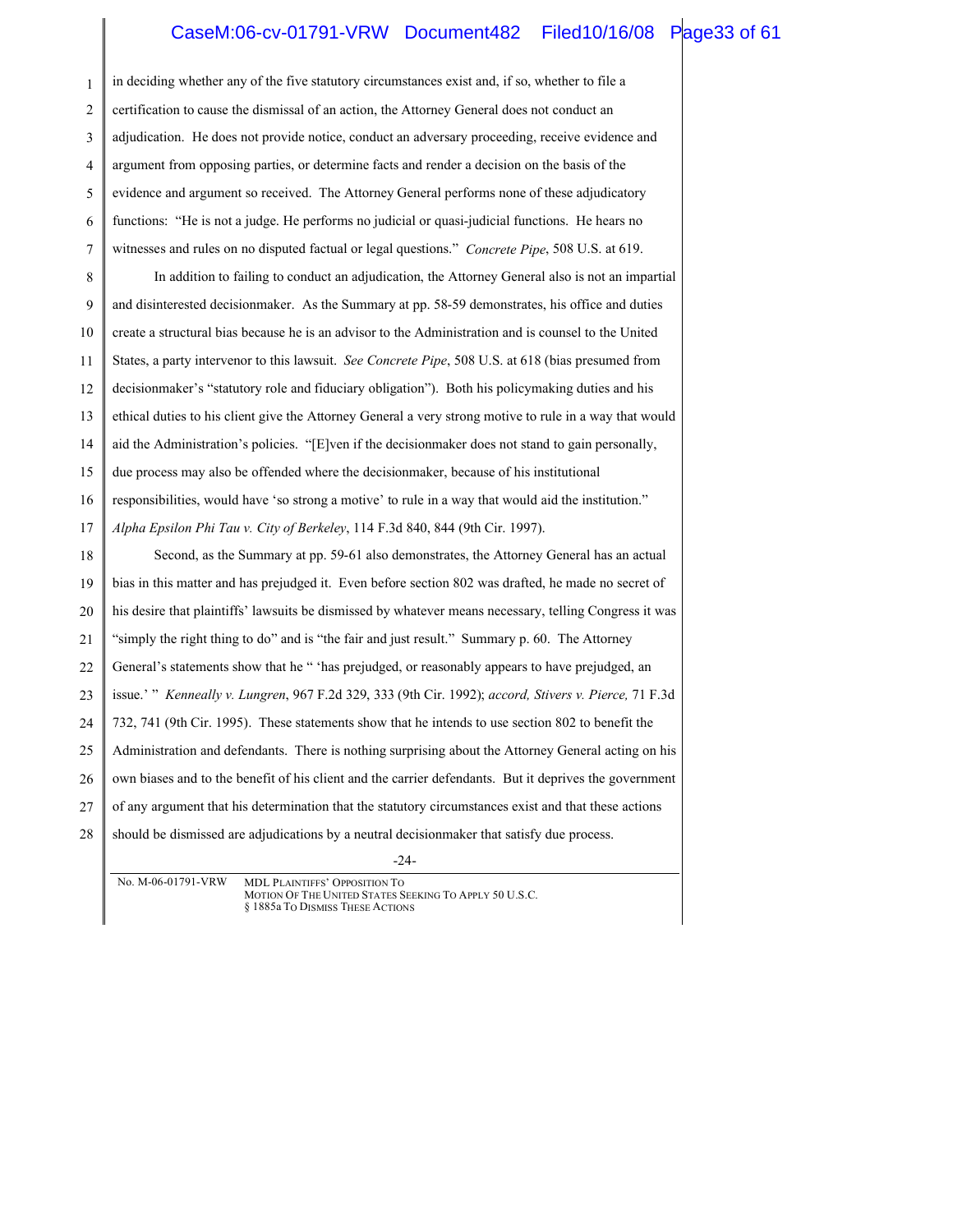in deciding whether any of the five statutory circumstances exist and, if so, whether to file a certification to cause the dismissal of an action, the Attorney General does not conduct an adjudication. He does not provide notice, conduct an adversary proceeding, receive evidence and argument from opposing parties, or determine facts and render a decision on the basis of the evidence and argument so received. The Attorney General performs none of these adjudicatory functions: "He is not a judge. He performs no judicial or quasi-judicial functions. He hears no witnesses and rules on no disputed factual or legal questions." *Concrete Pipe*, 508 U.S. at 619.

In addition to failing to conduct an adjudication, the Attorney General also is not an impartial and disinterested decisionmaker. As the Summary at pp. 58-59 demonstrates, his office and duties create a structural bias because he is an advisor to the Administration and is counsel to the United States, a party intervenor to this lawsuit. *See Concrete Pipe*, 508 U.S. at 618 (bias presumed from decisionmaker's "statutory role and fiduciary obligation"). Both his policymaking duties and his ethical duties to his client give the Attorney General a very strong motive to rule in a way that would aid the Administration's policies. "[E]ven if the decisionmaker does not stand to gain personally, due process may also be offended where the decisionmaker, because of his institutional responsibilities, would have 'so strong a motive' to rule in a way that would aid the institution." *Alpha Epsilon Phi Tau v. City of Berkeley*, 114 F.3d 840, 844 (9th Cir. 1997).

Second, as the Summary at pp. 59-61 also demonstrates, the Attorney General has an actual bias in this matter and has prejudged it. Even before section 802 was drafted, he made no secret of his desire that plaintiffs' lawsuits be dismissed by whatever means necessary, telling Congress it was "simply the right thing to do" and is "the fair and just result." Summary p. 60. The Attorney General's statements show that he " 'has prejudged, or reasonably appears to have prejudged, an issue.' " *Kenneally v. Lungren*, 967 F.2d 329, 333 (9th Cir. 1992); *accord, Stivers v. Pierce,* 71 F.3d 732, 741 (9th Cir. 1995). These statements show that he intends to use section 802 to benefit the Administration and defendants. There is nothing surprising about the Attorney General acting on his own biases and to the benefit of his client and the carrier defendants. But it deprives the government of any argument that his determination that the statutory circumstances exist and that these actions should be dismissed are adjudications by a neutral decisionmaker that satisfy due process.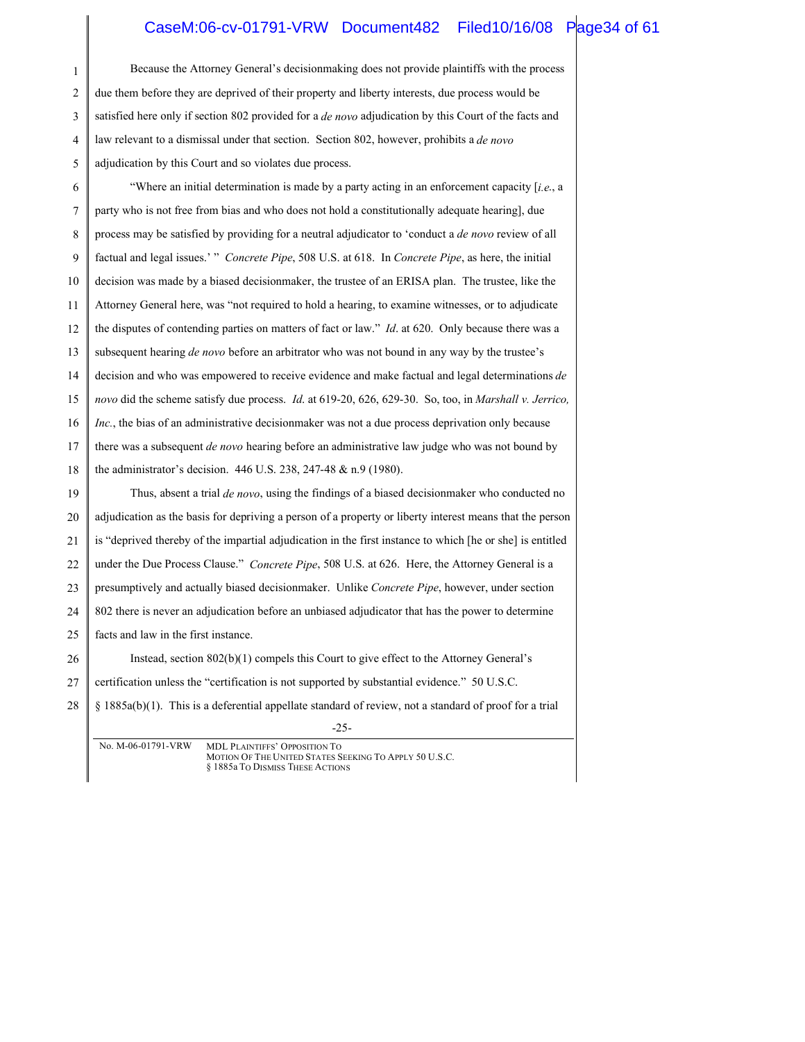Because the Attorney General's decisionmaking does not provide plaintiffs with the process due them before they are deprived of their property and liberty interests, due process would be satisfied here only if section 802 provided for a *de novo* adjudication by this Court of the facts and law relevant to a dismissal under that section. Section 802, however, prohibits a *de novo* adjudication by this Court and so violates due process.

"Where an initial determination is made by a party acting in an enforcement capacity [*i.e.*, a party who is not free from bias and who does not hold a constitutionally adequate hearing], due process may be satisfied by providing for a neutral adjudicator to 'conduct a *de novo* review of all factual and legal issues.' " *Concrete Pipe*, 508 U.S. at 618. In *Concrete Pipe*, as here, the initial decision was made by a biased decisionmaker, the trustee of an ERISA plan. The trustee, like the Attorney General here, was "not required to hold a hearing, to examine witnesses, or to adjudicate the disputes of contending parties on matters of fact or law." *Id*. at 620. Only because there was a subsequent hearing *de novo* before an arbitrator who was not bound in any way by the trustee's decision and who was empowered to receive evidence and make factual and legal determinations *de novo* did the scheme satisfy due process. *Id*. at 619-20, 626, 629-30. So, too, in *Marshall v. Jerrico, Inc.*, the bias of an administrative decisionmaker was not a due process deprivation only because there was a subsequent *de novo* hearing before an administrative law judge who was not bound by the administrator's decision. 446 U.S. 238, 247-48 & n.9 (1980).

Thus, absent a trial *de novo*, using the findings of a biased decisionmaker who conducted no adjudication as the basis for depriving a person of a property or liberty interest means that the person is "deprived thereby of the impartial adjudication in the first instance to which [he or she] is entitled under the Due Process Clause." *Concrete Pipe*, 508 U.S. at 626. Here, the Attorney General is a presumptively and actually biased decisionmaker. Unlike *Concrete Pipe*, however, under section 802 there is never an adjudication before an unbiased adjudicator that has the power to determine facts and law in the first instance.

Instead, section 802(b)(1) compels this Court to give effect to the Attorney General's certification unless the "certification is not supported by substantial evidence." 50 U.S.C. § 1885a(b)(1). This is a deferential appellate standard of review, not a standard of proof for a trial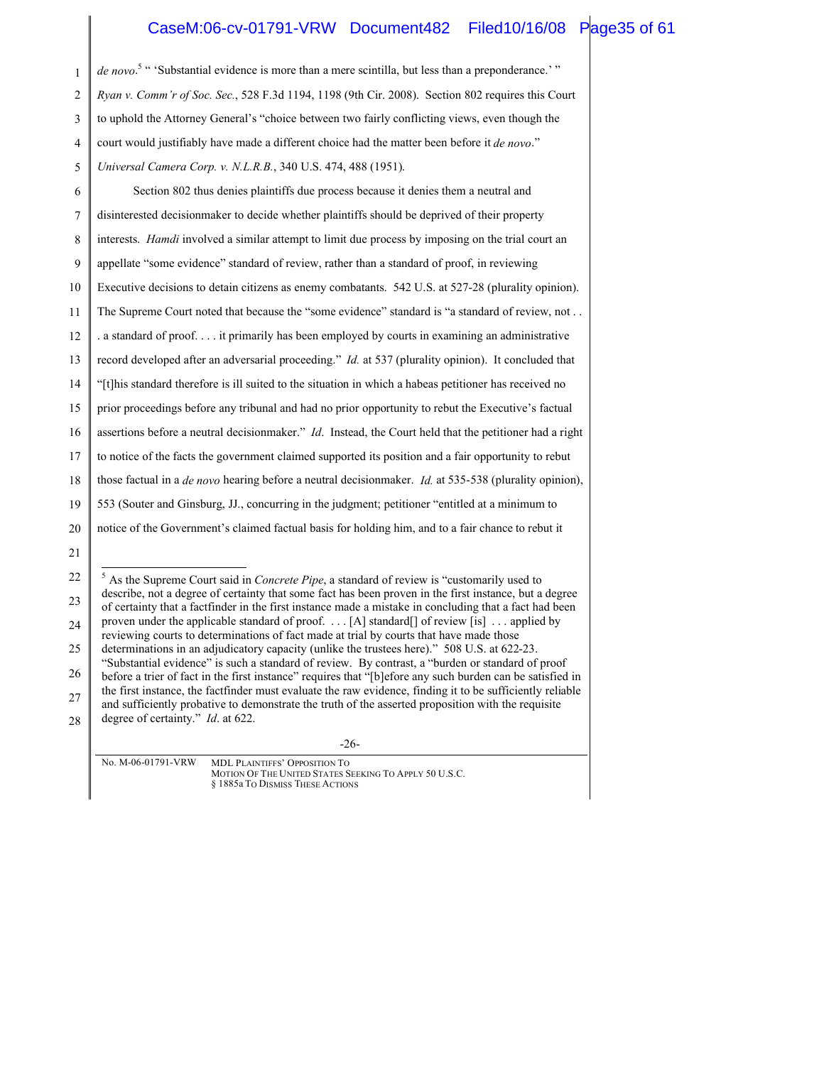*de novo*.[5] " 'Substantial evidence is more than a mere scintilla, but less than a preponderance.' " *Ryan v. Comm'r of Soc. Sec.*, 528 F.3d 1194, 1198 (9th Cir. 2008). Section 802 requires this Court to uphold the Attorney General's "choice between two fairly conflicting views, even though the court would justifiably have made a different choice had the matter been before it *de novo*." *Universal Camera Corp. v. N.L.R.B.*, 340 U.S. 474, 488 (1951).

Section 802 thus denies plaintiffs due process because it denies them a neutral and disinterested decisionmaker to decide whether plaintiffs should be deprived of their property interests. *Hamdi* involved a similar attempt to limit due process by imposing on the trial court an appellate "some evidence" standard of review, rather than a standard of proof, in reviewing Executive decisions to detain citizens as enemy combatants. 542 U.S. at 527-28 (plurality opinion). The Supreme Court noted that because the "some evidence" standard is "a standard of review, not . . . a standard of proof. . . . it primarily has been employed by courts in examining an administrative record developed after an adversarial proceeding." *Id.* at 537 (plurality opinion). It concluded that "[t]his standard therefore is ill suited to the situation in which a habeas petitioner has received no prior proceedings before any tribunal and had no prior opportunity to rebut the Executive's factual assertions before a neutral decisionmaker." *Id*. Instead, the Court held that the petitioner had a right to notice of the facts the government claimed supported its position and a fair opportunity to rebut those factual in a *de novo* hearing before a neutral decisionmaker. *Id.* at 535-538 (plurality opinion), 553 (Souter and Ginsburg, JJ., concurring in the judgment; petitioner "entitled at a minimum to notice of the Government's claimed factual basis for holding him, and to a fair chance to rebut it

---

[5] As the Supreme Court said in *Concrete Pipe*, a standard of review is "customarily used to describe, not a degree of certainty that some fact has been proven in the first instance, but a degree of certainty that a factfinder in the first instance made a mistake in concluding that a fact had been proven under the applicable standard of proof. . . . [A] standard[] of review [is] . . . applied by reviewing courts to determinations of fact made at trial by courts that have made those determinations in an adjudicatory capacity (unlike the trustees here)." 508 U.S. at 622-23. "Substantial evidence" is such a standard of review. By contrast, a "burden or standard of proof before a trier of fact in the first instance" requires that "[b]efore any such burden can be satisfied in the first instance, the factfinder must evaluate the raw evidence, finding it to be sufficiently reliable and sufficiently probative to demonstrate the truth of the asserted proposition with the requisite degree of certainty." *Id*. at 622.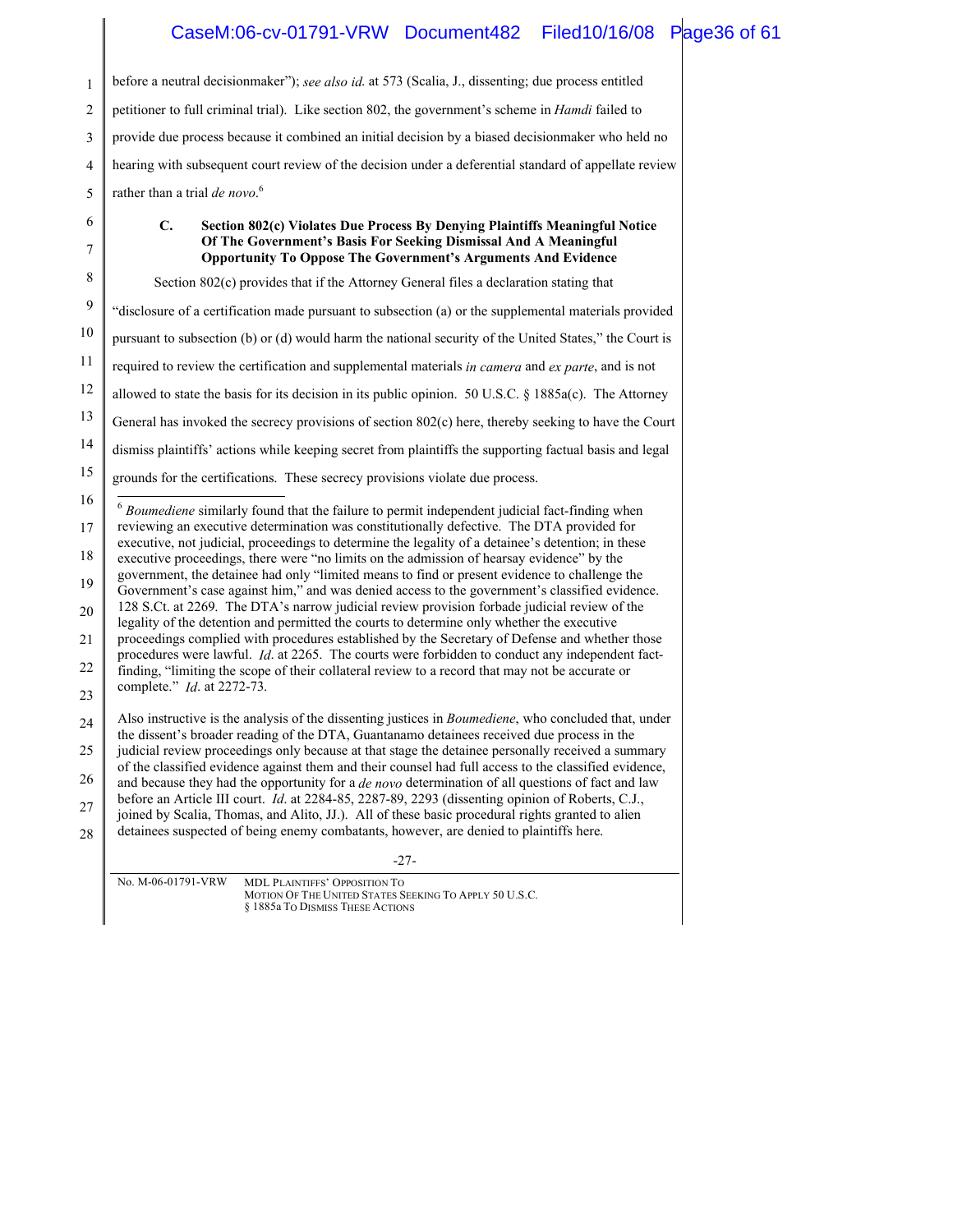before a neutral decisionmaker"); *see also id.* at 573 (Scalia, J., dissenting; due process entitled petitioner to full criminal trial). Like section 802, the government's scheme in *Hamdi* failed to provide due process because it combined an initial decision by a biased decisionmaker who held no hearing with subsequent court review of the decision under a deferential standard of appellate review rather than a trial *de novo*.[6]

### C. Section 802(c) Violates Due Process By Denying Plaintiffs Meaningful Notice Of The Government's Basis For Seeking Dismissal And A Meaningful Opportunity To Oppose The Government's Arguments And Evidence

Section 802(c) provides that if the Attorney General files a declaration stating that "disclosure of a certification made pursuant to subsection (a) or the supplemental materials provided pursuant to subsection (b) or (d) would harm the national security of the United States," the Court is required to review the certification and supplemental materials *in camera* and *ex parte*, and is not allowed to state the basis for its decision in its public opinion. 50 U.S.C. § 1885a(c). The Attorney General has invoked the secrecy provisions of section 802(c) here, thereby seeking to have the Court dismiss plaintiffs' actions while keeping secret from plaintiffs the supporting factual basis and legal grounds for the certifications. These secrecy provisions violate due process.

---

[6] *Boumediene* similarly found that the failure to permit independent judicial fact-finding when reviewing an executive determination was constitutionally defective. The DTA provided for executive, not judicial, proceedings to determine the legality of a detainee's detention; in these executive proceedings, there were "no limits on the admission of hearsay evidence" by the government, the detainee had only "limited means to find or present evidence to challenge the Government's case against him," and was denied access to the government's classified evidence. 128 S.Ct. at 2269. The DTA's narrow judicial review provision forbade judicial review of the legality of the detention and permitted the courts to determine only whether the executive proceedings complied with procedures established by the Secretary of Defense and whether those procedures were lawful. *Id*. at 2265. The courts were forbidden to conduct any independent fact-finding, "limiting the scope of their collateral review to a record that may not be accurate or complete." *Id*. at 2272-73.

Also instructive is the analysis of the dissenting justices in *Boumediene*, who concluded that, under the dissent's broader reading of the DTA, Guantanamo detainees received due process in the judicial review proceedings only because at that stage the detainee personally received a summary of the classified evidence against them and their counsel had full access to the classified evidence, and because they had the opportunity for a *de novo* determination of all questions of fact and law before an Article III court. *Id*. at 2284-85, 2287-89, 2293 (dissenting opinion of Roberts, C.J., joined by Scalia, Thomas, and Alito, JJ.). All of these basic procedural rights granted to alien detainees suspected of being enemy combatants, however, are denied to plaintiffs here.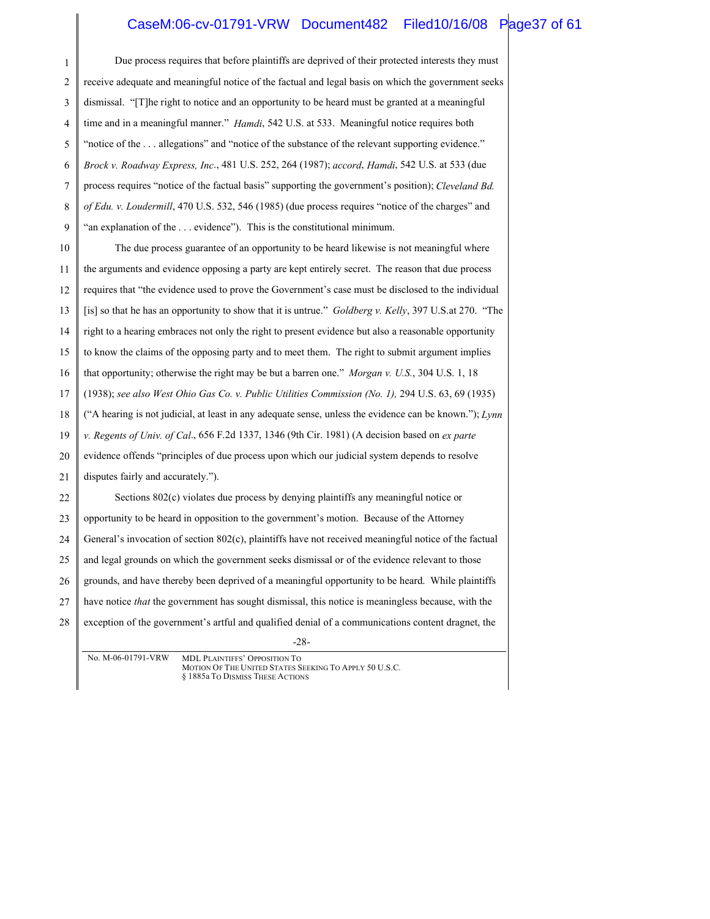Due process requires that before plaintiffs are deprived of their protected interests they must receive adequate and meaningful notice of the factual and legal basis on which the government seeks dismissal. "[T]he right to notice and an opportunity to be heard must be granted at a meaningful time and in a meaningful manner." *Hamdi*, 542 U.S. at 533. Meaningful notice requires both "notice of the . . . allegations" and "notice of the substance of the relevant supporting evidence." *Brock v. Roadway Express, Inc*., 481 U.S. 252, 264 (1987); *accord*, *Hamdi*, 542 U.S. at 533 (due process requires "notice of the factual basis" supporting the government's position); *Cleveland Bd. of Edu. v. Loudermill*, 470 U.S. 532, 546 (1985) (due process requires "notice of the charges" and "an explanation of the . . . evidence"). This is the constitutional minimum.

The due process guarantee of an opportunity to be heard likewise is not meaningful where the arguments and evidence opposing a party are kept entirely secret. The reason that due process requires that "the evidence used to prove the Government's case must be disclosed to the individual [is] so that he has an opportunity to show that it is untrue." *Goldberg v. Kelly*, 397 U.S.at 270. "The right to a hearing embraces not only the right to present evidence but also a reasonable opportunity to know the claims of the opposing party and to meet them. The right to submit argument implies that opportunity; otherwise the right may be but a barren one." *Morgan v. U.S.*, 304 U.S. 1, 18 (1938); *see also West Ohio Gas Co. v. Public Utilities Commission (No. 1),* 294 U.S. 63, 69 (1935) ("A hearing is not judicial, at least in any adequate sense, unless the evidence can be known."); *Lynn v. Regents of Univ. of Cal*., 656 F.2d 1337, 1346 (9th Cir. 1981) (A decision based on *ex parte* evidence offends "principles of due process upon which our judicial system depends to resolve disputes fairly and accurately.").

Sections 802(c) violates due process by denying plaintiffs any meaningful notice or opportunity to be heard in opposition to the government's motion. Because of the Attorney General's invocation of section 802(c), plaintiffs have not received meaningful notice of the factual and legal grounds on which the government seeks dismissal or of the evidence relevant to those grounds, and have thereby been deprived of a meaningful opportunity to be heard. While plaintiffs have notice *that* the government has sought dismissal, this notice is meaningless because, with the exception of the government's artful and qualified denial of a communications content dragnet, the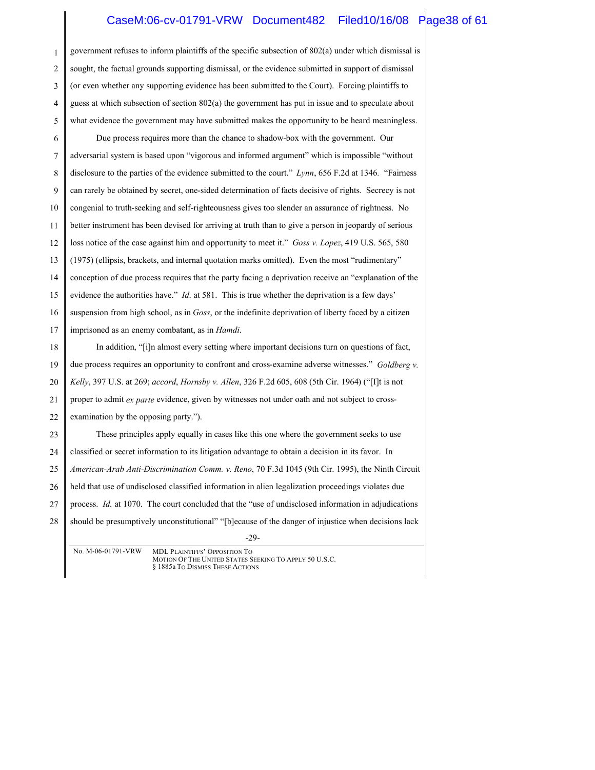government refuses to inform plaintiffs of the specific subsection of 802(a) under which dismissal is sought, the factual grounds supporting dismissal, or the evidence submitted in support of dismissal (or even whether any supporting evidence has been submitted to the Court). Forcing plaintiffs to guess at which subsection of section 802(a) the government has put in issue and to speculate about what evidence the government may have submitted makes the opportunity to be heard meaningless.

Due process requires more than the chance to shadow-box with the government. Our adversarial system is based upon "vigorous and informed argument" which is impossible "without disclosure to the parties of the evidence submitted to the court." *Lynn*, 656 F.2d at 1346. "Fairness can rarely be obtained by secret, one-sided determination of facts decisive of rights. Secrecy is not congenial to truth-seeking and self-righteousness gives too slender an assurance of rightness. No better instrument has been devised for arriving at truth than to give a person in jeopardy of serious loss notice of the case against him and opportunity to meet it." *Goss v. Lopez*, 419 U.S. 565, 580 (1975) (ellipsis, brackets, and internal quotation marks omitted). Even the most "rudimentary" conception of due process requires that the party facing a deprivation receive an "explanation of the evidence the authorities have." *Id*. at 581. This is true whether the deprivation is a few days' suspension from high school, as in *Goss*, or the indefinite deprivation of liberty faced by a citizen imprisoned as an enemy combatant, as in *Hamdi*.

In addition, "[i]n almost every setting where important decisions turn on questions of fact, due process requires an opportunity to confront and cross-examine adverse witnesses." *Goldberg v. Kelly*, 397 U.S. at 269; *accord*, *Hornsby v. Allen*, 326 F.2d 605, 608 (5th Cir. 1964) ("[I]t is not proper to admit *ex parte* evidence, given by witnesses not under oath and not subject to cross-examination by the opposing party.").

These principles apply equally in cases like this one where the government seeks to use classified or secret information to its litigation advantage to obtain a decision in its favor. In *American-Arab Anti-Discrimination Comm. v. Reno*, 70 F.3d 1045 (9th Cir. 1995), the Ninth Circuit held that use of undisclosed classified information in alien legalization proceedings violates due process. *Id.* at 1070. The court concluded that the "use of undisclosed information in adjudications should be presumptively unconstitutional" "[b]ecause of the danger of injustice when decisions lack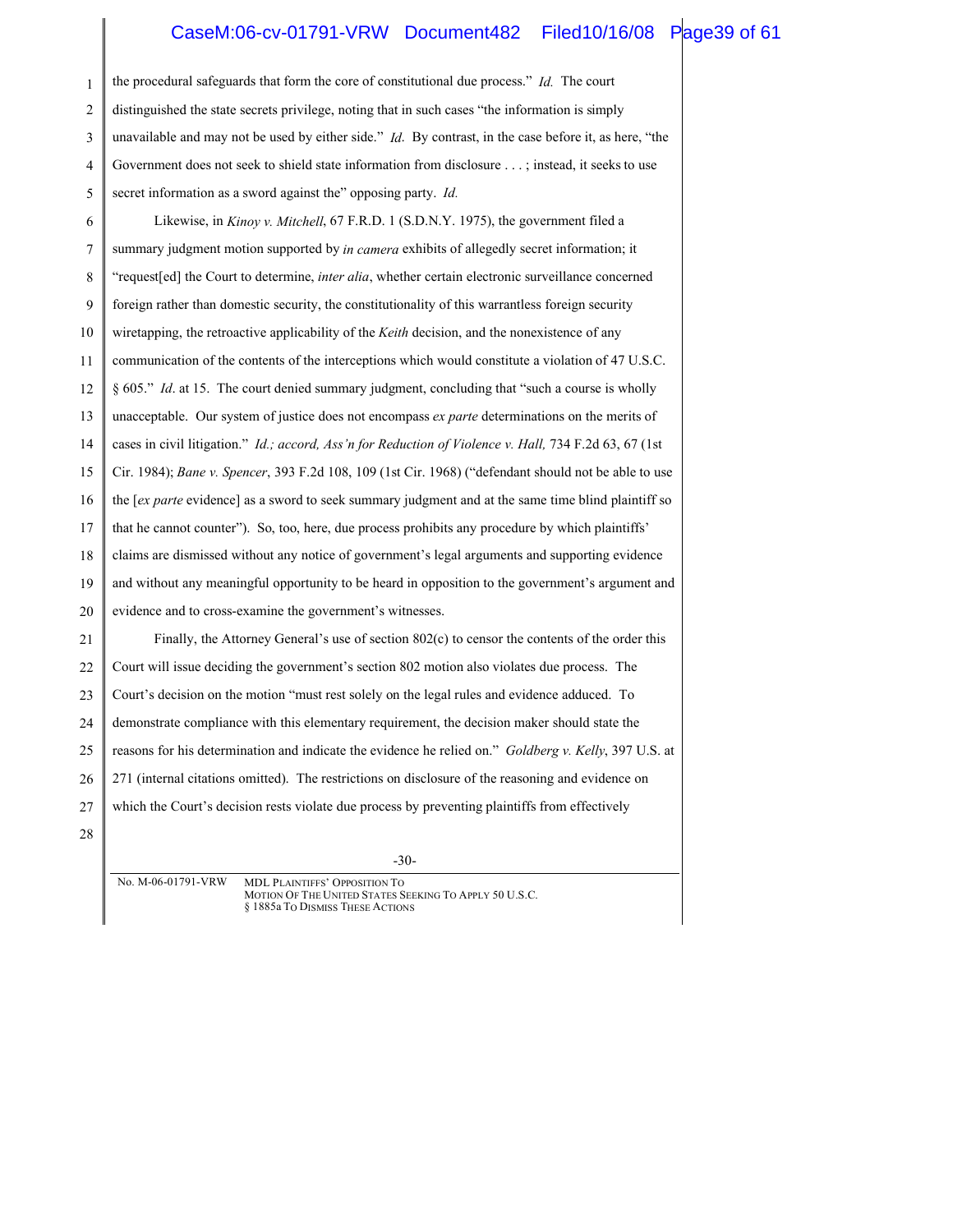the procedural safeguards that form the core of constitutional due process." *Id.* The court distinguished the state secrets privilege, noting that in such cases "the information is simply unavailable and may not be used by either side." *Id*. By contrast, in the case before it, as here, "the Government does not seek to shield state information from disclosure . . . ; instead, it seeks to use secret information as a sword against the" opposing party. *Id.*

Likewise, in *Kinoy v. Mitchell*, 67 F.R.D. 1 (S.D.N.Y. 1975), the government filed a summary judgment motion supported by *in camera* exhibits of allegedly secret information; it "request[ed] the Court to determine, *inter alia*, whether certain electronic surveillance concerned foreign rather than domestic security, the constitutionality of this warrantless foreign security wiretapping, the retroactive applicability of the *Keith* decision, and the nonexistence of any communication of the contents of the interceptions which would constitute a violation of 47 U.S.C. § 605." *Id*. at 15. The court denied summary judgment, concluding that "such a course is wholly unacceptable. Our system of justice does not encompass *ex parte* determinations on the merits of cases in civil litigation." *Id.; accord, Ass'n for Reduction of Violence v. Hall,* 734 F.2d 63, 67 (1st Cir. 1984); *Bane v. Spencer*, 393 F.2d 108, 109 (1st Cir. 1968) ("defendant should not be able to use the [*ex parte* evidence] as a sword to seek summary judgment and at the same time blind plaintiff so that he cannot counter"). So, too, here, due process prohibits any procedure by which plaintiffs' claims are dismissed without any notice of government's legal arguments and supporting evidence and without any meaningful opportunity to be heard in opposition to the government's argument and evidence and to cross-examine the government's witnesses.

Finally, the Attorney General's use of section 802(c) to censor the contents of the order this Court will issue deciding the government's section 802 motion also violates due process. The Court's decision on the motion "must rest solely on the legal rules and evidence adduced. To demonstrate compliance with this elementary requirement, the decision maker should state the reasons for his determination and indicate the evidence he relied on." *Goldberg v. Kelly*, 397 U.S. at 271 (internal citations omitted). The restrictions on disclosure of the reasoning and evidence on which the Court's decision rests violate due process by preventing plaintiffs from effectively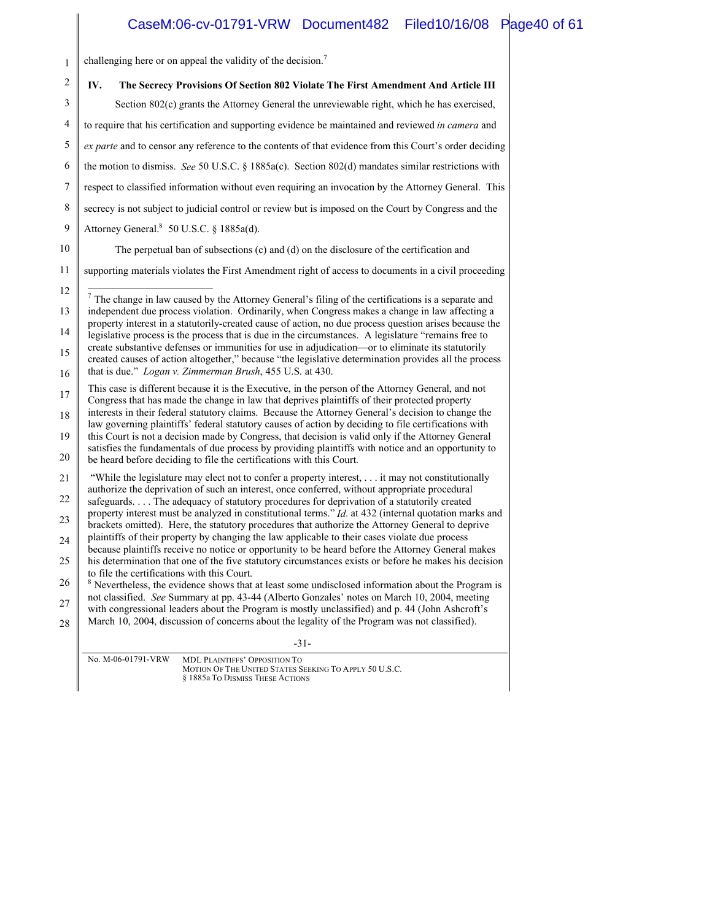challenging here or on appeal the validity of the decision.[7]

## IV. The Secrecy Provisions Of Section 802 Violate The First Amendment And Article III

Section 802(c) grants the Attorney General the unreviewable right, which he has exercised, to require that his certification and supporting evidence be maintained and reviewed *in camera* and *ex parte* and to censor any reference to the contents of that evidence from this Court's order deciding the motion to dismiss. *See* 50 U.S.C. § 1885a(c). Section 802(d) mandates similar restrictions with respect to classified information without even requiring an invocation by the Attorney General. This secrecy is not subject to judicial control or review but is imposed on the Court by Congress and the Attorney General.[8] 50 U.S.C. § 1885a(d).

The perpetual ban of subsections (c) and (d) on the disclosure of the certification and supporting materials violates the First Amendment right of access to documents in a civil proceeding

---

[7] The change in law caused by the Attorney General's filing of the certifications is a separate and independent due process violation. Ordinarily, when Congress makes a change in law affecting a property interest in a statutorily-created cause of action, no due process question arises because the legislative process is the process that is due in the circumstances. A legislature "remains free to create substantive defenses or immunities for use in adjudication—or to eliminate its statutorily created causes of action altogether," because "the legislative determination provides all the process that is due." *Logan v. Zimmerman Brush*, 455 U.S. at 430.

This case is different because it is the Executive, in the person of the Attorney General, and not Congress that has made the change in law that deprives plaintiffs of their protected property interests in their federal statutory claims. Because the Attorney General's decision to change the law governing plaintiffs' federal statutory causes of action by deciding to file certifications with this Court is not a decision made by Congress, that decision is valid only if the Attorney General satisfies the fundamentals of due process by providing plaintiffs with notice and an opportunity to be heard before deciding to file the certifications with this Court.

"While the legislature may elect not to confer a property interest, . . . it may not constitutionally authorize the deprivation of such an interest, once conferred, without appropriate procedural safeguards. . . . The adequacy of statutory procedures for deprivation of a statutorily created property interest must be analyzed in constitutional terms." *Id.* at 432 (internal quotation marks and brackets omitted). Here, the statutory procedures that authorize the Attorney General to deprive plaintiffs of their property by changing the law applicable to their cases violate due process because plaintiffs receive no notice or opportunity to be heard before the Attorney General makes his determination that one of the five statutory circumstances exists or before he makes his decision to file the certifications with this Court.

[8] Nevertheless, the evidence shows that at least some undisclosed information about the Program is not classified. *See* Summary at pp. 43-44 (Alberto Gonzales' notes on March 10, 2004, meeting with congressional leaders about the Program is mostly unclassified) and p. 44 (John Ashcroft's March 10, 2004, discussion of concerns about the legality of the Program was not classified).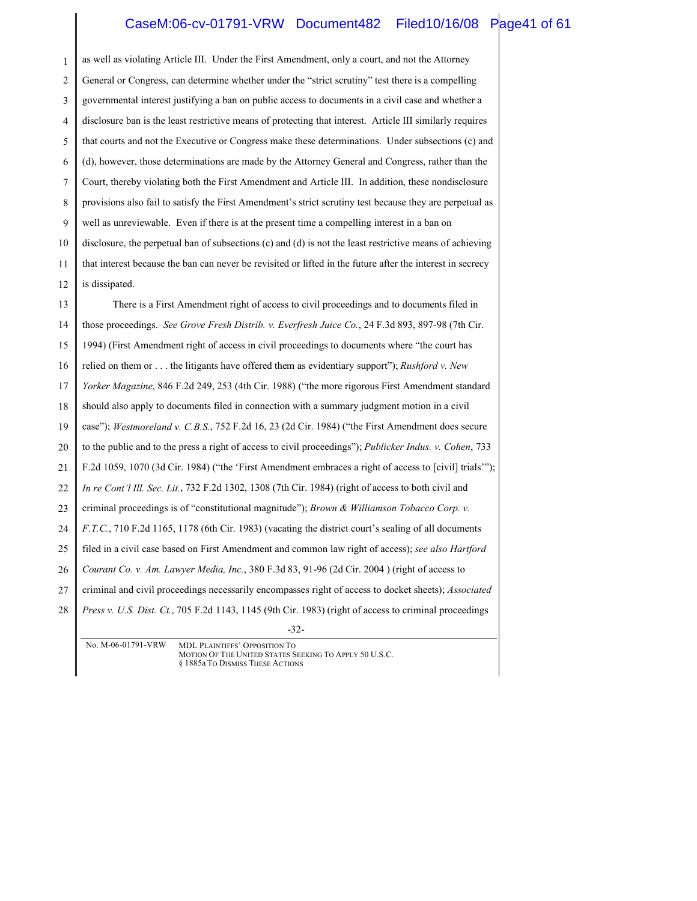as well as violating Article III. Under the First Amendment, only a court, and not the Attorney General or Congress, can determine whether under the "strict scrutiny" test there is a compelling governmental interest justifying a ban on public access to documents in a civil case and whether a disclosure ban is the least restrictive means of protecting that interest. Article III similarly requires that courts and not the Executive or Congress make these determinations. Under subsections (c) and (d), however, those determinations are made by the Attorney General and Congress, rather than the Court, thereby violating both the First Amendment and Article III. In addition, these nondisclosure provisions also fail to satisfy the First Amendment's strict scrutiny test because they are perpetual as well as unreviewable. Even if there is at the present time a compelling interest in a ban on disclosure, the perpetual ban of subsections (c) and (d) is not the least restrictive means of achieving that interest because the ban can never be revisited or lifted in the future after the interest in secrecy is dissipated.

There is a First Amendment right of access to civil proceedings and to documents filed in those proceedings. *See Grove Fresh Distrib. v. Everfresh Juice Co.*, 24 F.3d 893, 897-98 (7th Cir. 1994) (First Amendment right of access in civil proceedings to documents where "the court has relied on them or . . . the litigants have offered them as evidentiary support"); *Rushford v. New Yorker Magazine*, 846 F.2d 249, 253 (4th Cir. 1988) ("the more rigorous First Amendment standard should also apply to documents filed in connection with a summary judgment motion in a civil case"); *Westmoreland v. C.B.S.*, 752 F.2d 16, 23 (2d Cir. 1984) ("the First Amendment does secure to the public and to the press a right of access to civil proceedings"); *Publicker Indus. v. Cohen*, 733 F.2d 1059, 1070 (3d Cir. 1984) ("the 'First Amendment embraces a right of access to [civil] trials'"); *In re Cont'l Ill. Sec. Lit.*, 732 F.2d 1302, 1308 (7th Cir. 1984) (right of access to both civil and criminal proceedings is of "constitutional magnitude"); *Brown & Williamson Tobacco Corp. v. F.T.C.*, 710 F.2d 1165, 1178 (6th Cir. 1983) (vacating the district court's sealing of all documents filed in a civil case based on First Amendment and common law right of access); *see also Hartford Courant Co. v. Am. Lawyer Media, Inc.*, 380 F.3d 83, 91-96 (2d Cir. 2004 ) (right of access to criminal and civil proceedings necessarily encompasses right of access to docket sheets); *Associated Press v. U.S. Dist. Ct.*, 705 F.2d 1143, 1145 (9th Cir. 1983) (right of access to criminal proceedings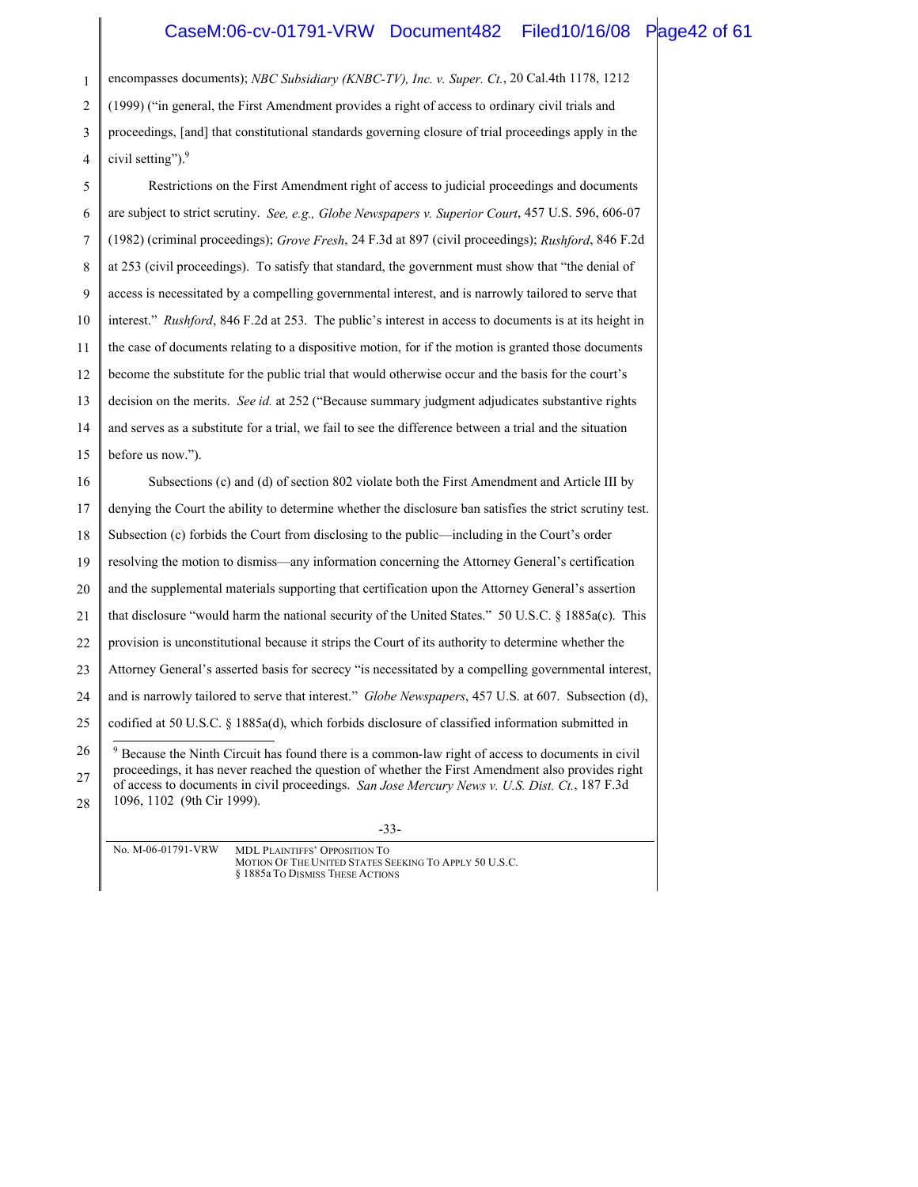encompasses documents); *NBC Subsidiary (KNBC-TV), Inc. v. Super. Ct.*, 20 Cal.4th 1178, 1212 (1999) ("in general, the First Amendment provides a right of access to ordinary civil trials and proceedings, [and] that constitutional standards governing closure of trial proceedings apply in the civil setting").[9]

Restrictions on the First Amendment right of access to judicial proceedings and documents are subject to strict scrutiny. *See, e.g., Globe Newspapers v. Superior Court*, 457 U.S. 596, 606-07 (1982) (criminal proceedings); *Grove Fresh*, 24 F.3d at 897 (civil proceedings); *Rushford*, 846 F.2d at 253 (civil proceedings). To satisfy that standard, the government must show that "the denial of access is necessitated by a compelling governmental interest, and is narrowly tailored to serve that interest." *Rushford*, 846 F.2d at 253. The public's interest in access to documents is at its height in the case of documents relating to a dispositive motion, for if the motion is granted those documents become the substitute for the public trial that would otherwise occur and the basis for the court's decision on the merits. *See id.* at 252 ("Because summary judgment adjudicates substantive rights and serves as a substitute for a trial, we fail to see the difference between a trial and the situation before us now.").

Subsections (c) and (d) of section 802 violate both the First Amendment and Article III by denying the Court the ability to determine whether the disclosure ban satisfies the strict scrutiny test. Subsection (c) forbids the Court from disclosing to the public—including in the Court's order resolving the motion to dismiss—any information concerning the Attorney General's certification and the supplemental materials supporting that certification upon the Attorney General's assertion that disclosure "would harm the national security of the United States." 50 U.S.C. § 1885a(c). This provision is unconstitutional because it strips the Court of its authority to determine whether the Attorney General's asserted basis for secrecy "is necessitated by a compelling governmental interest, and is narrowly tailored to serve that interest." *Globe Newspapers*, 457 U.S. at 607. Subsection (d), codified at 50 U.S.C. § 1885a(d), which forbids disclosure of classified information submitted in

[9] Because the Ninth Circuit has found there is a common-law right of access to documents in civil proceedings, it has never reached the question of whether the First Amendment also provides right of access to documents in civil proceedings. *San Jose Mercury News v. U.S. Dist. Ct.*, 187 F.3d 1096, 1102 (9th Cir 1999).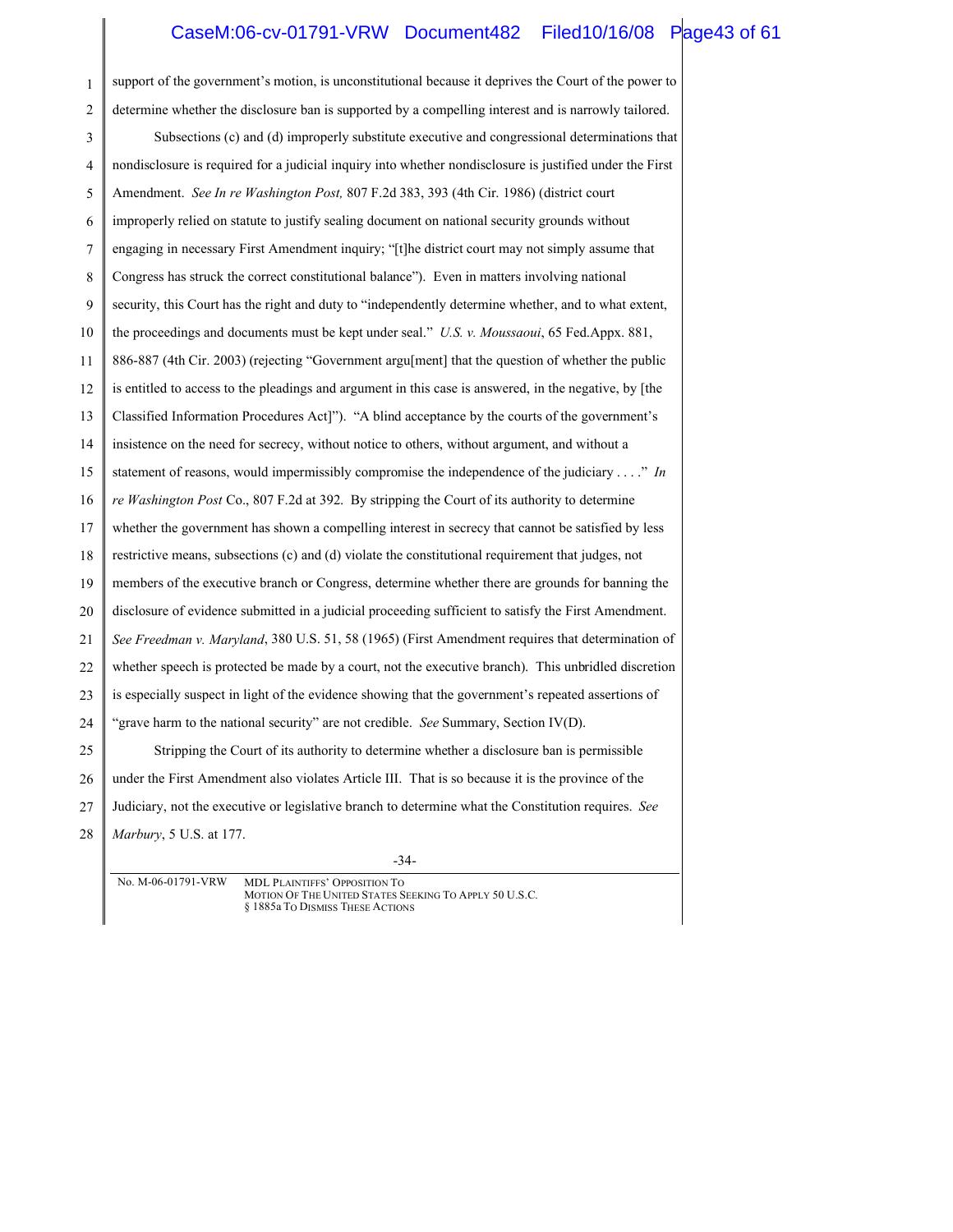support of the government's motion, is unconstitutional because it deprives the Court of the power to determine whether the disclosure ban is supported by a compelling interest and is narrowly tailored.

Subsections (c) and (d) improperly substitute executive and congressional determinations that nondisclosure is required for a judicial inquiry into whether nondisclosure is justified under the First Amendment. *See In re Washington Post,* 807 F.2d 383, 393 (4th Cir. 1986) (district court improperly relied on statute to justify sealing document on national security grounds without engaging in necessary First Amendment inquiry; "[t]he district court may not simply assume that Congress has struck the correct constitutional balance"). Even in matters involving national security, this Court has the right and duty to "independently determine whether, and to what extent, the proceedings and documents must be kept under seal." *U.S. v. Moussaoui*, 65 Fed.Appx. 881, 886-887 (4th Cir. 2003) (rejecting "Government argu[ment] that the question of whether the public is entitled to access to the pleadings and argument in this case is answered, in the negative, by [the Classified Information Procedures Act]"). "A blind acceptance by the courts of the government's insistence on the need for secrecy, without notice to others, without argument, and without a statement of reasons, would impermissibly compromise the independence of the judiciary . . . ." *In re Washington Post* Co., 807 F.2d at 392. By stripping the Court of its authority to determine whether the government has shown a compelling interest in secrecy that cannot be satisfied by less restrictive means, subsections (c) and (d) violate the constitutional requirement that judges, not members of the executive branch or Congress, determine whether there are grounds for banning the disclosure of evidence submitted in a judicial proceeding sufficient to satisfy the First Amendment. *See Freedman v. Maryland*, 380 U.S. 51, 58 (1965) (First Amendment requires that determination of whether speech is protected be made by a court, not the executive branch). This unbridled discretion is especially suspect in light of the evidence showing that the government's repeated assertions of "grave harm to the national security" are not credible. *See* Summary, Section IV(D).

Stripping the Court of its authority to determine whether a disclosure ban is permissible under the First Amendment also violates Article III. That is so because it is the province of the Judiciary, not the executive or legislative branch to determine what the Constitution requires. *See Marbury*, 5 U.S. at 177.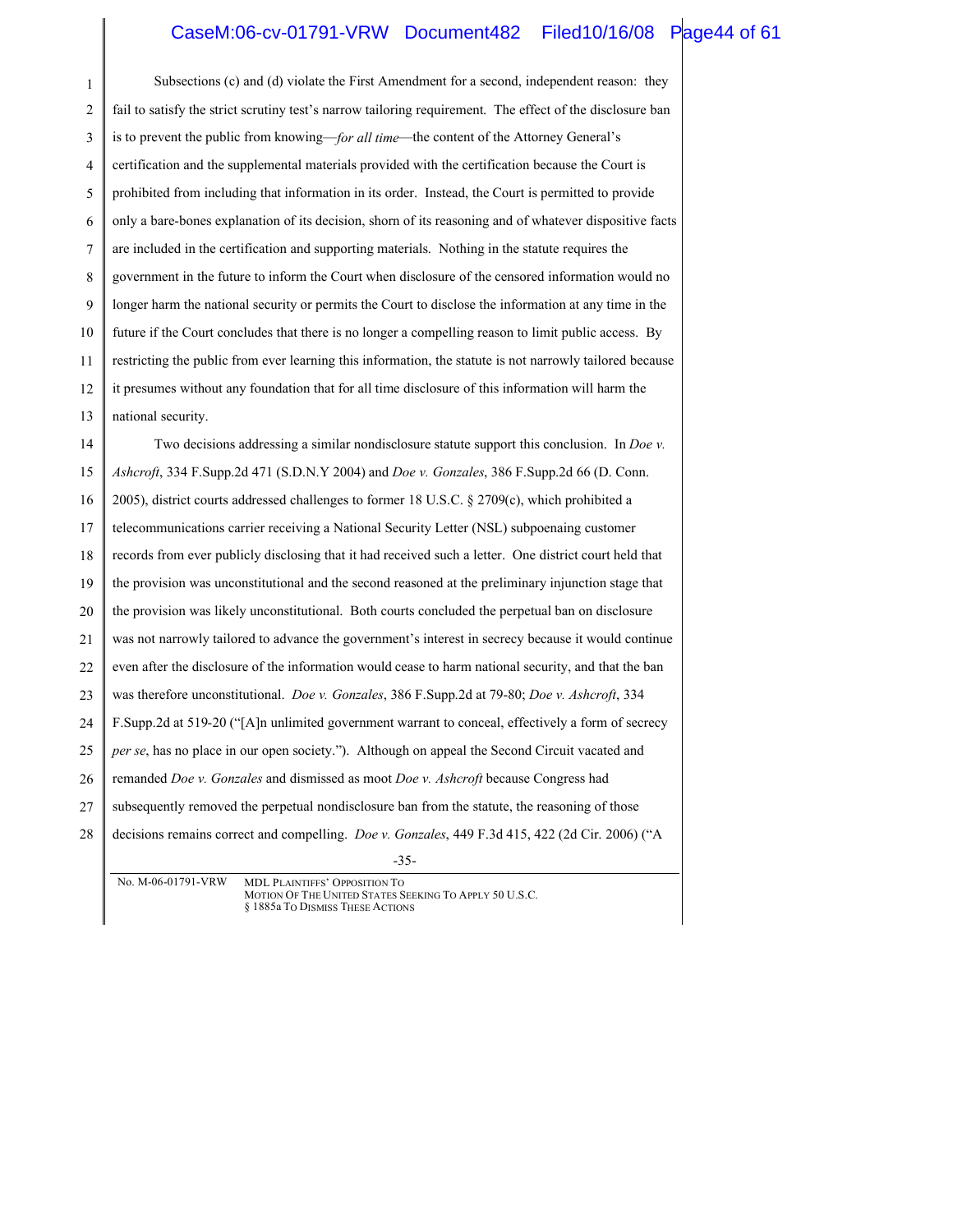Subsections (c) and (d) violate the First Amendment for a second, independent reason: they fail to satisfy the strict scrutiny test's narrow tailoring requirement. The effect of the disclosure ban is to prevent the public from knowing—*for all time*—the content of the Attorney General's certification and the supplemental materials provided with the certification because the Court is prohibited from including that information in its order. Instead, the Court is permitted to provide only a bare-bones explanation of its decision, shorn of its reasoning and of whatever dispositive facts are included in the certification and supporting materials. Nothing in the statute requires the government in the future to inform the Court when disclosure of the censored information would no longer harm the national security or permits the Court to disclose the information at any time in the future if the Court concludes that there is no longer a compelling reason to limit public access. By restricting the public from ever learning this information, the statute is not narrowly tailored because it presumes without any foundation that for all time disclosure of this information will harm the national security.

Two decisions addressing a similar nondisclosure statute support this conclusion. In *Doe v. Ashcroft*, 334 F.Supp.2d 471 (S.D.N.Y 2004) and *Doe v. Gonzales*, 386 F.Supp.2d 66 (D. Conn. 2005), district courts addressed challenges to former 18 U.S.C. § 2709(c), which prohibited a telecommunications carrier receiving a National Security Letter (NSL) subpoenaing customer records from ever publicly disclosing that it had received such a letter. One district court held that the provision was unconstitutional and the second reasoned at the preliminary injunction stage that the provision was likely unconstitutional. Both courts concluded the perpetual ban on disclosure was not narrowly tailored to advance the government's interest in secrecy because it would continue even after the disclosure of the information would cease to harm national security, and that the ban was therefore unconstitutional. *Doe v. Gonzales*, 386 F.Supp.2d at 79-80; *Doe v. Ashcroft*, 334 F.Supp.2d at 519-20 ("[A]n unlimited government warrant to conceal, effectively a form of secrecy *per se*, has no place in our open society."). Although on appeal the Second Circuit vacated and remanded *Doe v. Gonzales* and dismissed as moot *Doe v. Ashcroft* because Congress had subsequently removed the perpetual nondisclosure ban from the statute, the reasoning of those decisions remains correct and compelling. *Doe v. Gonzales*, 449 F.3d 415, 422 (2d Cir. 2006) ("A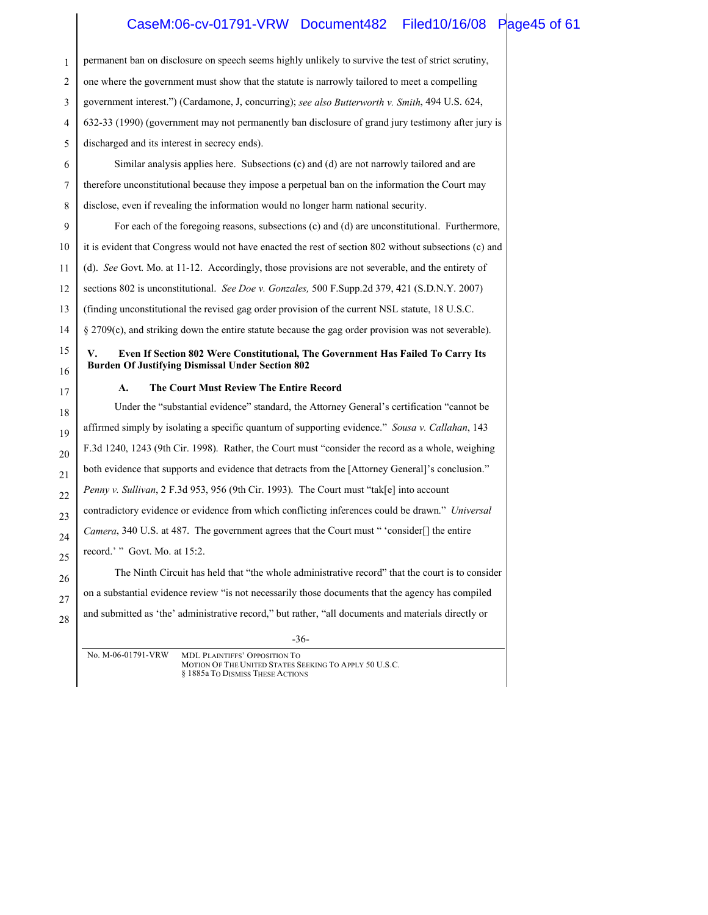permanent ban on disclosure on speech seems highly unlikely to survive the test of strict scrutiny, one where the government must show that the statute is narrowly tailored to meet a compelling government interest.") (Cardamone, J, concurring); *see also Butterworth v. Smith*, 494 U.S. 624, 632-33 (1990) (government may not permanently ban disclosure of grand jury testimony after jury is discharged and its interest in secrecy ends).

Similar analysis applies here. Subsections (c) and (d) are not narrowly tailored and are therefore unconstitutional because they impose a perpetual ban on the information the Court may disclose, even if revealing the information would no longer harm national security.

For each of the foregoing reasons, subsections (c) and (d) are unconstitutional. Furthermore, it is evident that Congress would not have enacted the rest of section 802 without subsections (c) and (d). *See* Govt. Mo. at 11-12. Accordingly, those provisions are not severable, and the entirety of sections 802 is unconstitutional. *See Doe v. Gonzales,* 500 F.Supp.2d 379, 421 (S.D.N.Y. 2007) (finding unconstitutional the revised gag order provision of the current NSL statute, 18 U.S.C. § 2709(c), and striking down the entire statute because the gag order provision was not severable).

## V. Even If Section 802 Were Constitutional, The Government Has Failed To Carry Its Burden Of Justifying Dismissal Under Section 802

### A. The Court Must Review The Entire Record

Under the "substantial evidence" standard, the Attorney General's certification "cannot be affirmed simply by isolating a specific quantum of supporting evidence." *Sousa v. Callahan*, 143 F.3d 1240, 1243 (9th Cir. 1998). Rather, the Court must "consider the record as a whole, weighing both evidence that supports and evidence that detracts from the [Attorney General]'s conclusion." *Penny v. Sullivan*, 2 F.3d 953, 956 (9th Cir. 1993). The Court must "tak[e] into account contradictory evidence or evidence from which conflicting inferences could be drawn." *Universal Camera*, 340 U.S. at 487. The government agrees that the Court must " 'consider[] the entire record.' " Govt. Mo. at 15:2.

The Ninth Circuit has held that "the whole administrative record" that the court is to consider on a substantial evidence review "is not necessarily those documents that the agency has compiled and submitted as 'the' administrative record," but rather, "all documents and materials directly or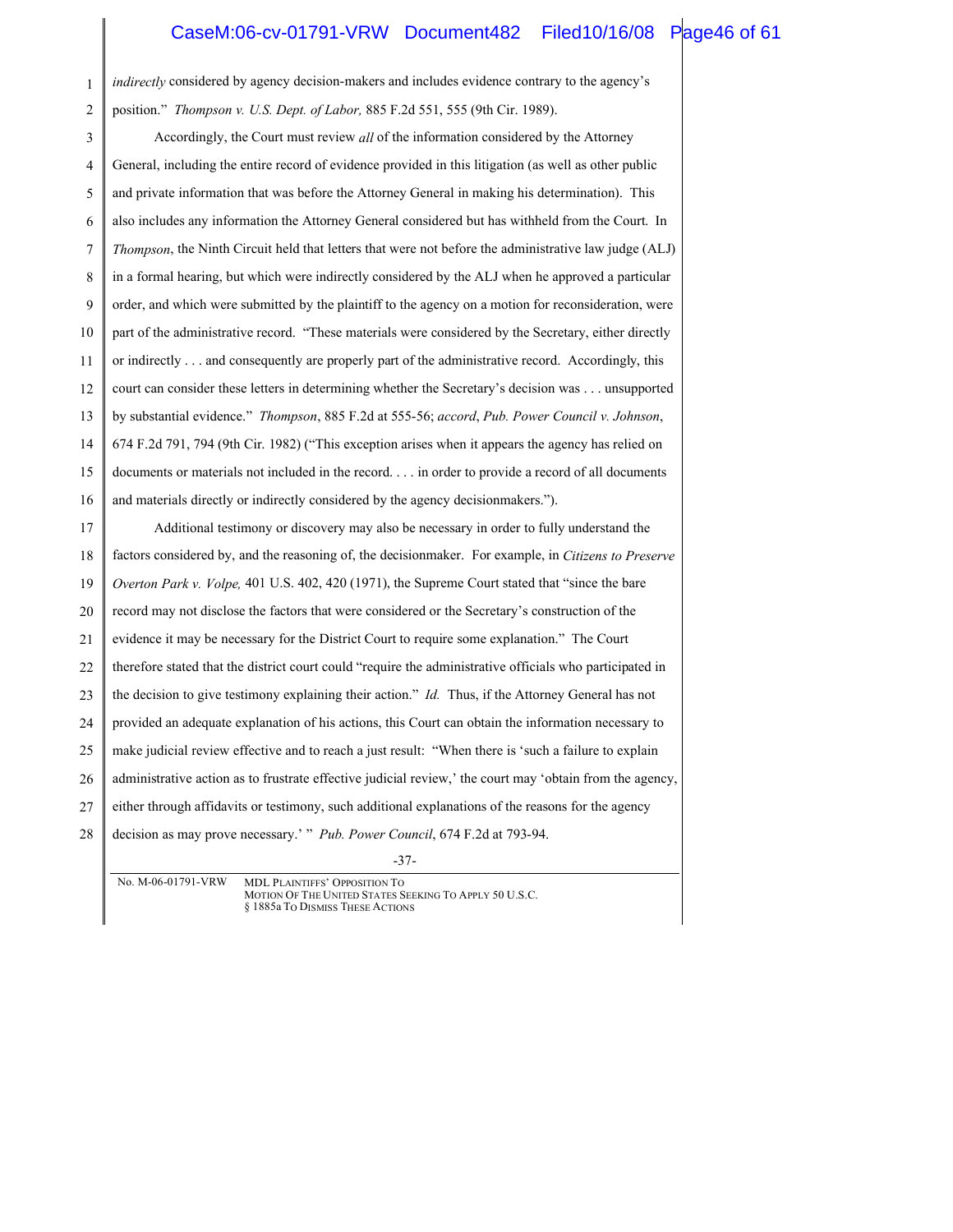*indirectly* considered by agency decision-makers and includes evidence contrary to the agency's position." *Thompson v. U.S. Dept. of Labor,* 885 F.2d 551, 555 (9th Cir. 1989).

Accordingly, the Court must review *all* of the information considered by the Attorney General, including the entire record of evidence provided in this litigation (as well as other public and private information that was before the Attorney General in making his determination). This also includes any information the Attorney General considered but has withheld from the Court. In *Thompson*, the Ninth Circuit held that letters that were not before the administrative law judge (ALJ) in a formal hearing, but which were indirectly considered by the ALJ when he approved a particular order, and which were submitted by the plaintiff to the agency on a motion for reconsideration, were part of the administrative record. "These materials were considered by the Secretary, either directly or indirectly . . . and consequently are properly part of the administrative record. Accordingly, this court can consider these letters in determining whether the Secretary's decision was . . . unsupported by substantial evidence." *Thompson*, 885 F.2d at 555-56; *accord*, *Pub. Power Council v. Johnson*, 674 F.2d 791, 794 (9th Cir. 1982) ("This exception arises when it appears the agency has relied on documents or materials not included in the record. . . . in order to provide a record of all documents and materials directly or indirectly considered by the agency decisionmakers.").

Additional testimony or discovery may also be necessary in order to fully understand the factors considered by, and the reasoning of, the decisionmaker. For example, in *Citizens to Preserve Overton Park v. Volpe,* 401 U.S. 402, 420 (1971), the Supreme Court stated that "since the bare record may not disclose the factors that were considered or the Secretary's construction of the evidence it may be necessary for the District Court to require some explanation." The Court therefore stated that the district court could "require the administrative officials who participated in the decision to give testimony explaining their action." *Id.* Thus, if the Attorney General has not provided an adequate explanation of his actions, this Court can obtain the information necessary to make judicial review effective and to reach a just result: "When there is 'such a failure to explain administrative action as to frustrate effective judicial review,' the court may 'obtain from the agency, either through affidavits or testimony, such additional explanations of the reasons for the agency decision as may prove necessary.' " *Pub. Power Council*, 674 F.2d at 793-94.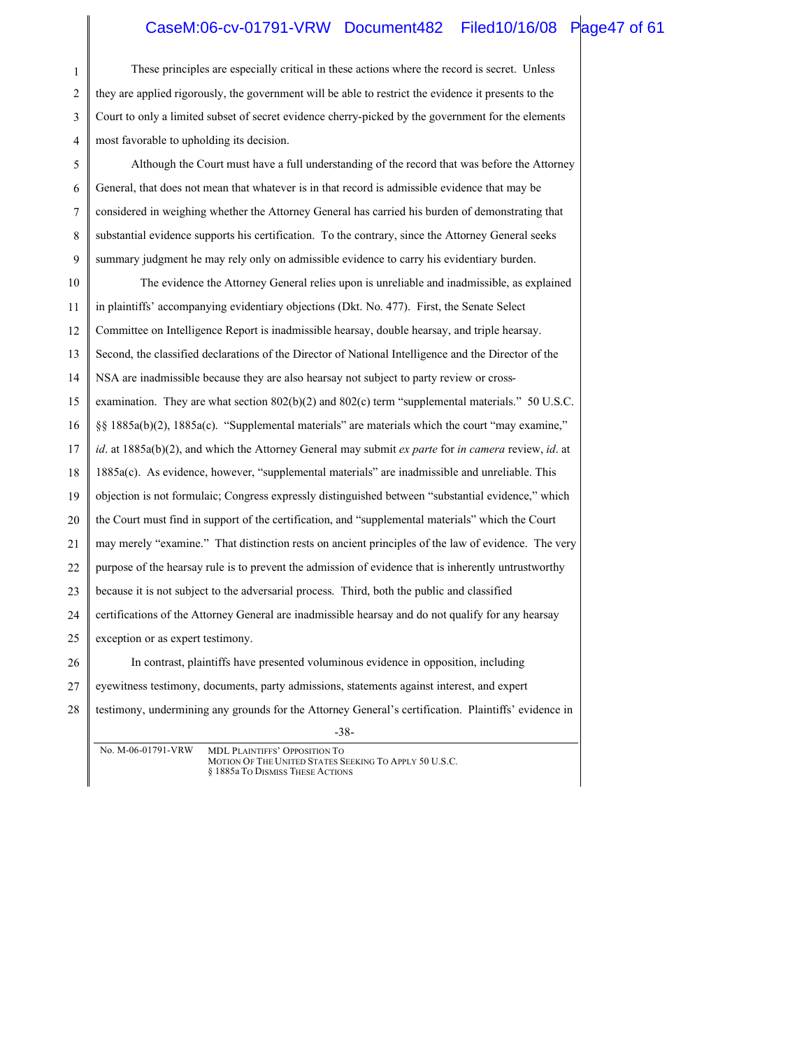These principles are especially critical in these actions where the record is secret. Unless they are applied rigorously, the government will be able to restrict the evidence it presents to the Court to only a limited subset of secret evidence cherry-picked by the government for the elements most favorable to upholding its decision.

Although the Court must have a full understanding of the record that was before the Attorney General, that does not mean that whatever is in that record is admissible evidence that may be considered in weighing whether the Attorney General has carried his burden of demonstrating that substantial evidence supports his certification. To the contrary, since the Attorney General seeks summary judgment he may rely only on admissible evidence to carry his evidentiary burden.

The evidence the Attorney General relies upon is unreliable and inadmissible, as explained in plaintiffs' accompanying evidentiary objections (Dkt. No. 477). First, the Senate Select Committee on Intelligence Report is inadmissible hearsay, double hearsay, and triple hearsay. Second, the classified declarations of the Director of National Intelligence and the Director of the NSA are inadmissible because they are also hearsay not subject to party review or cross-examination. They are what section 802(b)(2) and 802(c) term "supplemental materials." 50 U.S.C. §§ 1885a(b)(2), 1885a(c). "Supplemental materials" are materials which the court "may examine," *id*. at 1885a(b)(2), and which the Attorney General may submit *ex parte* for *in camera* review, *id*. at 1885a(c). As evidence, however, "supplemental materials" are inadmissible and unreliable. This objection is not formulaic; Congress expressly distinguished between "substantial evidence," which the Court must find in support of the certification, and "supplemental materials" which the Court may merely "examine." That distinction rests on ancient principles of the law of evidence. The very purpose of the hearsay rule is to prevent the admission of evidence that is inherently untrustworthy because it is not subject to the adversarial process. Third, both the public and classified certifications of the Attorney General are inadmissible hearsay and do not qualify for any hearsay exception or as expert testimony.

In contrast, plaintiffs have presented voluminous evidence in opposition, including eyewitness testimony, documents, party admissions, statements against interest, and expert testimony, undermining any grounds for the Attorney General's certification. Plaintiffs' evidence in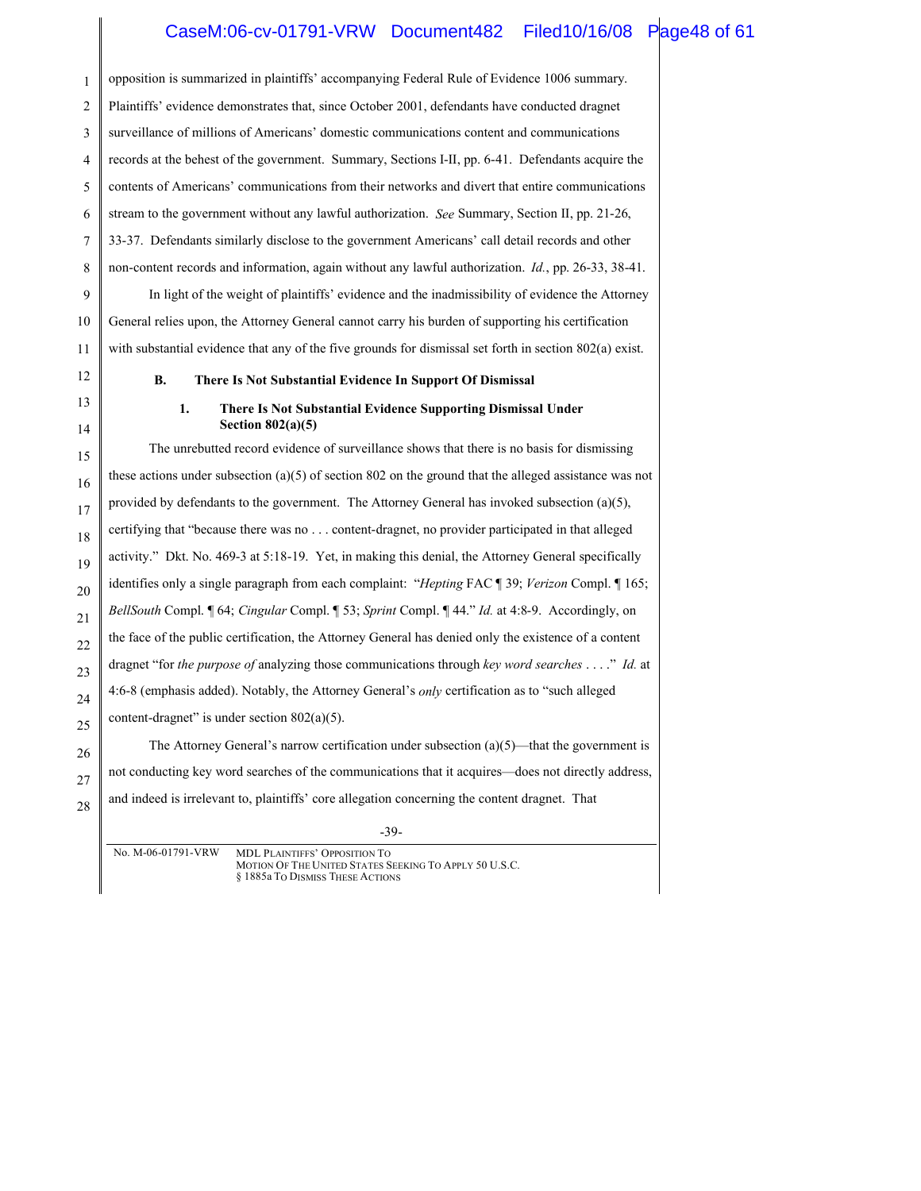opposition is summarized in plaintiffs' accompanying Federal Rule of Evidence 1006 summary. Plaintiffs' evidence demonstrates that, since October 2001, defendants have conducted dragnet surveillance of millions of Americans' domestic communications content and communications records at the behest of the government. Summary, Sections I-II, pp. 6-41. Defendants acquire the contents of Americans' communications from their networks and divert that entire communications stream to the government without any lawful authorization. *See* Summary, Section II, pp. 21-26, 33-37. Defendants similarly disclose to the government Americans' call detail records and other non-content records and information, again without any lawful authorization. *Id.*, pp. 26-33, 38-41.

In light of the weight of plaintiffs' evidence and the inadmissibility of evidence the Attorney General relies upon, the Attorney General cannot carry his burden of supporting his certification with substantial evidence that any of the five grounds for dismissal set forth in section 802(a) exist.

### B. There Is Not Substantial Evidence In Support Of Dismissal

#### 1. There Is Not Substantial Evidence Supporting Dismissal Under Section 802(a)(5)

The unrebutted record evidence of surveillance shows that there is no basis for dismissing these actions under subsection (a)(5) of section 802 on the ground that the alleged assistance was not provided by defendants to the government. The Attorney General has invoked subsection (a)(5), certifying that "because there was no . . . content-dragnet, no provider participated in that alleged activity." Dkt. No. 469-3 at 5:18-19. Yet, in making this denial, the Attorney General specifically identifies only a single paragraph from each complaint: "*Hepting* FAC ¶ 39; *Verizon* Compl. ¶ 165; *BellSouth* Compl. ¶ 64; *Cingular* Compl. ¶ 53; *Sprint* Compl. ¶ 44." *Id.* at 4:8-9. Accordingly, on the face of the public certification, the Attorney General has denied only the existence of a content dragnet "for *the purpose of* analyzing those communications through *key word searches* . . . ." *Id.* at 4:6-8 (emphasis added). Notably, the Attorney General's *only* certification as to "such alleged content-dragnet" is under section 802(a)(5).

The Attorney General's narrow certification under subsection (a)(5)—that the government is not conducting key word searches of the communications that it acquires—does not directly address, and indeed is irrelevant to, plaintiffs' core allegation concerning the content dragnet. That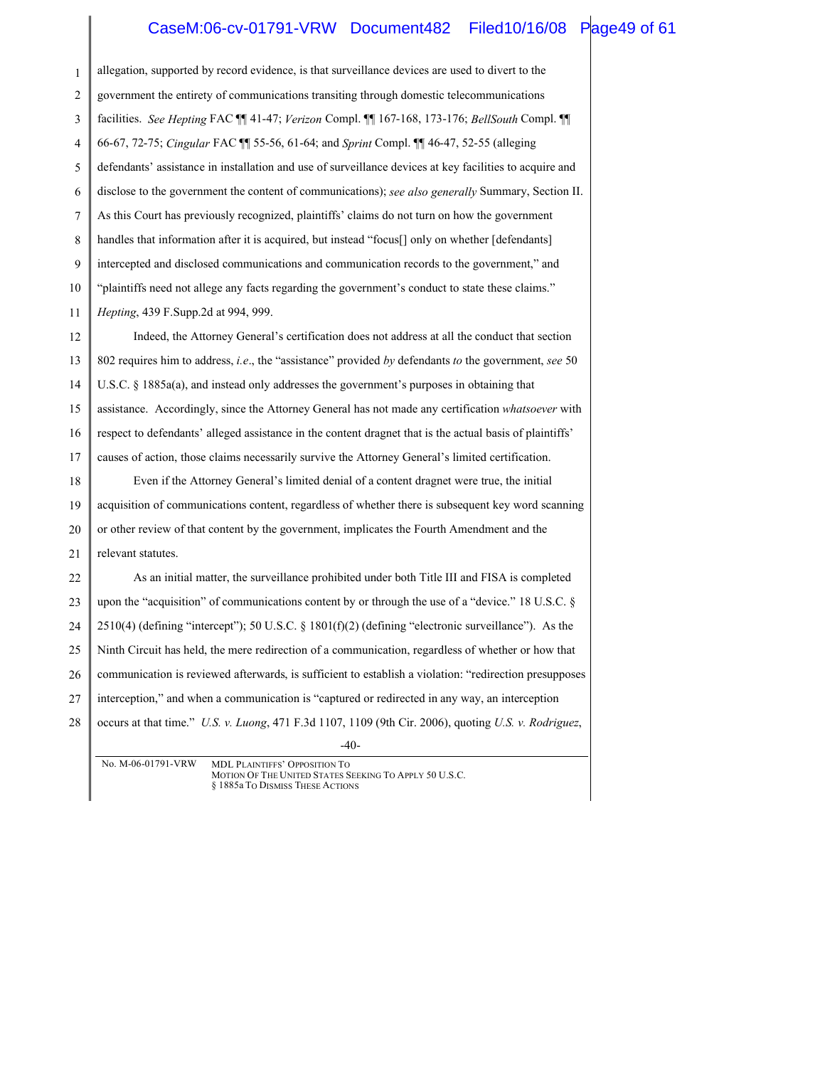allegation, supported by record evidence, is that surveillance devices are used to divert to the government the entirety of communications transiting through domestic telecommunications facilities. *See Hepting* FAC ¶¶ 41-47; *Verizon* Compl. ¶¶ 167-168, 173-176; *BellSouth* Compl. ¶¶ 66-67, 72-75; *Cingular* FAC ¶¶ 55-56, 61-64; and *Sprint* Compl. ¶¶ 46-47, 52-55 (alleging defendants' assistance in installation and use of surveillance devices at key facilities to acquire and disclose to the government the content of communications); *see also generally* Summary, Section II. As this Court has previously recognized, plaintiffs' claims do not turn on how the government handles that information after it is acquired, but instead "focus[] only on whether [defendants] intercepted and disclosed communications and communication records to the government," and "plaintiffs need not allege any facts regarding the government's conduct to state these claims." *Hepting*, 439 F.Supp.2d at 994, 999.

Indeed, the Attorney General's certification does not address at all the conduct that section 802 requires him to address, *i.e*., the "assistance" provided *by* defendants *to* the government, *see* 50 U.S.C. § 1885a(a), and instead only addresses the government's purposes in obtaining that assistance. Accordingly, since the Attorney General has not made any certification *whatsoever* with respect to defendants' alleged assistance in the content dragnet that is the actual basis of plaintiffs' causes of action, those claims necessarily survive the Attorney General's limited certification.

Even if the Attorney General's limited denial of a content dragnet were true, the initial acquisition of communications content, regardless of whether there is subsequent key word scanning or other review of that content by the government, implicates the Fourth Amendment and the relevant statutes.

As an initial matter, the surveillance prohibited under both Title III and FISA is completed upon the "acquisition" of communications content by or through the use of a "device." 18 U.S.C. § 2510(4) (defining "intercept"); 50 U.S.C. § 1801(f)(2) (defining "electronic surveillance"). As the Ninth Circuit has held, the mere redirection of a communication, regardless of whether or how that communication is reviewed afterwards, is sufficient to establish a violation: "redirection presupposes interception," and when a communication is "captured or redirected in any way, an interception occurs at that time." *U.S. v. Luong*, 471 F.3d 1107, 1109 (9th Cir. 2006), quoting *U.S. v. Rodriguez*,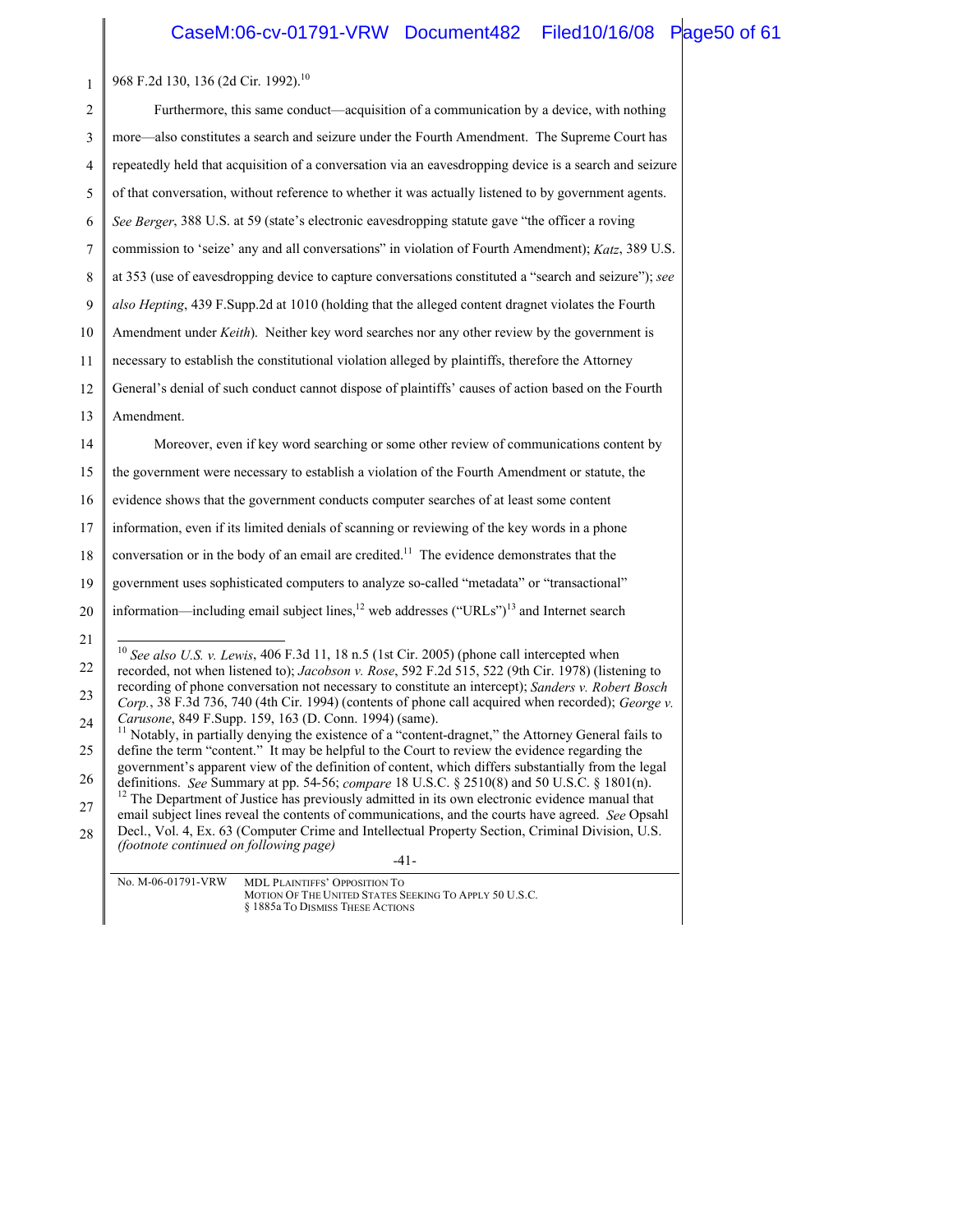968 F.2d 130, 136 (2d Cir. 1992).[10]

Furthermore, this same conduct—acquisition of a communication by a device, with nothing more—also constitutes a search and seizure under the Fourth Amendment. The Supreme Court has repeatedly held that acquisition of a conversation via an eavesdropping device is a search and seizure of that conversation, without reference to whether it was actually listened to by government agents. *See Berger*, 388 U.S. at 59 (state's electronic eavesdropping statute gave "the officer a roving commission to 'seize' any and all conversations" in violation of Fourth Amendment); *Katz*, 389 U.S. at 353 (use of eavesdropping device to capture conversations constituted a "search and seizure"); *see also Hepting*, 439 F.Supp.2d at 1010 (holding that the alleged content dragnet violates the Fourth Amendment under *Keith*). Neither key word searches nor any other review by the government is necessary to establish the constitutional violation alleged by plaintiffs, therefore the Attorney General's denial of such conduct cannot dispose of plaintiffs' causes of action based on the Fourth Amendment.

Moreover, even if key word searching or some other review of communications content by the government were necessary to establish a violation of the Fourth Amendment or statute, the evidence shows that the government conducts computer searches of at least some content information, even if its limited denials of scanning or reviewing of the key words in a phone conversation or in the body of an email are credited.[11] The evidence demonstrates that the government uses sophisticated computers to analyze so-called "metadata" or "transactional" information—including email subject lines,[12] web addresses ("URLs")[13] and Internet search

---

[10] *See also U.S. v. Lewis*, 406 F.3d 11, 18 n.5 (1st Cir. 2005) (phone call intercepted when recorded, not when listened to); *Jacobson v. Rose*, 592 F.2d 515, 522 (9th Cir. 1978) (listening to recording of phone conversation not necessary to constitute an intercept); *Sanders v. Robert Bosch Corp.*, 38 F.3d 736, 740 (4th Cir. 1994) (contents of phone call acquired when recorded); *George v. Carusone*, 849 F.Supp. 159, 163 (D. Conn. 1994) (same).

[11] Notably, in partially denying the existence of a "content-dragnet," the Attorney General fails to define the term "content." It may be helpful to the Court to review the evidence regarding the government's apparent view of the definition of content, which differs substantially from the legal definitions. *See* Summary at pp. 54-56; *compare* 18 U.S.C. § 2510(8) and 50 U.S.C. § 1801(n).

[12] The Department of Justice has previously admitted in its own electronic evidence manual that email subject lines reveal the contents of communications, and the courts have agreed. *See* Opsahl Decl., Vol. 4, Ex. 63 (Computer Crime and Intellectual Property Section, Criminal Division, U.S. *(footnote continued on following page)*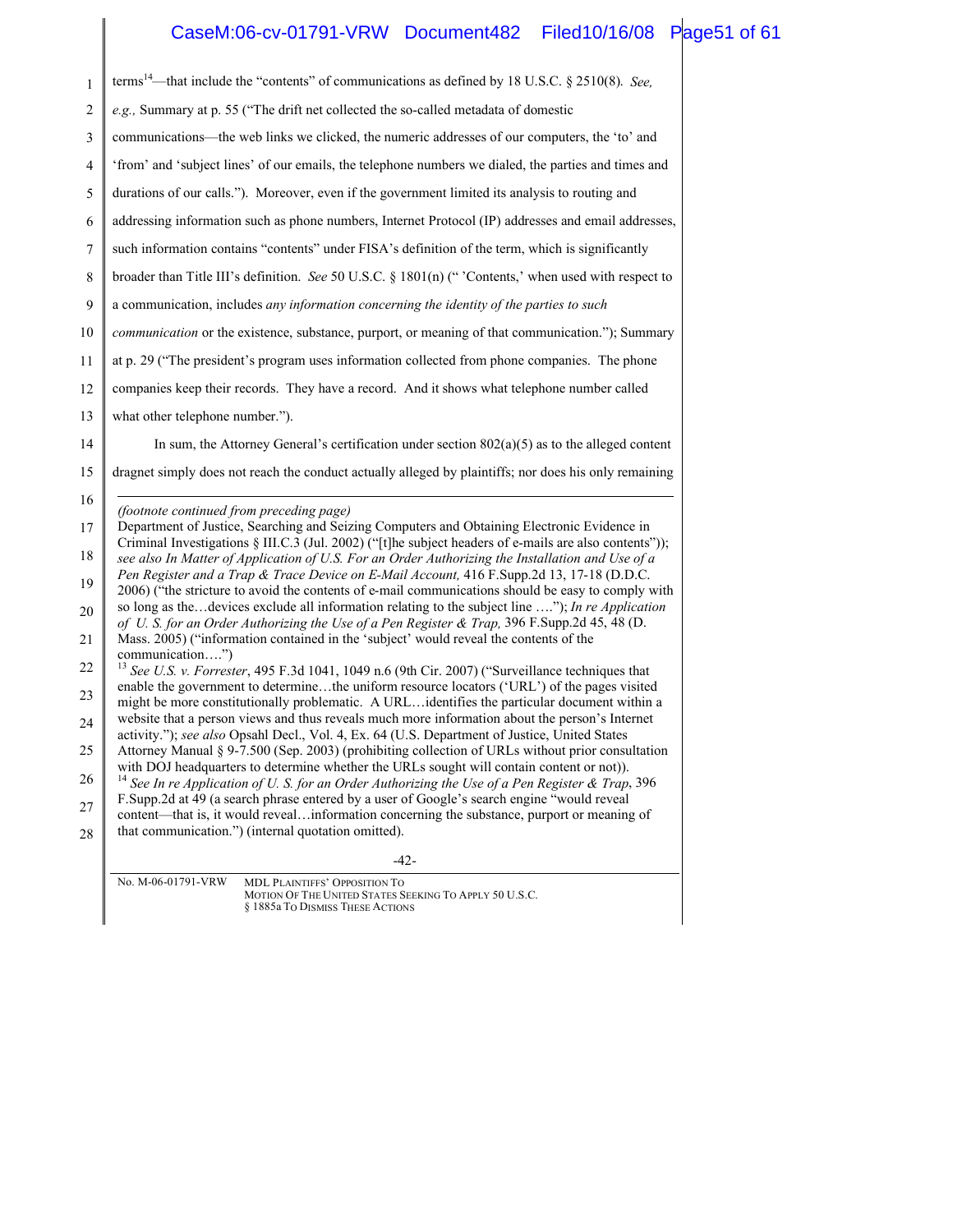terms[14]—that include the "contents" of communications as defined by 18 U.S.C. § 2510(8). *See, e.g.,* Summary at p. 55 ("The drift net collected the so-called metadata of domestic communications—the web links we clicked, the numeric addresses of our computers, the 'to' and 'from' and 'subject lines' of our emails, the telephone numbers we dialed, the parties and times and durations of our calls."). Moreover, even if the government limited its analysis to routing and addressing information such as phone numbers, Internet Protocol (IP) addresses and email addresses, such information contains "contents" under FISA's definition of the term, which is significantly broader than Title III's definition. *See* 50 U.S.C. § 1801(n) ("'Contents,' when used with respect to a communication, includes *any information concerning the identity of the parties to such communication* or the existence, substance, purport, or meaning of that communication."); Summary at p. 29 ("The president's program uses information collected from phone companies. The phone companies keep their records. They have a record. And it shows what telephone number called what other telephone number.").

In sum, the Attorney General's certification under section 802(a)(5) as to the alleged content dragnet simply does not reach the conduct actually alleged by plaintiffs; nor does his only remaining

---

*(footnote continued from preceding page)*
Department of Justice, Searching and Seizing Computers and Obtaining Electronic Evidence in Criminal Investigations § III.C.3 (Jul. 2002) ("[t]he subject headers of e-mails are also contents")); *see also In Matter of Application of U.S. For an Order Authorizing the Installation and Use of a Pen Register and a Trap & Trace Device on E-Mail Account,* 416 F.Supp.2d 13, 17-18 (D.D.C. 2006) ("the stricture to avoid the contents of e-mail communications should be easy to comply with so long as the…devices exclude all information relating to the subject line …."); *In re Application of U. S. for an Order Authorizing the Use of a Pen Register & Trap,* 396 F.Supp.2d 45, 48 (D. Mass. 2005) ("information contained in the 'subject' would reveal the contents of the communication….")

[13] *See U.S. v. Forrester*, 495 F.3d 1041, 1049 n.6 (9th Cir. 2007) ("Surveillance techniques that enable the government to determine…the uniform resource locators ('URL') of the pages visited might be more constitutionally problematic. A URL…identifies the particular document within a website that a person views and thus reveals much more information about the person's Internet activity."); *see also* Opsahl Decl., Vol. 4, Ex. 64 (U.S. Department of Justice, United States Attorney Manual § 9-7.500 (Sep. 2003) (prohibiting collection of URLs without prior consultation with DOJ headquarters to determine whether the URLs sought will contain content or not)).

[14] *See In re Application of U. S. for an Order Authorizing the Use of a Pen Register & Trap*, 396 F.Supp.2d at 49 (a search phrase entered by a user of Google's search engine "would reveal content—that is, it would reveal…information concerning the substance, purport or meaning of that communication.") (internal quotation omitted).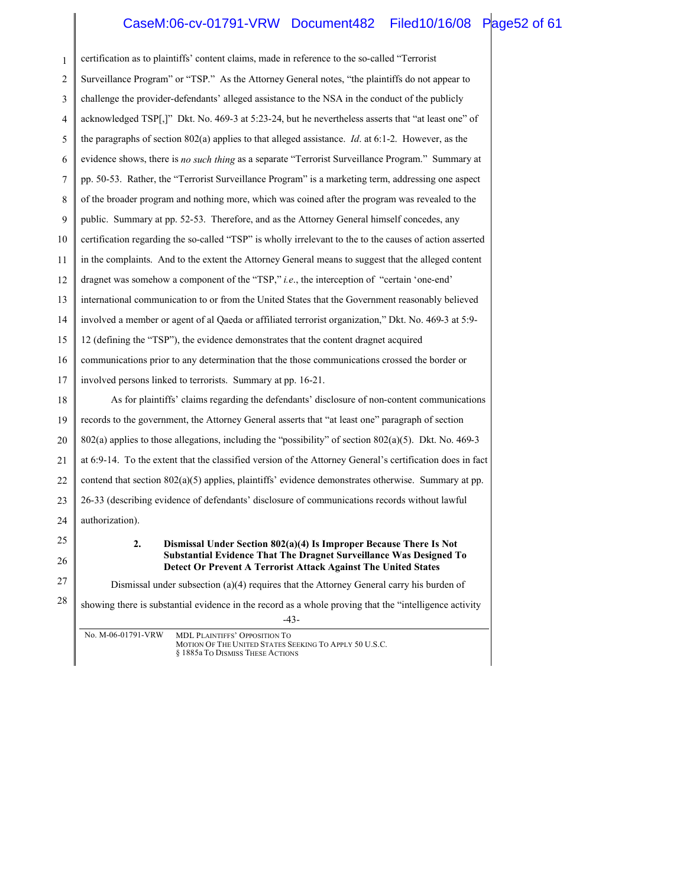certification as to plaintiffs' content claims, made in reference to the so-called "Terrorist Surveillance Program" or "TSP." As the Attorney General notes, "the plaintiffs do not appear to challenge the provider-defendants' alleged assistance to the NSA in the conduct of the publicly acknowledged TSP[,]" Dkt. No. 469-3 at 5:23-24, but he nevertheless asserts that "at least one" of the paragraphs of section 802(a) applies to that alleged assistance. *Id*. at 6:1-2. However, as the evidence shows, there is *no such thing* as a separate "Terrorist Surveillance Program." Summary at pp. 50-53. Rather, the "Terrorist Surveillance Program" is a marketing term, addressing one aspect of the broader program and nothing more, which was coined after the program was revealed to the public. Summary at pp. 52-53. Therefore, and as the Attorney General himself concedes, any certification regarding the so-called "TSP" is wholly irrelevant to the to the causes of action asserted in the complaints. And to the extent the Attorney General means to suggest that the alleged content dragnet was somehow a component of the "TSP," *i.e.*, the interception of "certain 'one-end' international communication to or from the United States that the Government reasonably believed involved a member or agent of al Qaeda or affiliated terrorist organization," Dkt. No. 469-3 at 5:9-12 (defining the "TSP"), the evidence demonstrates that the content dragnet acquired communications prior to any determination that the those communications crossed the border or involved persons linked to terrorists. Summary at pp. 16-21.

As for plaintiffs' claims regarding the defendants' disclosure of non-content communications records to the government, the Attorney General asserts that "at least one" paragraph of section 802(a) applies to those allegations, including the "possibility" of section 802(a)(5). Dkt. No. 469-3 at 6:9-14. To the extent that the classified version of the Attorney General's certification does in fact contend that section 802(a)(5) applies, plaintiffs' evidence demonstrates otherwise. Summary at pp. 26-33 (describing evidence of defendants' disclosure of communications records without lawful authorization).

**2. Dismissal Under Section 802(a)(4) Is Improper Because There Is Not Substantial Evidence That The Dragnet Surveillance Was Designed To Detect Or Prevent A Terrorist Attack Against The United States**

Dismissal under subsection (a)(4) requires that the Attorney General carry his burden of showing there is substantial evidence in the record as a whole proving that the "intelligence activity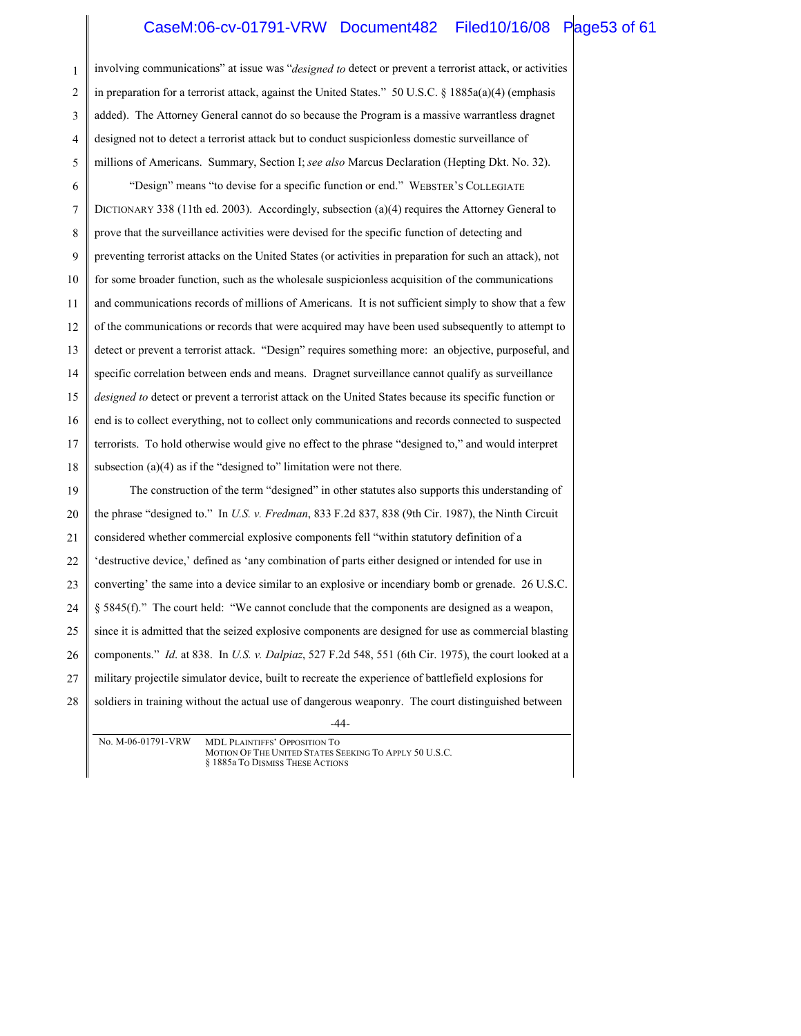involving communications" at issue was "*designed to* detect or prevent a terrorist attack, or activities in preparation for a terrorist attack, against the United States." 50 U.S.C. § 1885a(a)(4) (emphasis added). The Attorney General cannot do so because the Program is a massive warrantless dragnet designed not to detect a terrorist attack but to conduct suspicionless domestic surveillance of millions of Americans. Summary, Section I; *see also* Marcus Declaration (Hepting Dkt. No. 32).

"Design" means "to devise for a specific function or end." WEBSTER'S COLLEGIATE DICTIONARY 338 (11th ed. 2003). Accordingly, subsection (a)(4) requires the Attorney General to prove that the surveillance activities were devised for the specific function of detecting and preventing terrorist attacks on the United States (or activities in preparation for such an attack), not for some broader function, such as the wholesale suspicionless acquisition of the communications and communications records of millions of Americans. It is not sufficient simply to show that a few of the communications or records that were acquired may have been used subsequently to attempt to detect or prevent a terrorist attack. "Design" requires something more: an objective, purposeful, and specific correlation between ends and means. Dragnet surveillance cannot qualify as surveillance *designed to* detect or prevent a terrorist attack on the United States because its specific function or end is to collect everything, not to collect only communications and records connected to suspected terrorists. To hold otherwise would give no effect to the phrase "designed to," and would interpret subsection (a)(4) as if the "designed to" limitation were not there.

The construction of the term "designed" in other statutes also supports this understanding of the phrase "designed to." In *U.S. v. Fredman*, 833 F.2d 837, 838 (9th Cir. 1987), the Ninth Circuit considered whether commercial explosive components fell "within statutory definition of a 'destructive device,' defined as 'any combination of parts either designed or intended for use in converting' the same into a device similar to an explosive or incendiary bomb or grenade. 26 U.S.C. § 5845(f)." The court held: "We cannot conclude that the components are designed as a weapon, since it is admitted that the seized explosive components are designed for use as commercial blasting components." *Id*. at 838. In *U.S. v. Dalpiaz*, 527 F.2d 548, 551 (6th Cir. 1975), the court looked at a military projectile simulator device, built to recreate the experience of battlefield explosions for soldiers in training without the actual use of dangerous weaponry. The court distinguished between

No. M-06-01791-VRW MDL PLAINTIFFS' OPPOSITION TO MOTION OF THE UNITED STATES SEEKING TO APPLY 50 U.S.C. § 1885a TO DISMISS THESE ACTIONS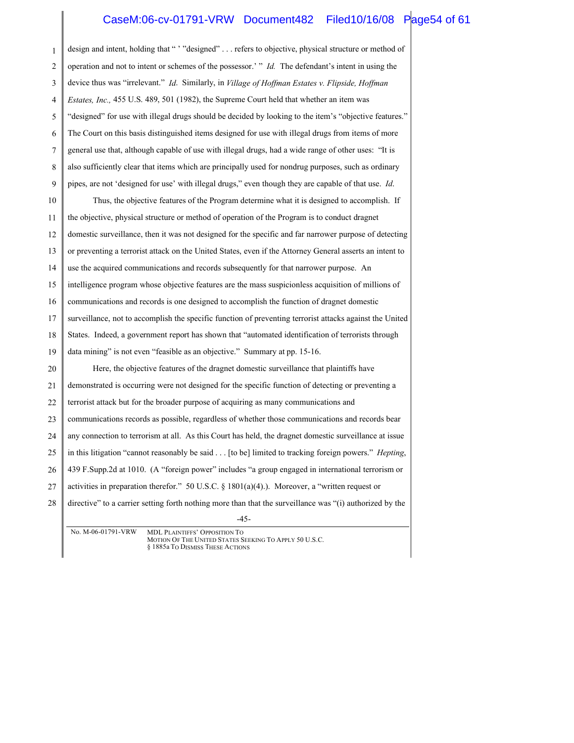design and intent, holding that " ' "designed" . . . refers to objective, physical structure or method of operation and not to intent or schemes of the possessor.' " *Id.* The defendant's intent in using the device thus was "irrelevant." *Id.* Similarly, in *Village of Hoffman Estates v. Flipside, Hoffman Estates, Inc.,* 455 U.S. 489, 501 (1982), the Supreme Court held that whether an item was "designed" for use with illegal drugs should be decided by looking to the item's "objective features." The Court on this basis distinguished items designed for use with illegal drugs from items of more general use that, although capable of use with illegal drugs, had a wide range of other uses: "It is also sufficiently clear that items which are principally used for nondrug purposes, such as ordinary pipes, are not 'designed for use' with illegal drugs," even though they are capable of that use. *Id.*

Thus, the objective features of the Program determine what it is designed to accomplish. If the objective, physical structure or method of operation of the Program is to conduct dragnet domestic surveillance, then it was not designed for the specific and far narrower purpose of detecting or preventing a terrorist attack on the United States, even if the Attorney General asserts an intent to use the acquired communications and records subsequently for that narrower purpose. An intelligence program whose objective features are the mass suspicionless acquisition of millions of communications and records is one designed to accomplish the function of dragnet domestic surveillance, not to accomplish the specific function of preventing terrorist attacks against the United States. Indeed, a government report has shown that "automated identification of terrorists through data mining" is not even "feasible as an objective." Summary at pp. 15-16.

Here, the objective features of the dragnet domestic surveillance that plaintiffs have demonstrated is occurring were not designed for the specific function of detecting or preventing a terrorist attack but for the broader purpose of acquiring as many communications and communications records as possible, regardless of whether those communications and records bear any connection to terrorism at all. As this Court has held, the dragnet domestic surveillance at issue in this litigation "cannot reasonably be said . . . [to be] limited to tracking foreign powers." *Hepting*, 439 F.Supp.2d at 1010. (A "foreign power" includes "a group engaged in international terrorism or activities in preparation therefor." 50 U.S.C. § 1801(a)(4).). Moreover, a "written request or directive" to a carrier setting forth nothing more than that the surveillance was "(i) authorized by the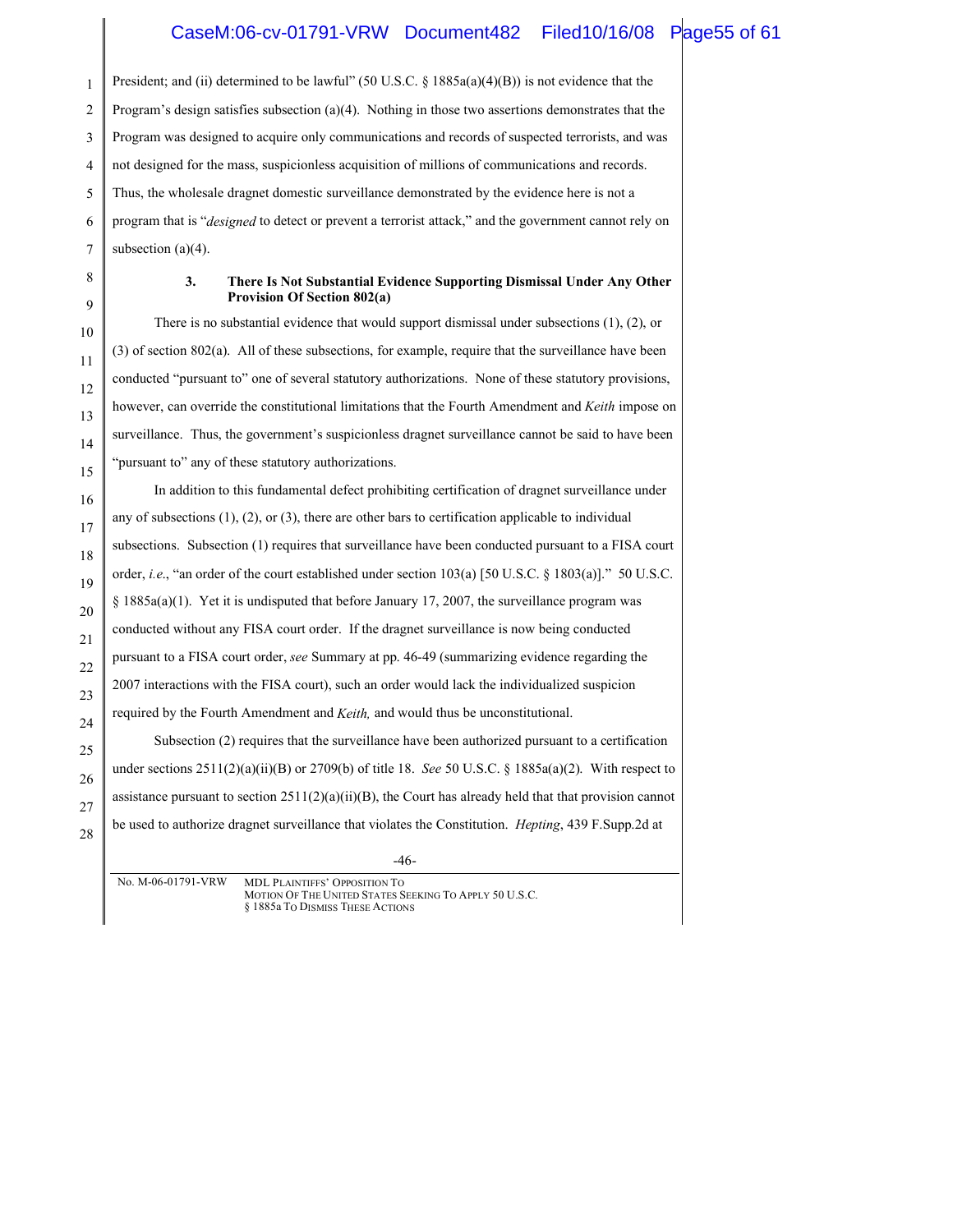President; and (ii) determined to be lawful" (50 U.S.C. § 1885a(a)(4)(B)) is not evidence that the Program's design satisfies subsection (a)(4). Nothing in those two assertions demonstrates that the Program was designed to acquire only communications and records of suspected terrorists, and was not designed for the mass, suspicionless acquisition of millions of communications and records. Thus, the wholesale dragnet domestic surveillance demonstrated by the evidence here is not a program that is "*designed* to detect or prevent a terrorist attack," and the government cannot rely on subsection (a)(4).

### 3. There Is Not Substantial Evidence Supporting Dismissal Under Any Other Provision Of Section 802(a)

There is no substantial evidence that would support dismissal under subsections (1), (2), or (3) of section 802(a). All of these subsections, for example, require that the surveillance have been conducted "pursuant to" one of several statutory authorizations. None of these statutory provisions, however, can override the constitutional limitations that the Fourth Amendment and *Keith* impose on surveillance. Thus, the government's suspicionless dragnet surveillance cannot be said to have been "pursuant to" any of these statutory authorizations.

In addition to this fundamental defect prohibiting certification of dragnet surveillance under any of subsections (1), (2), or (3), there are other bars to certification applicable to individual subsections. Subsection (1) requires that surveillance have been conducted pursuant to a FISA court order, *i.e.*, "an order of the court established under section 103(a) [50 U.S.C. § 1803(a)]." 50 U.S.C. § 1885a(a)(1). Yet it is undisputed that before January 17, 2007, the surveillance program was conducted without any FISA court order. If the dragnet surveillance is now being conducted pursuant to a FISA court order, *see* Summary at pp. 46-49 (summarizing evidence regarding the 2007 interactions with the FISA court), such an order would lack the individualized suspicion required by the Fourth Amendment and *Keith,* and would thus be unconstitutional.

Subsection (2) requires that the surveillance have been authorized pursuant to a certification under sections 2511(2)(a)(ii)(B) or 2709(b) of title 18. *See* 50 U.S.C. § 1885a(a)(2). With respect to assistance pursuant to section 2511(2)(a)(ii)(B), the Court has already held that that provision cannot be used to authorize dragnet surveillance that violates the Constitution. *Hepting*, 439 F.Supp.2d at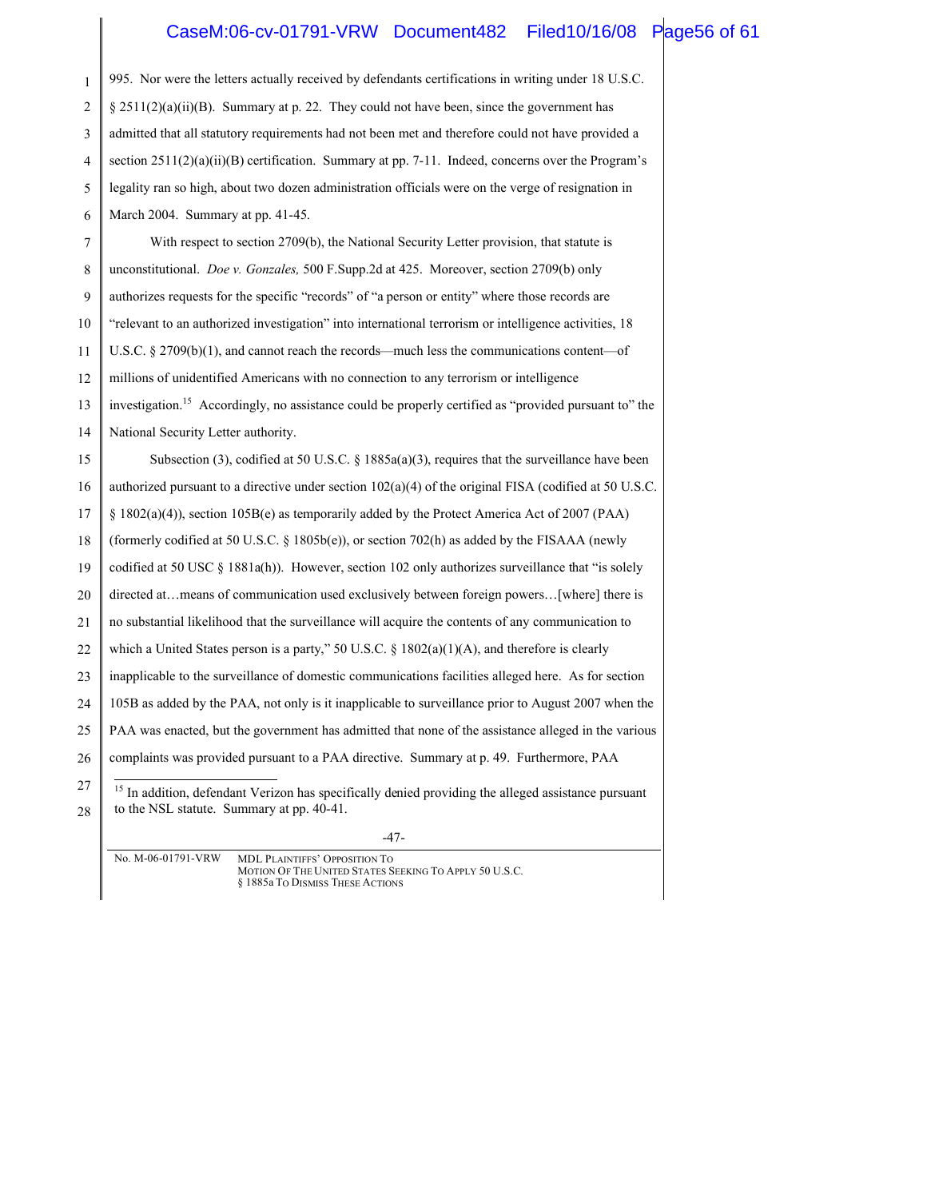995. Nor were the letters actually received by defendants certifications in writing under 18 U.S.C. § 2511(2)(a)(ii)(B). Summary at p. 22. They could not have been, since the government has admitted that all statutory requirements had not been met and therefore could not have provided a section 2511(2)(a)(ii)(B) certification. Summary at pp. 7-11. Indeed, concerns over the Program's legality ran so high, about two dozen administration officials were on the verge of resignation in March 2004. Summary at pp. 41-45.

With respect to section 2709(b), the National Security Letter provision, that statute is unconstitutional. *Doe v. Gonzales,* 500 F.Supp.2d at 425. Moreover, section 2709(b) only authorizes requests for the specific "records" of "a person or entity" where those records are "relevant to an authorized investigation" into international terrorism or intelligence activities, 18 U.S.C. § 2709(b)(1), and cannot reach the records—much less the communications content—of millions of unidentified Americans with no connection to any terrorism or intelligence investigation.[15] Accordingly, no assistance could be properly certified as "provided pursuant to" the National Security Letter authority.

Subsection (3), codified at 50 U.S.C. § 1885a(a)(3), requires that the surveillance have been authorized pursuant to a directive under section 102(a)(4) of the original FISA (codified at 50 U.S.C. § 1802(a)(4)), section 105B(e) as temporarily added by the Protect America Act of 2007 (PAA) (formerly codified at 50 U.S.C. § 1805b(e)), or section 702(h) as added by the FISAAA (newly codified at 50 USC § 1881a(h)). However, section 102 only authorizes surveillance that "is solely directed at…means of communication used exclusively between foreign powers…[where] there is no substantial likelihood that the surveillance will acquire the contents of any communication to which a United States person is a party," 50 U.S.C. § 1802(a)(1)(A), and therefore is clearly inapplicable to the surveillance of domestic communications facilities alleged here. As for section 105B as added by the PAA, not only is it inapplicable to surveillance prior to August 2007 when the PAA was enacted, but the government has admitted that none of the assistance alleged in the various complaints was provided pursuant to a PAA directive. Summary at p. 49. Furthermore, PAA

[15] In addition, defendant Verizon has specifically denied providing the alleged assistance pursuant to the NSL statute. Summary at pp. 40-41.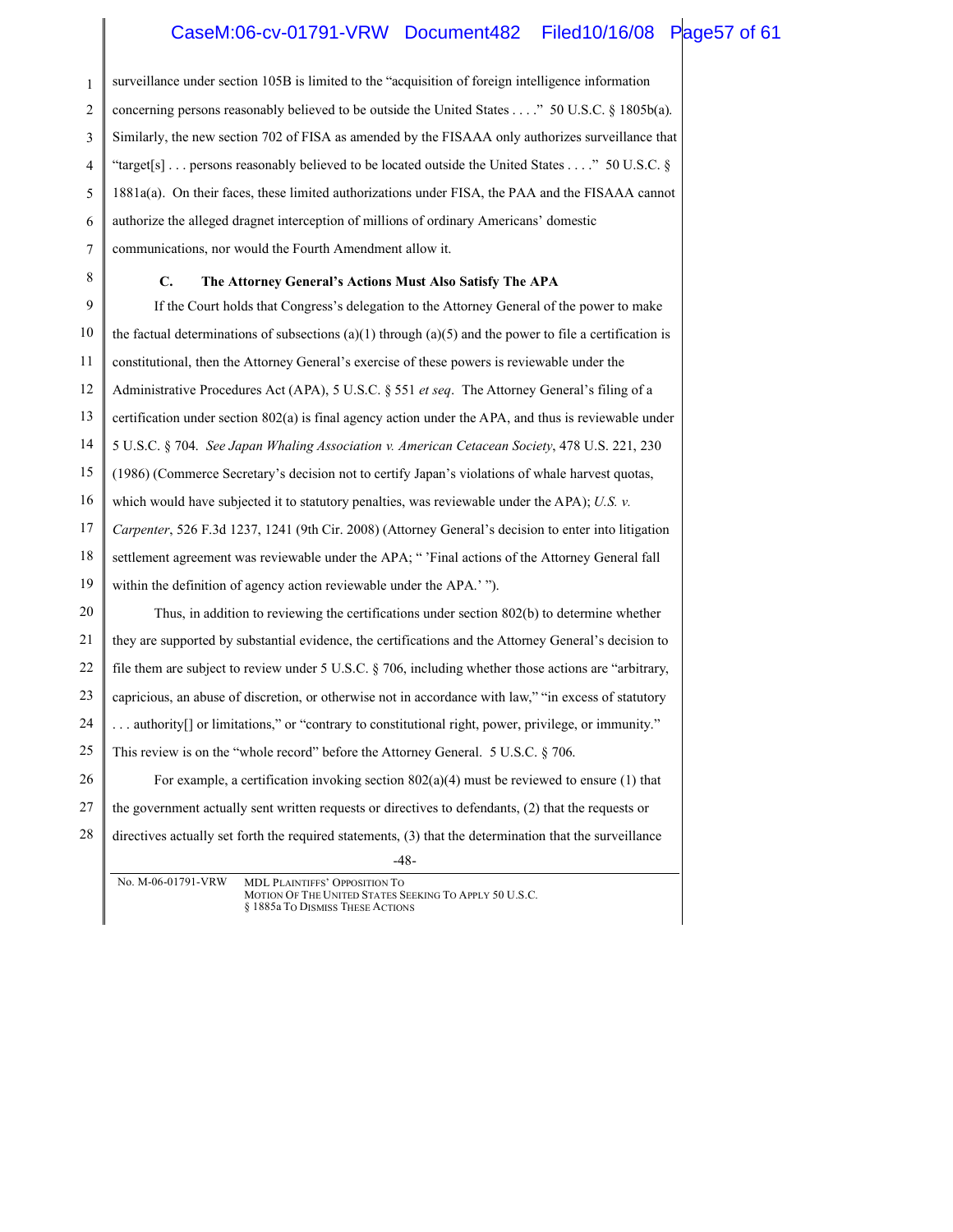surveillance under section 105B is limited to the "acquisition of foreign intelligence information concerning persons reasonably believed to be outside the United States . . . ." 50 U.S.C. § 1805b(a). Similarly, the new section 702 of FISA as amended by the FISAAA only authorizes surveillance that "target[s] . . . persons reasonably believed to be located outside the United States . . . ." 50 U.S.C. § 1881a(a). On their faces, these limited authorizations under FISA, the PAA and the FISAAA cannot authorize the alleged dragnet interception of millions of ordinary Americans' domestic communications, nor would the Fourth Amendment allow it.

### C. The Attorney General's Actions Must Also Satisfy The APA

If the Court holds that Congress's delegation to the Attorney General of the power to make the factual determinations of subsections (a)(1) through (a)(5) and the power to file a certification is constitutional, then the Attorney General's exercise of these powers is reviewable under the Administrative Procedures Act (APA), 5 U.S.C. § 551 *et seq*. The Attorney General's filing of a certification under section 802(a) is final agency action under the APA, and thus is reviewable under 5 U.S.C. § 704. *See Japan Whaling Association v. American Cetacean Society*, 478 U.S. 221, 230 (1986) (Commerce Secretary's decision not to certify Japan's violations of whale harvest quotas, which would have subjected it to statutory penalties, was reviewable under the APA); *U.S. v. Carpenter*, 526 F.3d 1237, 1241 (9th Cir. 2008) (Attorney General's decision to enter into litigation settlement agreement was reviewable under the APA; " 'Final actions of the Attorney General fall within the definition of agency action reviewable under the APA.' ").

Thus, in addition to reviewing the certifications under section 802(b) to determine whether they are supported by substantial evidence, the certifications and the Attorney General's decision to file them are subject to review under 5 U.S.C. § 706, including whether those actions are "arbitrary, capricious, an abuse of discretion, or otherwise not in accordance with law," "in excess of statutory . . . authority[] or limitations," or "contrary to constitutional right, power, privilege, or immunity." This review is on the "whole record" before the Attorney General. 5 U.S.C. § 706.

For example, a certification invoking section 802(a)(4) must be reviewed to ensure (1) that the government actually sent written requests or directives to defendants, (2) that the requests or directives actually set forth the required statements, (3) that the determination that the surveillance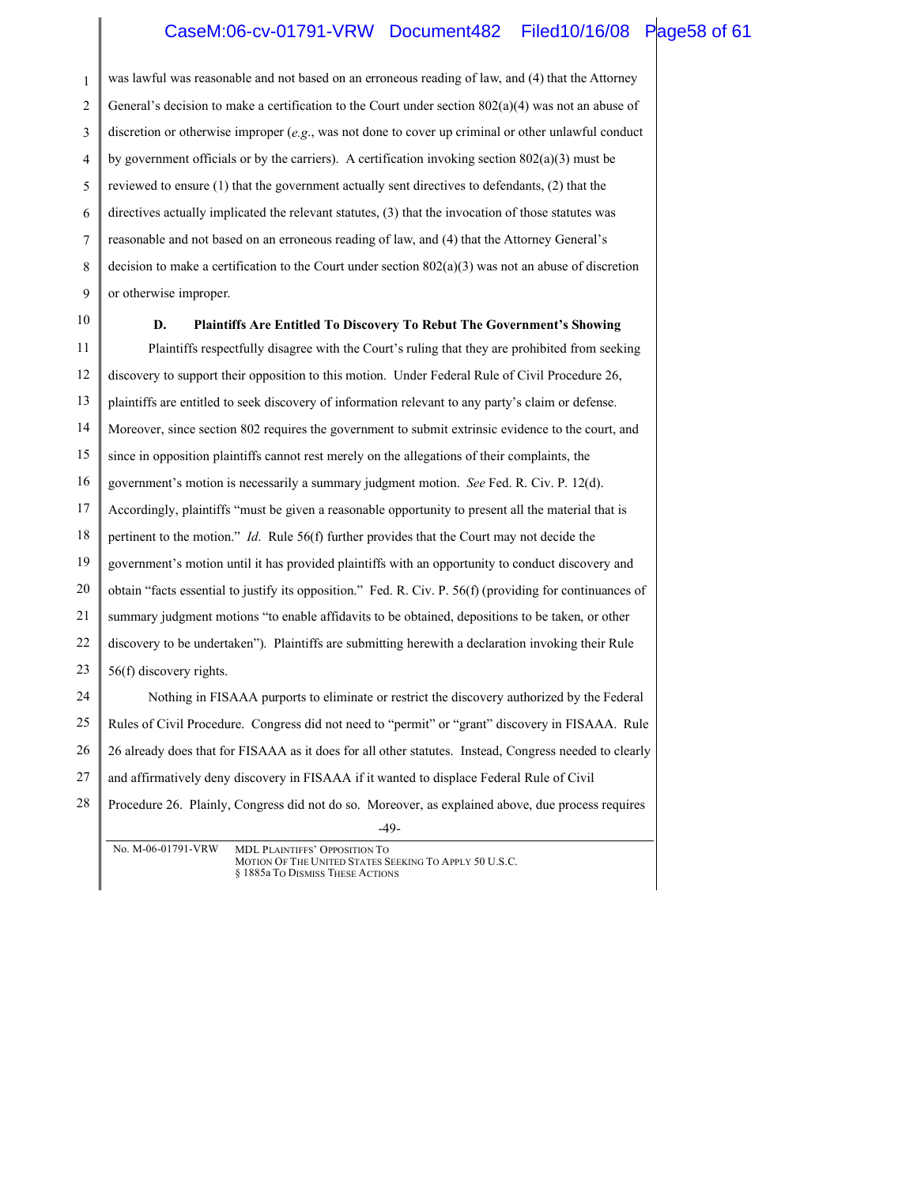was lawful was reasonable and not based on an erroneous reading of law, and (4) that the Attorney General's decision to make a certification to the Court under section 802(a)(4) was not an abuse of discretion or otherwise improper (*e.g.*, was not done to cover up criminal or other unlawful conduct by government officials or by the carriers). A certification invoking section 802(a)(3) must be reviewed to ensure (1) that the government actually sent directives to defendants, (2) that the directives actually implicated the relevant statutes, (3) that the invocation of those statutes was reasonable and not based on an erroneous reading of law, and (4) that the Attorney General's decision to make a certification to the Court under section 802(a)(3) was not an abuse of discretion or otherwise improper.

### D. Plaintiffs Are Entitled To Discovery To Rebut The Government's Showing

Plaintiffs respectfully disagree with the Court's ruling that they are prohibited from seeking discovery to support their opposition to this motion. Under Federal Rule of Civil Procedure 26, plaintiffs are entitled to seek discovery of information relevant to any party's claim or defense. Moreover, since section 802 requires the government to submit extrinsic evidence to the court, and since in opposition plaintiffs cannot rest merely on the allegations of their complaints, the government's motion is necessarily a summary judgment motion. *See* Fed. R. Civ. P. 12(d). Accordingly, plaintiffs "must be given a reasonable opportunity to present all the material that is pertinent to the motion." *Id*. Rule 56(f) further provides that the Court may not decide the government's motion until it has provided plaintiffs with an opportunity to conduct discovery and obtain "facts essential to justify its opposition." Fed. R. Civ. P. 56(f) (providing for continuances of summary judgment motions "to enable affidavits to be obtained, depositions to be taken, or other discovery to be undertaken"). Plaintiffs are submitting herewith a declaration invoking their Rule 56(f) discovery rights.

Nothing in FISAAA purports to eliminate or restrict the discovery authorized by the Federal Rules of Civil Procedure. Congress did not need to "permit" or "grant" discovery in FISAAA. Rule 26 already does that for FISAAA as it does for all other statutes. Instead, Congress needed to clearly and affirmatively deny discovery in FISAAA if it wanted to displace Federal Rule of Civil Procedure 26. Plainly, Congress did not do so. Moreover, as explained above, due process requires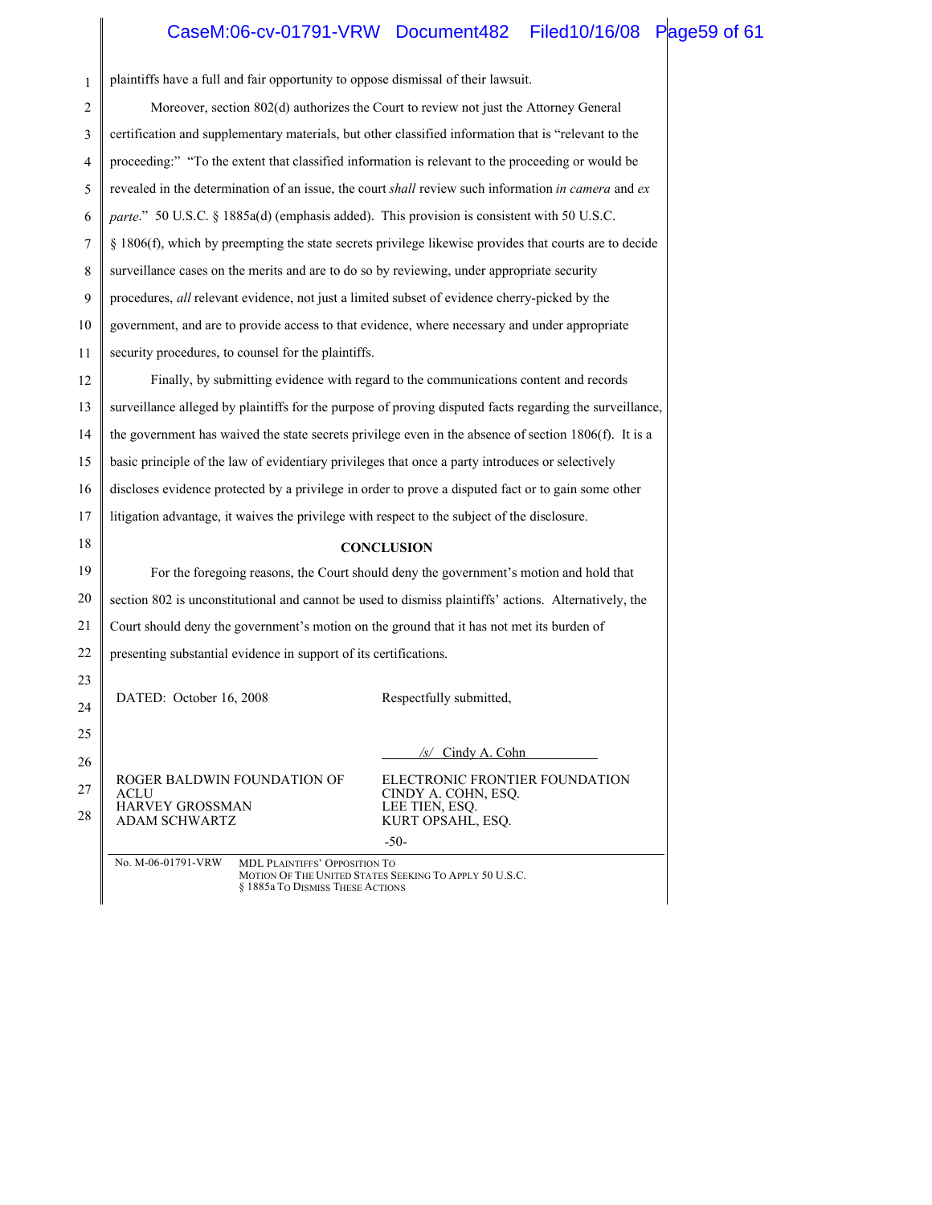plaintiffs have a full and fair opportunity to oppose dismissal of their lawsuit.

Moreover, section 802(d) authorizes the Court to review not just the Attorney General certification and supplementary materials, but other classified information that is "relevant to the proceeding:" "To the extent that classified information is relevant to the proceeding or would be revealed in the determination of an issue, the court *shall* review such information *in camera* and *ex parte*." 50 U.S.C. § 1885a(d) (emphasis added). This provision is consistent with 50 U.S.C. § 1806(f), which by preempting the state secrets privilege likewise provides that courts are to decide surveillance cases on the merits and are to do so by reviewing, under appropriate security procedures, *all* relevant evidence, not just a limited subset of evidence cherry-picked by the government, and are to provide access to that evidence, where necessary and under appropriate security procedures, to counsel for the plaintiffs.

Finally, by submitting evidence with regard to the communications content and records surveillance alleged by plaintiffs for the purpose of proving disputed facts regarding the surveillance, the government has waived the state secrets privilege even in the absence of section 1806(f). It is a basic principle of the law of evidentiary privileges that once a party introduces or selectively discloses evidence protected by a privilege in order to prove a disputed fact or to gain some other litigation advantage, it waives the privilege with respect to the subject of the disclosure.

## CONCLUSION

For the foregoing reasons, the Court should deny the government's motion and hold that section 802 is unconstitutional and cannot be used to dismiss plaintiffs' actions. Alternatively, the Court should deny the government's motion on the ground that it has not met its burden of presenting substantial evidence in support of its certifications.

DATED: October 16, 2008

Respectfully submitted,

/s/ Cindy A. Cohn

ELECTRONIC FRONTIER FOUNDATION
CINDY A. COHN, ESQ.
LEE TIEN, ESQ.
KURT OPSAHL, ESQ.

ROGER BALDWIN FOUNDATION OF ACLU
HARVEY GROSSMAN
ADAM SCHWARTZ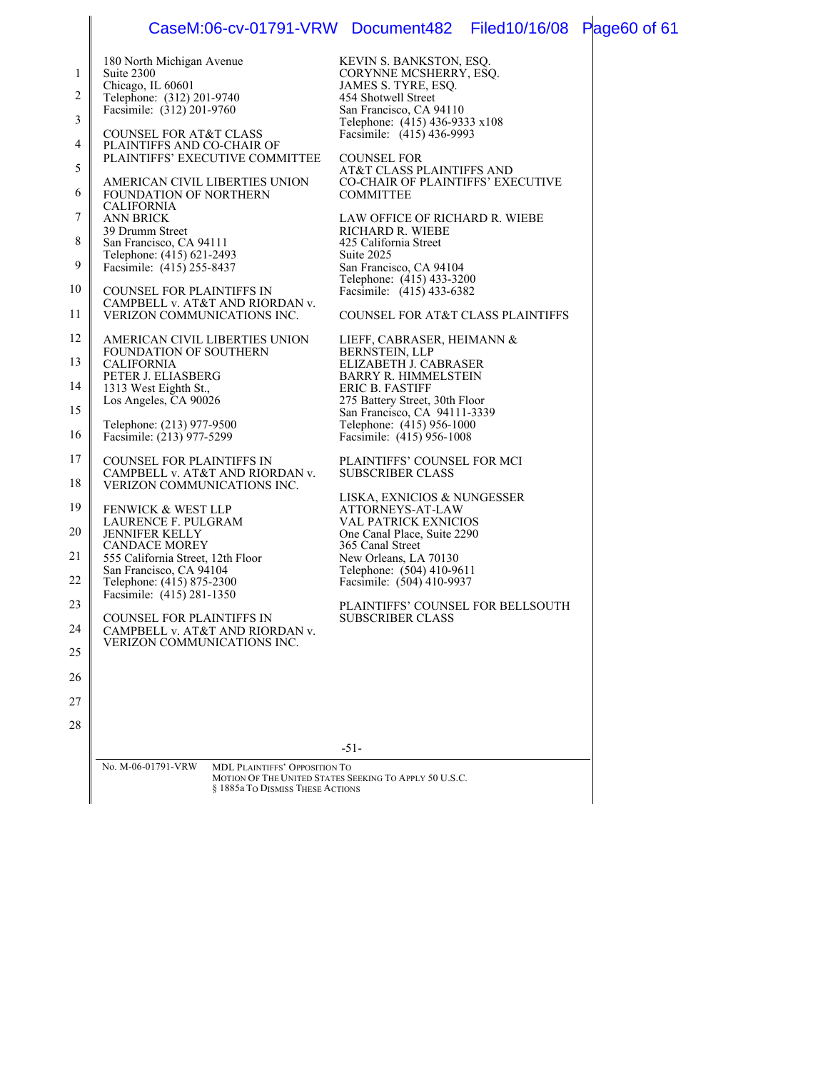180 North Michigan Avenue
Suite 2300
Chicago, IL 60601
Telephone: (312) 201-9740
Facsimile: (312) 201-9760

COUNSEL FOR AT&T CLASS PLAINTIFFS AND CO-CHAIR OF PLAINTIFFS' EXECUTIVE COMMITTEE

AMERICAN CIVIL LIBERTIES UNION FOUNDATION OF NORTHERN CALIFORNIA
ANN BRICK
39 Drumm Street
San Francisco, CA 94111
Telephone: (415) 621-2493
Facsimile: (415) 255-8437

COUNSEL FOR PLAINTIFFS IN CAMPBELL v. AT&T AND RIORDAN v. VERIZON COMMUNICATIONS INC.

AMERICAN CIVIL LIBERTIES UNION FOUNDATION OF SOUTHERN CALIFORNIA
PETER J. ELIASBERG
1313 West Eighth St.,
Los Angeles, CA 90026

Telephone: (213) 977-9500
Facsimile: (213) 977-5299

COUNSEL FOR PLAINTIFFS IN CAMPBELL v. AT&T AND RIORDAN v. VERIZON COMMUNICATIONS INC.

FENWICK & WEST LLP
LAURENCE F. PULGRAM
JENNIFER KELLY
CANDACE MOREY
555 California Street, 12th Floor
San Francisco, CA 94104
Telephone: (415) 875-2300
Facsimile: (415) 281-1350

COUNSEL FOR PLAINTIFFS IN CAMPBELL v. AT&T AND RIORDAN v. VERIZON COMMUNICATIONS INC.

KEVIN S. BANKSTON, ESQ.
CORYNNE MCSHERRY, ESQ.
JAMES S. TYRE, ESQ.
454 Shotwell Street
San Francisco, CA 94110
Telephone: (415) 436-9333 x108
Facsimile: (415) 436-9993

COUNSEL FOR AT&T CLASS PLAINTIFFS AND CO-CHAIR OF PLAINTIFFS' EXECUTIVE COMMITTEE

LAW OFFICE OF RICHARD R. WIEBE
RICHARD R. WIEBE
425 California Street
Suite 2025
San Francisco, CA 94104
Telephone: (415) 433-3200
Facsimile: (415) 433-6382

COUNSEL FOR AT&T CLASS PLAINTIFFS

LIEFF, CABRASER, HEIMANN & BERNSTEIN, LLP
ELIZABETH J. CABRASER
BARRY R. HIMMELSTEIN
ERIC B. FASTIFF
275 Battery Street, 30th Floor
San Francisco, CA 94111-3339
Telephone: (415) 956-1000
Facsimile: (415) 956-1008

PLAINTIFFS' COUNSEL FOR MCI SUBSCRIBER CLASS

LISKA, EXNICIOS & NUNGESSER ATTORNEYS-AT-LAW
VAL PATRICK EXNICIOS
One Canal Place, Suite 2290
365 Canal Street
New Orleans, LA 70130
Telephone: (504) 410-9611
Facsimile: (504) 410-9937

PLAINTIFFS' COUNSEL FOR BELLSOUTH SUBSCRIBER CLASS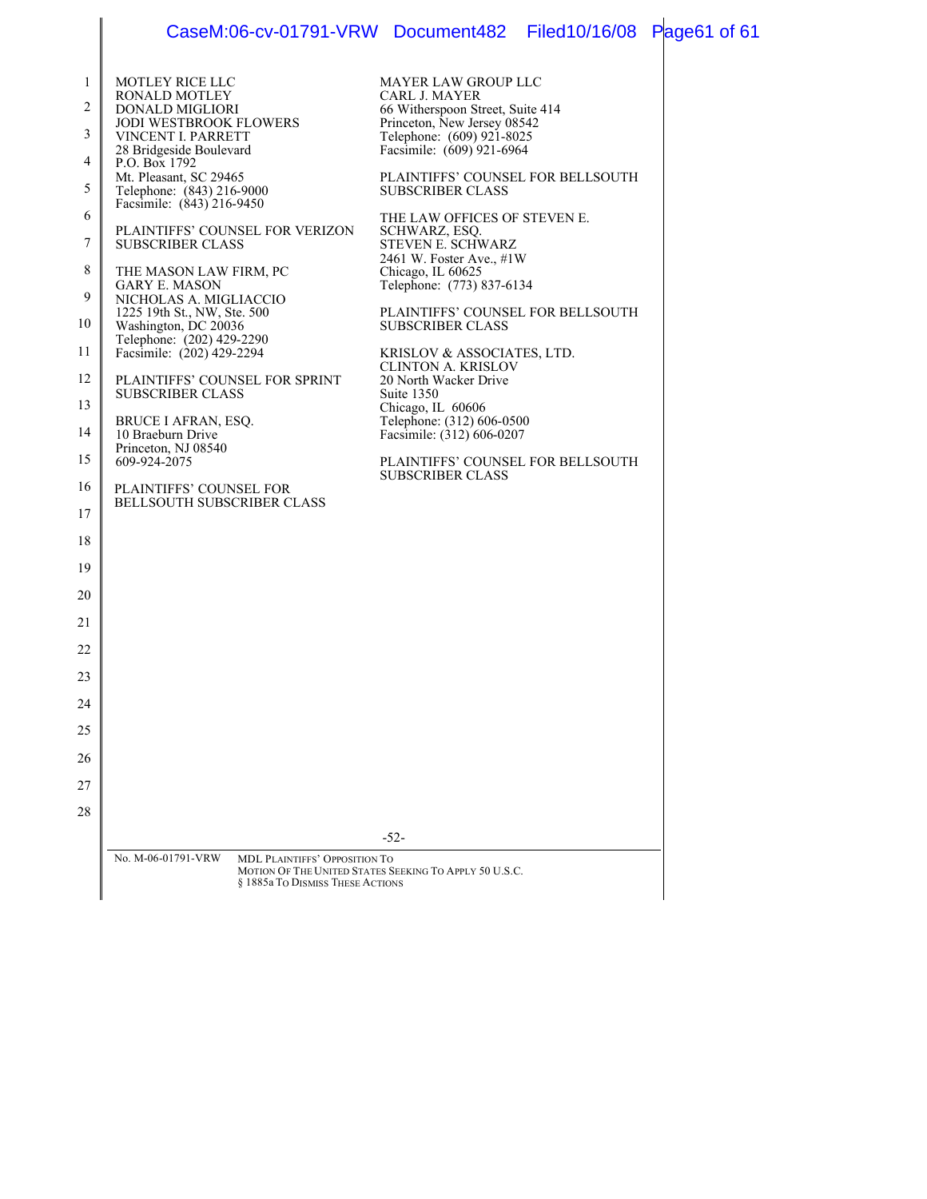MOTLEY RICE LLC
RONALD MOTLEY
DONALD MIGLIORI
JODI WESTBROOK FLOWERS
VINCENT I. PARRETT
28 Bridgeside Boulevard
P.O. Box 1792
Mt. Pleasant, SC 29465
Telephone: (843) 216-9000
Facsimile: (843) 216-9450

PLAINTIFFS' COUNSEL FOR VERIZON SUBSCRIBER CLASS

THE MASON LAW FIRM, PC
GARY E. MASON
NICHOLAS A. MIGLIACCIO
1225 19th St., NW, Ste. 500
Washington, DC 20036
Telephone: (202) 429-2290
Facsimile: (202) 429-2294

PLAINTIFFS' COUNSEL FOR SPRINT SUBSCRIBER CLASS

BRUCE I AFRAN, ESQ.
10 Braeburn Drive
Princeton, NJ 08540
609-924-2075

PLAINTIFFS' COUNSEL FOR BELLSOUTH SUBSCRIBER CLASS

MAYER LAW GROUP LLC
CARL J. MAYER
66 Witherspoon Street, Suite 414
Princeton, New Jersey 08542
Telephone: (609) 921-8025
Facsimile: (609) 921-6964

PLAINTIFFS' COUNSEL FOR BELLSOUTH SUBSCRIBER CLASS

THE LAW OFFICES OF STEVEN E. SCHWARZ, ESQ.
STEVEN E. SCHWARZ
2461 W. Foster Ave., #1W
Chicago, IL 60625
Telephone: (773) 837-6134

PLAINTIFFS' COUNSEL FOR BELLSOUTH SUBSCRIBER CLASS

KRISLOV & ASSOCIATES, LTD.
CLINTON A. KRISLOV
20 North Wacker Drive
Suite 1350
Chicago, IL 60606
Telephone: (312) 606-0500
Facsimile: (312) 606-0207

PLAINTIFFS' COUNSEL FOR BELLSOUTH SUBSCRIBER CLASS